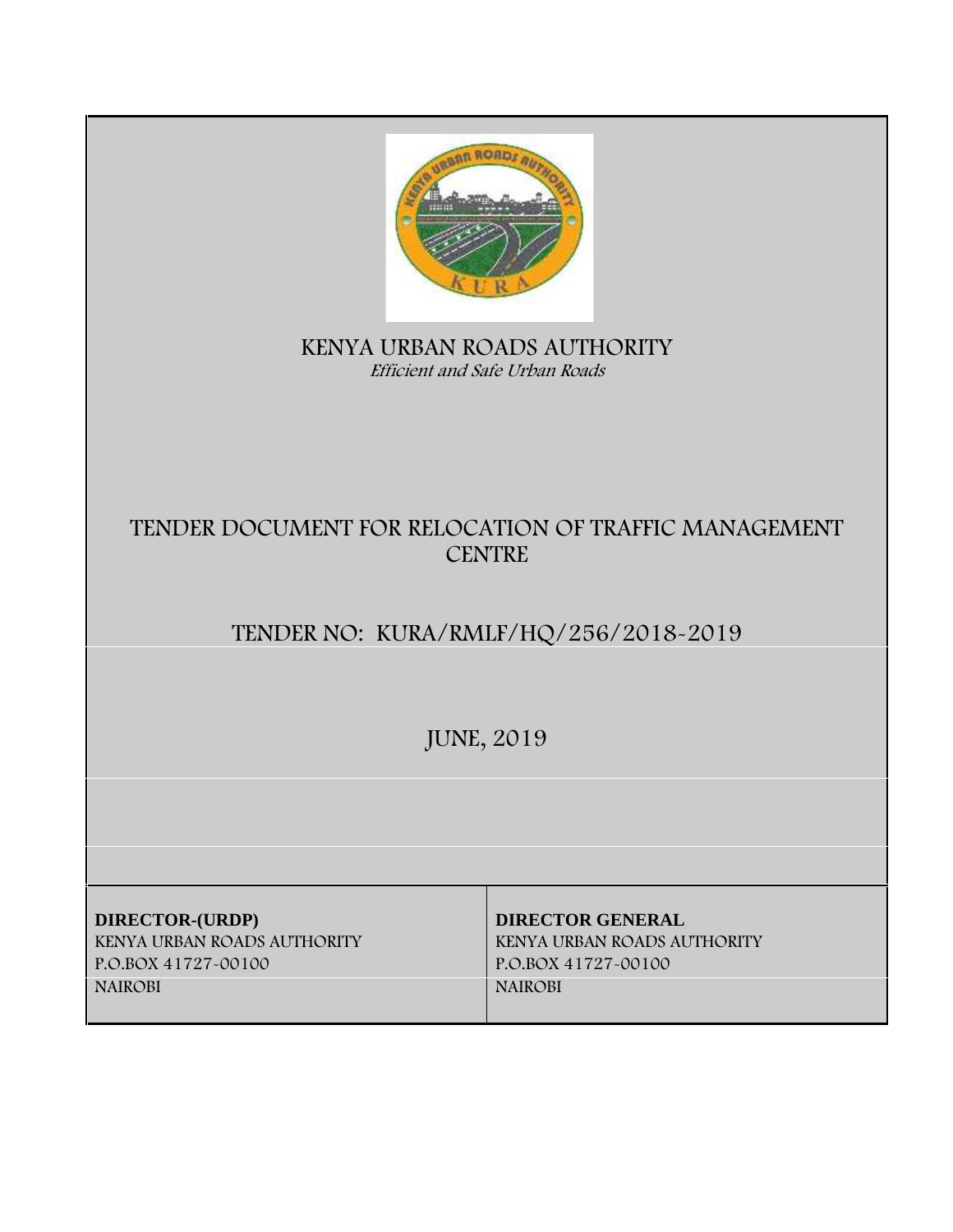# KENYA URBAN ROADS AUTHORITY

*Efficient and Safe Urban Roads*

## TENDER DOCUMENT FOR RELOCATION OF TRAFFIC MANAGEMENT CENTRE

## TENDER NO: KURA/RMLF/HQ/256/2018-2019

## JUNE, 2019

| **DIRECTOR-(URDP)** | **DIRECTOR GENERAL** |
| --- | --- |
| KENYA URBAN ROADS AUTHORITY | KENYA URBAN ROADS AUTHORITY |
| P.O.BOX 41727-00100 | P.O.BOX 41727-00100 |
| NAIROBI | NAIROBI |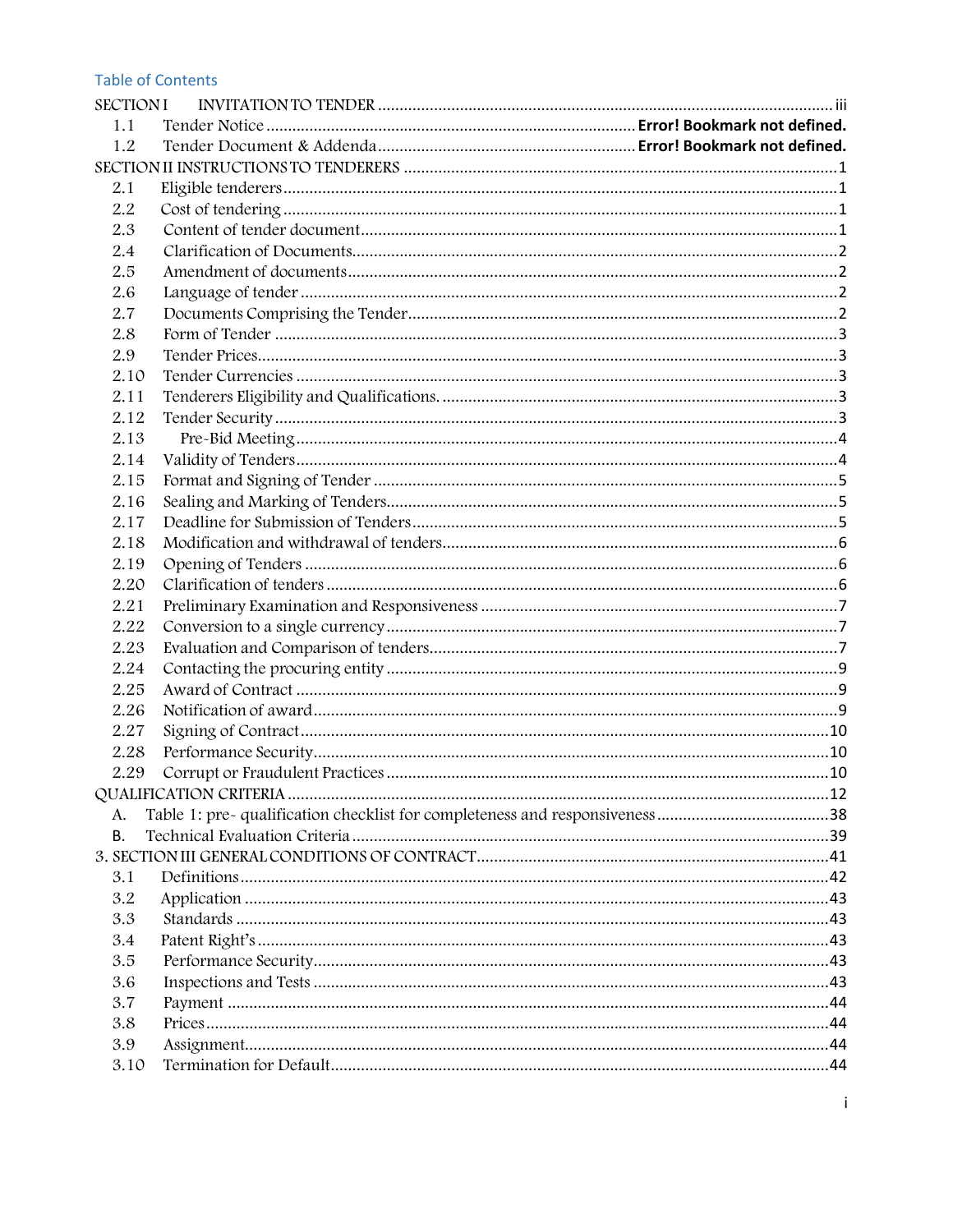## Table of Contents

SECTION I INVITATION TO TENDER ..... iii

1.1 Tender Notice ..... Error! Bookmark not defined.

1.2 Tender Document & Addenda ..... Error! Bookmark not defined.

SECTION II INSTRUCTIONS TO TENDERERS ..... 1

2.1 Eligible tenderers ..... 1

2.2 Cost of tendering ..... 1

2.3 Content of tender document ..... 1

2.4 Clarification of Documents ..... 2

2.5 Amendment of documents ..... 2

2.6 Language of tender ..... 2

2.7 Documents Comprising the Tender ..... 2

2.8 Form of Tender ..... 3

2.9 Tender Prices ..... 3

2.10 Tender Currencies ..... 3

2.11 Tenderers Eligibility and Qualifications. ..... 3

2.12 Tender Security ..... 3

2.13 Pre-Bid Meeting ..... 4

2.14 Validity of Tenders ..... 4

2.15 Format and Signing of Tender ..... 5

2.16 Sealing and Marking of Tenders ..... 5

2.17 Deadline for Submission of Tenders ..... 5

2.18 Modification and withdrawal of tenders ..... 6

2.19 Opening of Tenders ..... 6

2.20 Clarification of tenders ..... 6

2.21 Preliminary Examination and Responsiveness ..... 7

2.22 Conversion to a single currency ..... 7

2.23 Evaluation and Comparison of tenders ..... 7

2.24 Contacting the procuring entity ..... 9

2.25 Award of Contract ..... 9

2.26 Notification of award ..... 9

2.27 Signing of Contract ..... 10

2.28 Performance Security ..... 10

2.29 Corrupt or Fraudulent Practices ..... 10

QUALIFICATION CRITERIA ..... 12

A. Table 1: pre- qualification checklist for completeness and responsiveness ..... 38

B. Technical Evaluation Criteria ..... 39

3. SECTION III GENERAL CONDITIONS OF CONTRACT ..... 41

3.1 Definitions ..... 42

3.2 Application ..... 43

3.3 Standards ..... 43

3.4 Patent Right's ..... 43

3.5 Performance Security ..... 43

3.6 Inspections and Tests ..... 43

3.7 Payment ..... 44

3.8 Prices ..... 44

3.9 Assignment ..... 44

3.10 Termination for Default ..... 44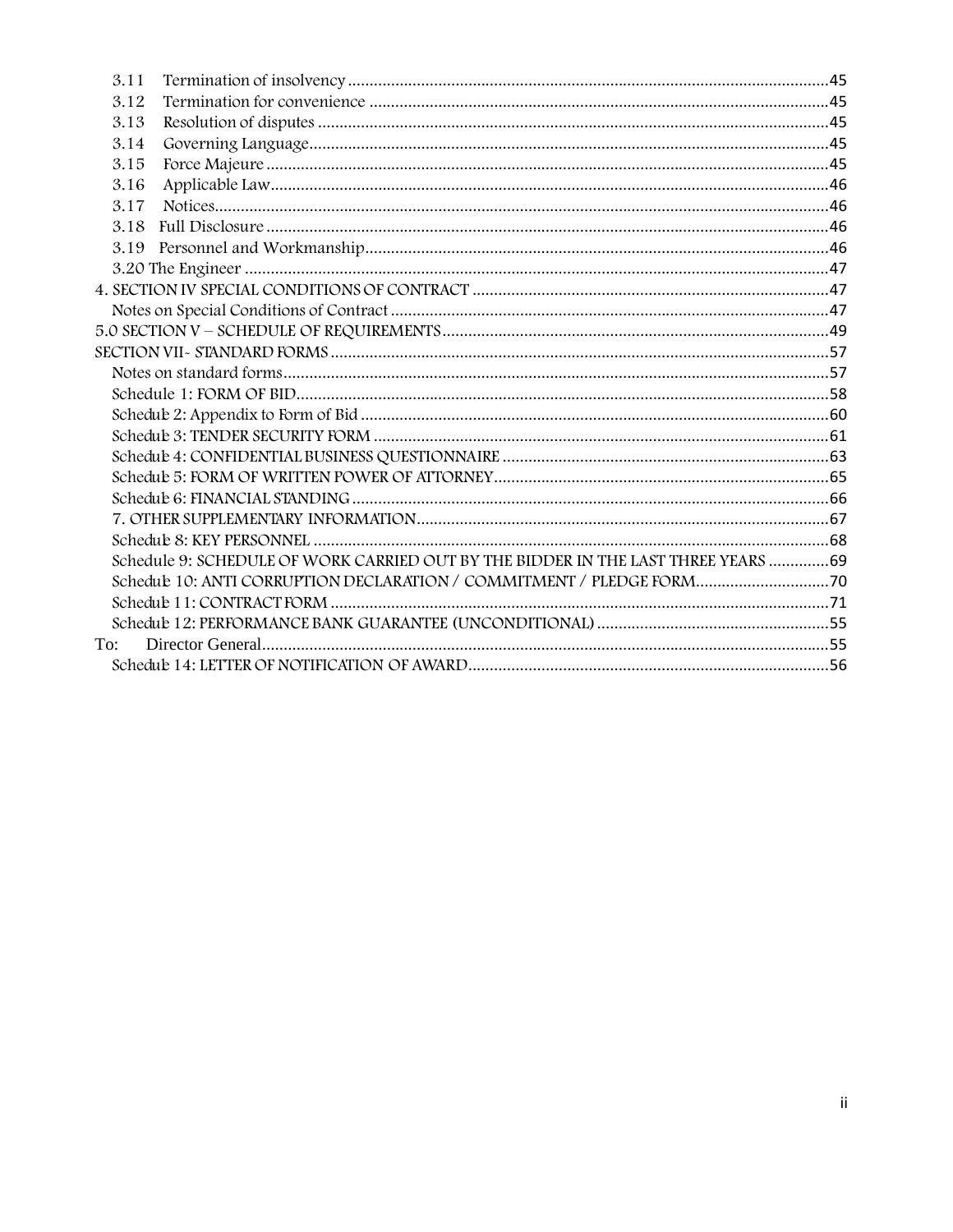3.11 Termination of insolvency ........................................................................................................45
3.12 Termination for convenience ...................................................................................................45
3.13 Resolution of disputes ...............................................................................................................45
3.14 Governing Language.................................................................................................................45
3.15 Force Majeure ............................................................................................................................45
3.16 Applicable Law...........................................................................................................................46
3.17 Notices.........................................................................................................................................46
3.18 Full Disclosure ...........................................................................................................................46
3.19 Personnel and Workmanship...................................................................................................46
3.20 The Engineer ..................................................................................................................................47
4. SECTION IV SPECIAL CONDITIONS OF CONTRACT .........................................................................47
Notes on Special Conditions of Contract .................................................................................................47
5.0 SECTION V – SCHEDULE OF REQUIREMENTS...................................................................................49
SECTION VII- STANDARD FORMS .............................................................................................................57
Notes on standard forms.................................................................................................................................57
Schedule 1: FORM OF BID...............................................................................................................................58
Schedule 2: Appendix to Form of Bid ..........................................................................................................60
Schedule 3: TENDER SECURITY FORM .......................................................................................................61
Schedule 4: CONFIDENTIAL BUSINESS QUESTIONNAIRE ....................................................................63
Schedule 5: FORM OF WRITTEN POWER OF ATTORNEY.......................................................................65
Schedule 6: FINANCIAL STANDING ..............................................................................................................66
7. OTHER SUPPLEMENTARY INFORMATION..........................................................................................67
Schedule 8: KEY PERSONNEL .......................................................................................................................68
Schedule 9: SCHEDULE OF WORK CARRIED OUT BY THE BIDDER IN THE LAST THREE YEARS ..............69
Schedule 10: ANTI CORRUPTION DECLARATION / COMMITMENT / PLEDGE FORM...............................70
Schedule 11: CONTRACT FORM ......................................................................................................................71
Schedule 12: PERFORMANCE BANK GUARANTEE (UNCONDITIONAL) ......................................................55
To: Director General..........................................................................................................................................55
Schedule 14: LETTER OF NOTIFICATION OF AWARD..................................................................................56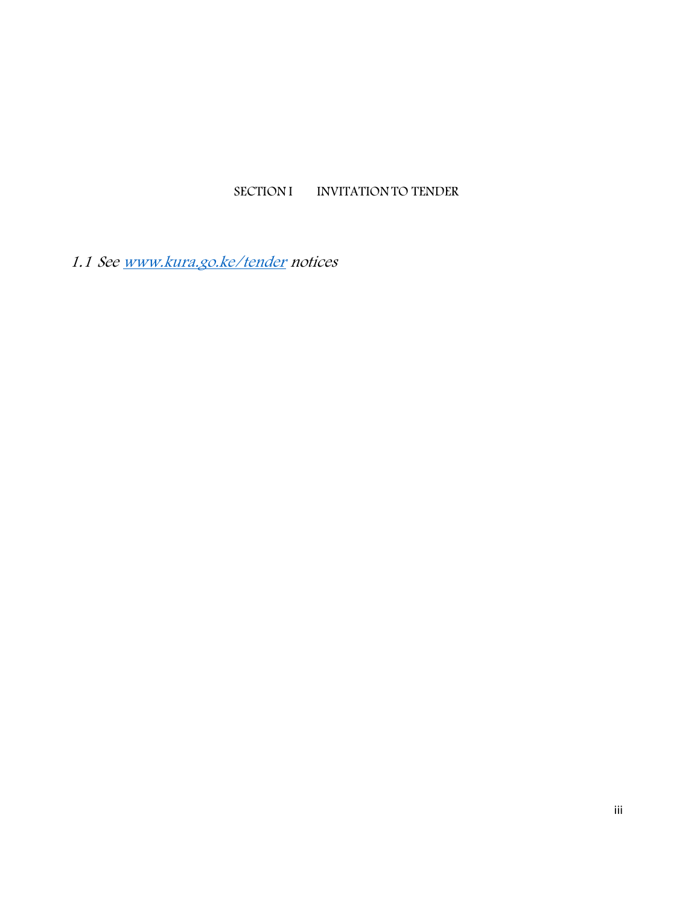# SECTION I INVITATION TO TENDER

*1.1 See [www.kura.go.ke/tender](www.kura.go.ke/tender) notices*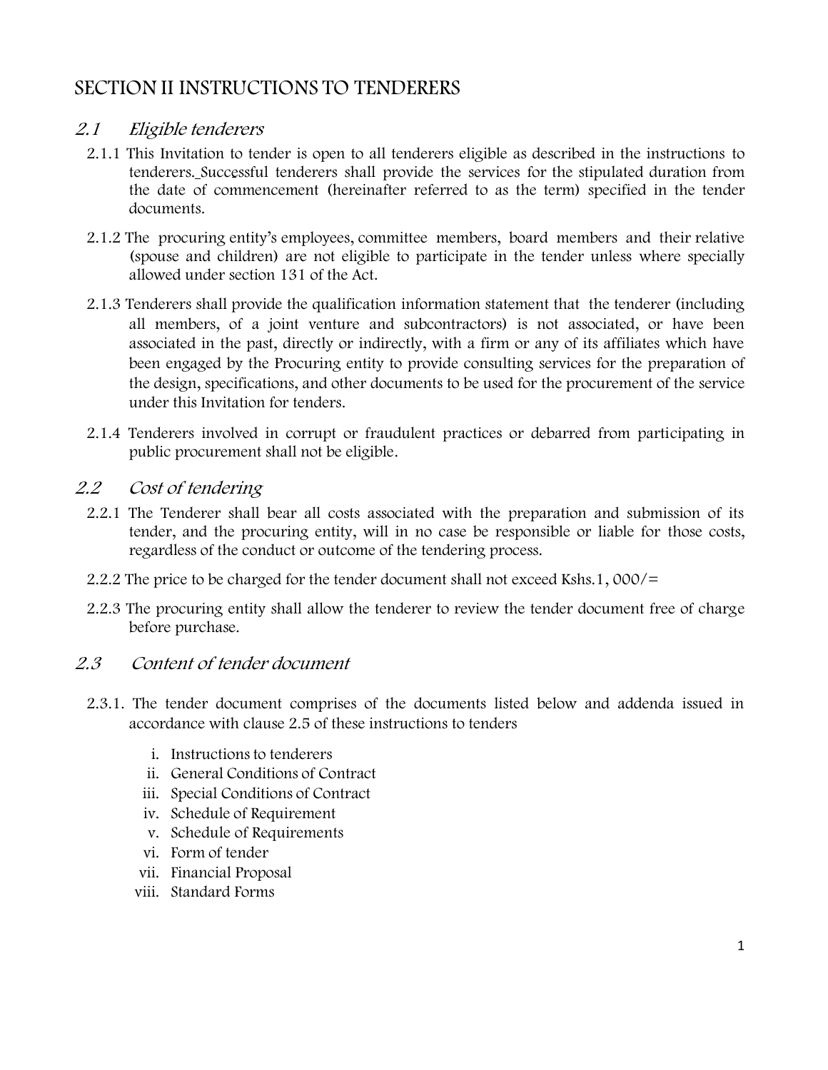# SECTION II INSTRUCTIONS TO TENDERERS

## *2.1 Eligible tenderers*

2.1.1 This Invitation to tender is open to all tenderers eligible as described in the instructions to tenderers. Successful tenderers shall provide the services for the stipulated duration from the date of commencement (hereinafter referred to as the term) specified in the tender documents.

2.1.2 The procuring entity's employees, committee members, board members and their relative (spouse and children) are not eligible to participate in the tender unless where specially allowed under section 131 of the Act.

2.1.3 Tenderers shall provide the qualification information statement that the tenderer (including all members, of a joint venture and subcontractors) is not associated, or have been associated in the past, directly or indirectly, with a firm or any of its affiliates which have been engaged by the Procuring entity to provide consulting services for the preparation of the design, specifications, and other documents to be used for the procurement of the service under this Invitation for tenders.

2.1.4 Tenderers involved in corrupt or fraudulent practices or debarred from participating in public procurement shall not be eligible.

## *2.2 Cost of tendering*

2.2.1 The Tenderer shall bear all costs associated with the preparation and submission of its tender, and the procuring entity, will in no case be responsible or liable for those costs, regardless of the conduct or outcome of the tendering process.

2.2.2 The price to be charged for the tender document shall not exceed Kshs.1, 000/=

2.2.3 The procuring entity shall allow the tenderer to review the tender document free of charge before purchase.

## *2.3 Content of tender document*

2.3.1. The tender document comprises of the documents listed below and addenda issued in accordance with clause 2.5 of these instructions to tenders

i. Instructions to tenderers
ii. General Conditions of Contract
iii. Special Conditions of Contract
iv. Schedule of Requirement
v. Schedule of Requirements
vi. Form of tender
vii. Financial Proposal
viii. Standard Forms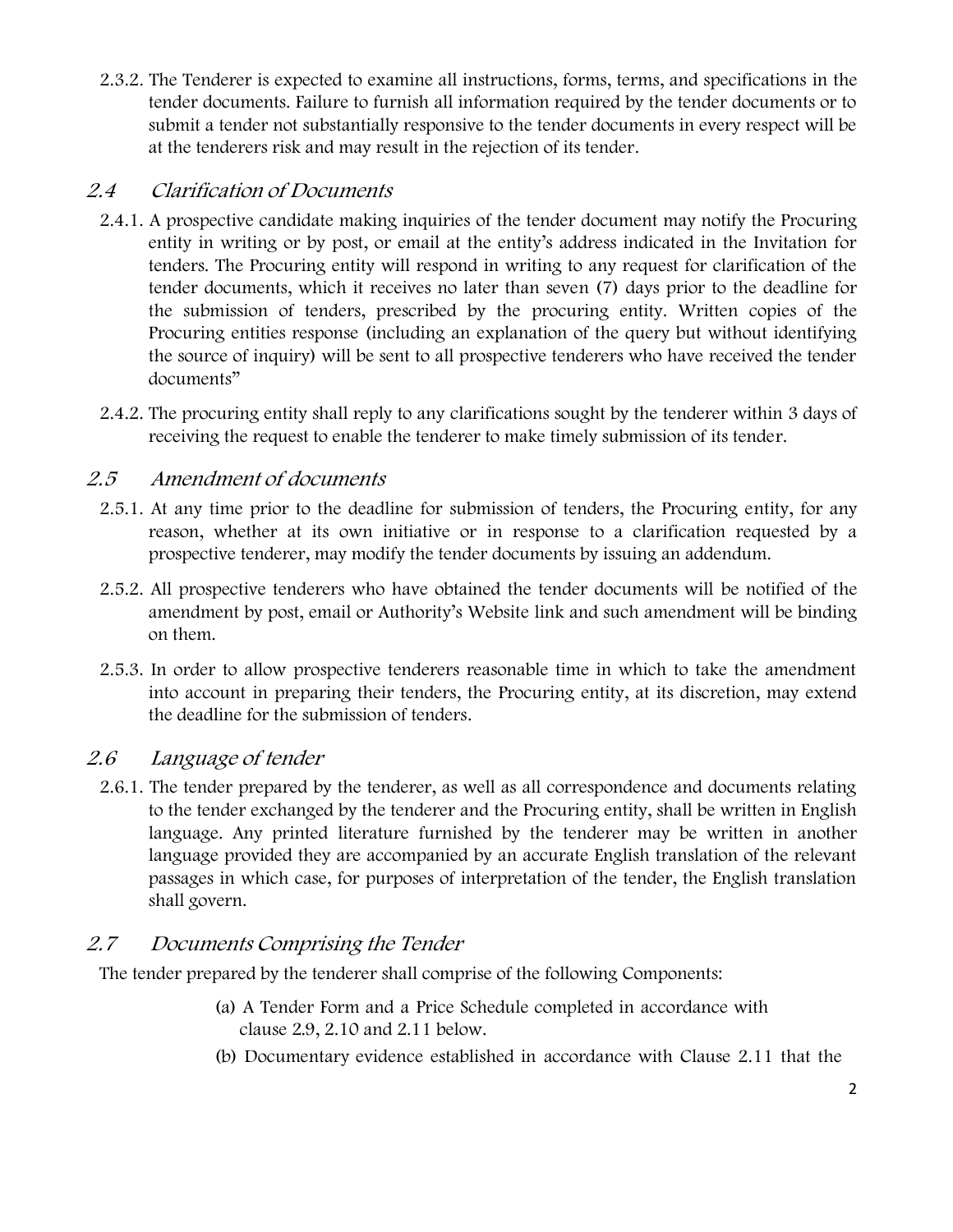2.3.2. The Tenderer is expected to examine all instructions, forms, terms, and specifications in the tender documents. Failure to furnish all information required by the tender documents or to submit a tender not substantially responsive to the tender documents in every respect will be at the tenderers risk and may result in the rejection of its tender.

## *2.4 Clarification of Documents*

2.4.1. A prospective candidate making inquiries of the tender document may notify the Procuring entity in writing or by post, or email at the entity's address indicated in the Invitation for tenders. The Procuring entity will respond in writing to any request for clarification of the tender documents, which it receives no later than seven (7) days prior to the deadline for the submission of tenders, prescribed by the procuring entity. Written copies of the Procuring entities response (including an explanation of the query but without identifying the source of inquiry) will be sent to all prospective tenderers who have received the tender documents"

2.4.2. The procuring entity shall reply to any clarifications sought by the tenderer within 3 days of receiving the request to enable the tenderer to make timely submission of its tender.

## *2.5 Amendment of documents*

2.5.1. At any time prior to the deadline for submission of tenders, the Procuring entity, for any reason, whether at its own initiative or in response to a clarification requested by a prospective tenderer, may modify the tender documents by issuing an addendum.

2.5.2. All prospective tenderers who have obtained the tender documents will be notified of the amendment by post, email or Authority's Website link and such amendment will be binding on them.

2.5.3. In order to allow prospective tenderers reasonable time in which to take the amendment into account in preparing their tenders, the Procuring entity, at its discretion, may extend the deadline for the submission of tenders.

## *2.6 Language of tender*

2.6.1. The tender prepared by the tenderer, as well as all correspondence and documents relating to the tender exchanged by the tenderer and the Procuring entity, shall be written in English language. Any printed literature furnished by the tenderer may be written in another language provided they are accompanied by an accurate English translation of the relevant passages in which case, for purposes of interpretation of the tender, the English translation shall govern.

## *2.7 Documents Comprising the Tender*

The tender prepared by the tenderer shall comprise of the following Components:

(a) A Tender Form and a Price Schedule completed in accordance with clause 2.9, 2.10 and 2.11 below.

(b) Documentary evidence established in accordance with Clause 2.11 that the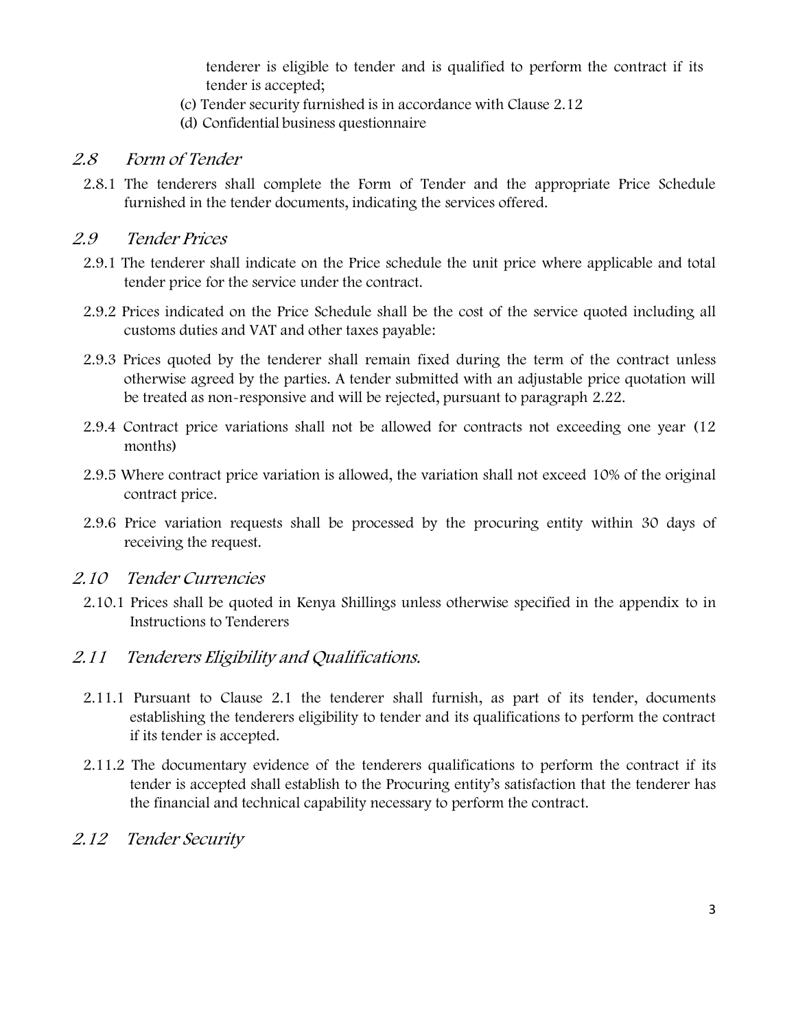tenderer is eligible to tender and is qualified to perform the contract if its tender is accepted;

(c) Tender security furnished is in accordance with Clause 2.12

(d) Confidential business questionnaire

## *2.8 Form of Tender*

2.8.1 The tenderers shall complete the Form of Tender and the appropriate Price Schedule furnished in the tender documents, indicating the services offered.

## *2.9 Tender Prices*

2.9.1 The tenderer shall indicate on the Price schedule the unit price where applicable and total tender price for the service under the contract.

2.9.2 Prices indicated on the Price Schedule shall be the cost of the service quoted including all customs duties and VAT and other taxes payable:

2.9.3 Prices quoted by the tenderer shall remain fixed during the term of the contract unless otherwise agreed by the parties. A tender submitted with an adjustable price quotation will be treated as non-responsive and will be rejected, pursuant to paragraph 2.22.

2.9.4 Contract price variations shall not be allowed for contracts not exceeding one year (12 months)

2.9.5 Where contract price variation is allowed, the variation shall not exceed 10% of the original contract price.

2.9.6 Price variation requests shall be processed by the procuring entity within 30 days of receiving the request.

## *2.10 Tender Currencies*

2.10.1 Prices shall be quoted in Kenya Shillings unless otherwise specified in the appendix to in Instructions to Tenderers

## *2.11 Tenderers Eligibility and Qualifications.*

2.11.1 Pursuant to Clause 2.1 the tenderer shall furnish, as part of its tender, documents establishing the tenderers eligibility to tender and its qualifications to perform the contract if its tender is accepted.

2.11.2 The documentary evidence of the tenderers qualifications to perform the contract if its tender is accepted shall establish to the Procuring entity's satisfaction that the tenderer has the financial and technical capability necessary to perform the contract.

## *2.12 Tender Security*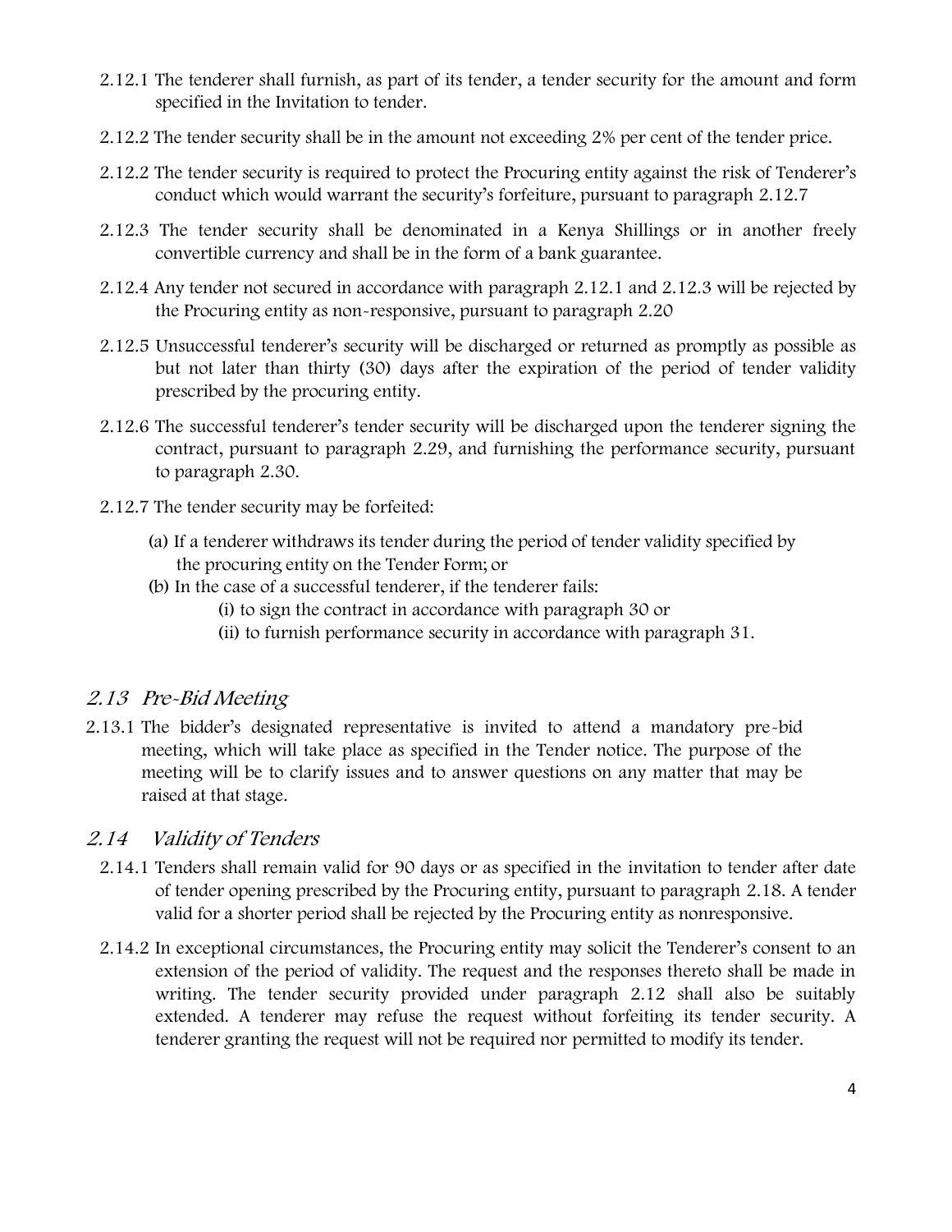2.12.1 The tenderer shall furnish, as part of its tender, a tender security for the amount and form specified in the Invitation to tender.

2.12.2 The tender security shall be in the amount not exceeding 2% per cent of the tender price.

2.12.2 The tender security is required to protect the Procuring entity against the risk of Tenderer's conduct which would warrant the security's forfeiture, pursuant to paragraph 2.12.7

2.12.3 The tender security shall be denominated in a Kenya Shillings or in another freely convertible currency and shall be in the form of a bank guarantee.

2.12.4 Any tender not secured in accordance with paragraph 2.12.1 and 2.12.3 will be rejected by the Procuring entity as non-responsive, pursuant to paragraph 2.20

2.12.5 Unsuccessful tenderer's security will be discharged or returned as promptly as possible as but not later than thirty (30) days after the expiration of the period of tender validity prescribed by the procuring entity.

2.12.6 The successful tenderer's tender security will be discharged upon the tenderer signing the contract, pursuant to paragraph 2.29, and furnishing the performance security, pursuant to paragraph 2.30.

2.12.7 The tender security may be forfeited:

(a) If a tenderer withdraws its tender during the period of tender validity specified by the procuring entity on the Tender Form; or

(b) In the case of a successful tenderer, if the tenderer fails:

(i) to sign the contract in accordance with paragraph 30 or

(ii) to furnish performance security in accordance with paragraph 31.

## *2.13 Pre-Bid Meeting*

2.13.1 The bidder's designated representative is invited to attend a mandatory pre-bid meeting, which will take place as specified in the Tender notice. The purpose of the meeting will be to clarify issues and to answer questions on any matter that may be raised at that stage.

## *2.14 Validity of Tenders*

2.14.1 Tenders shall remain valid for 90 days or as specified in the invitation to tender after date of tender opening prescribed by the Procuring entity, pursuant to paragraph 2.18. A tender valid for a shorter period shall be rejected by the Procuring entity as nonresponsive.

2.14.2 In exceptional circumstances, the Procuring entity may solicit the Tenderer's consent to an extension of the period of validity. The request and the responses thereto shall be made in writing. The tender security provided under paragraph 2.12 shall also be suitably extended. A tenderer may refuse the request without forfeiting its tender security. A tenderer granting the request will not be required nor permitted to modify its tender.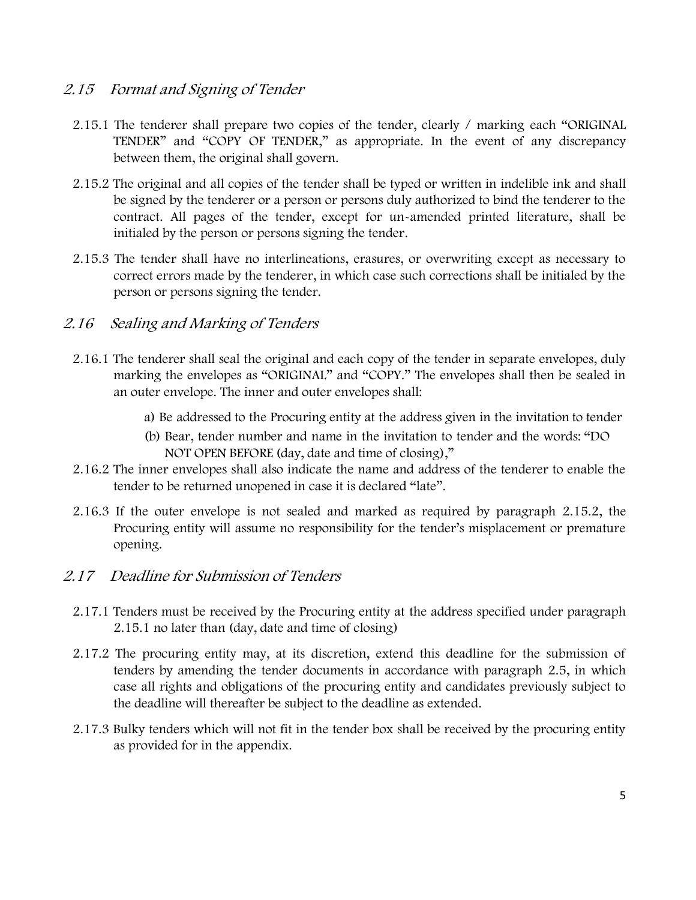## *2.15 Format and Signing of Tender*

2.15.1 The tenderer shall prepare two copies of the tender, clearly / marking each "ORIGINAL TENDER" and "COPY OF TENDER," as appropriate. In the event of any discrepancy between them, the original shall govern.

2.15.2 The original and all copies of the tender shall be typed or written in indelible ink and shall be signed by the tenderer or a person or persons duly authorized to bind the tenderer to the contract. All pages of the tender, except for un-amended printed literature, shall be initialed by the person or persons signing the tender.

2.15.3 The tender shall have no interlineations, erasures, or overwriting except as necessary to correct errors made by the tenderer, in which case such corrections shall be initialed by the person or persons signing the tender.

## *2.16 Sealing and Marking of Tenders*

2.16.1 The tenderer shall seal the original and each copy of the tender in separate envelopes, duly marking the envelopes as "ORIGINAL" and "COPY." The envelopes shall then be sealed in an outer envelope. The inner and outer envelopes shall:

a) Be addressed to the Procuring entity at the address given in the invitation to tender

(b) Bear, tender number and name in the invitation to tender and the words: "DO NOT OPEN BEFORE (day, date and time of closing),"

2.16.2 The inner envelopes shall also indicate the name and address of the tenderer to enable the tender to be returned unopened in case it is declared "late".

2.16.3 If the outer envelope is not sealed and marked as required by paragraph 2.15.2, the Procuring entity will assume no responsibility for the tender's misplacement or premature opening.

## *2.17 Deadline for Submission of Tenders*

2.17.1 Tenders must be received by the Procuring entity at the address specified under paragraph 2.15.1 no later than (day, date and time of closing)

2.17.2 The procuring entity may, at its discretion, extend this deadline for the submission of tenders by amending the tender documents in accordance with paragraph 2.5, in which case all rights and obligations of the procuring entity and candidates previously subject to the deadline will thereafter be subject to the deadline as extended.

2.17.3 Bulky tenders which will not fit in the tender box shall be received by the procuring entity as provided for in the appendix.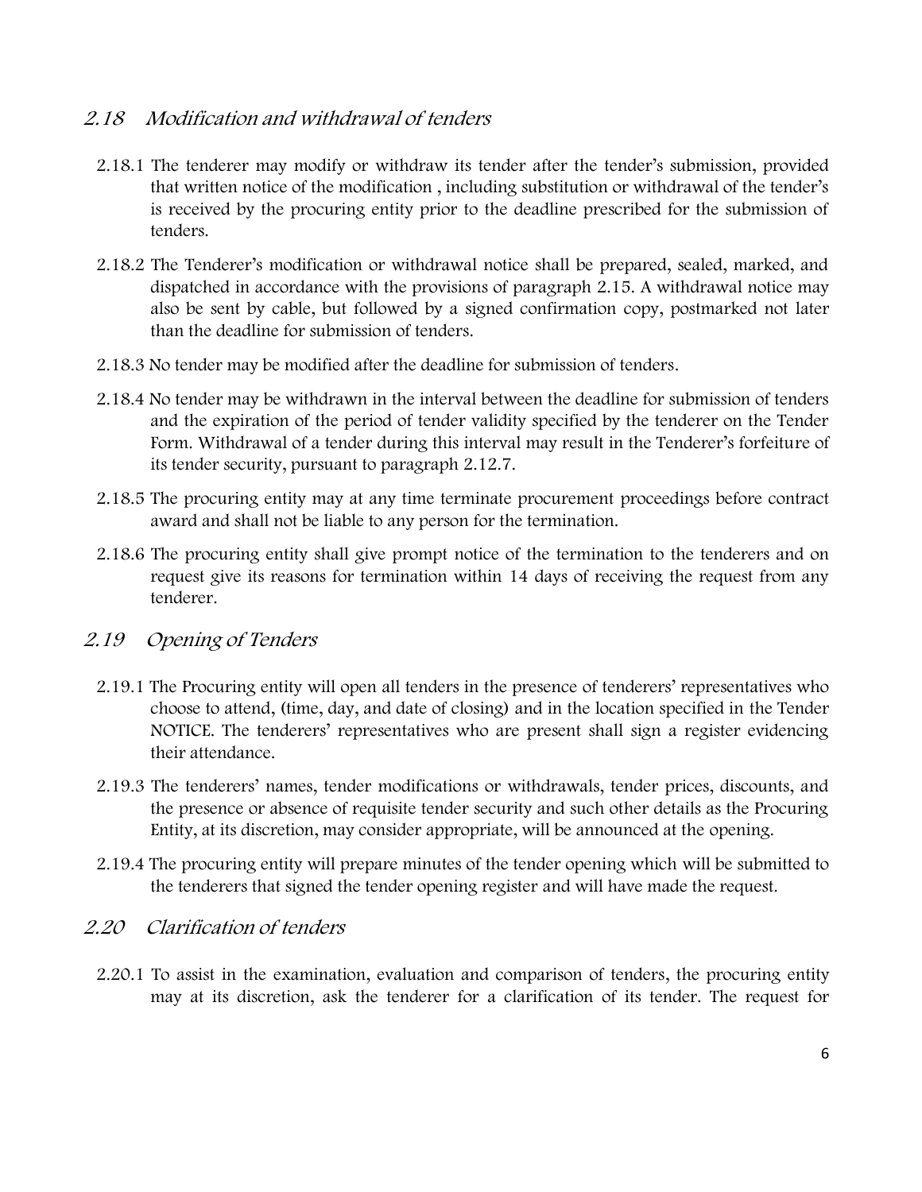## 2.18 Modification and withdrawal of tenders

2.18.1 The tenderer may modify or withdraw its tender after the tender's submission, provided that written notice of the modification , including substitution or withdrawal of the tender's is received by the procuring entity prior to the deadline prescribed for the submission of tenders.

2.18.2 The Tenderer's modification or withdrawal notice shall be prepared, sealed, marked, and dispatched in accordance with the provisions of paragraph 2.15. A withdrawal notice may also be sent by cable, but followed by a signed confirmation copy, postmarked not later than the deadline for submission of tenders.

2.18.3 No tender may be modified after the deadline for submission of tenders.

2.18.4 No tender may be withdrawn in the interval between the deadline for submission of tenders and the expiration of the period of tender validity specified by the tenderer on the Tender Form. Withdrawal of a tender during this interval may result in the Tenderer's forfeiture of its tender security, pursuant to paragraph 2.12.7.

2.18.5 The procuring entity may at any time terminate procurement proceedings before contract award and shall not be liable to any person for the termination.

2.18.6 The procuring entity shall give prompt notice of the termination to the tenderers and on request give its reasons for termination within 14 days of receiving the request from any tenderer.

## 2.19 Opening of Tenders

2.19.1 The Procuring entity will open all tenders in the presence of tenderers' representatives who choose to attend, (time, day, and date of closing) and in the location specified in the Tender NOTICE. The tenderers' representatives who are present shall sign a register evidencing their attendance.

2.19.3 The tenderers' names, tender modifications or withdrawals, tender prices, discounts, and the presence or absence of requisite tender security and such other details as the Procuring Entity, at its discretion, may consider appropriate, will be announced at the opening.

2.19.4 The procuring entity will prepare minutes of the tender opening which will be submitted to the tenderers that signed the tender opening register and will have made the request.

## 2.20 Clarification of tenders

2.20.1 To assist in the examination, evaluation and comparison of tenders, the procuring entity may at its discretion, ask the tenderer for a clarification of its tender. The request for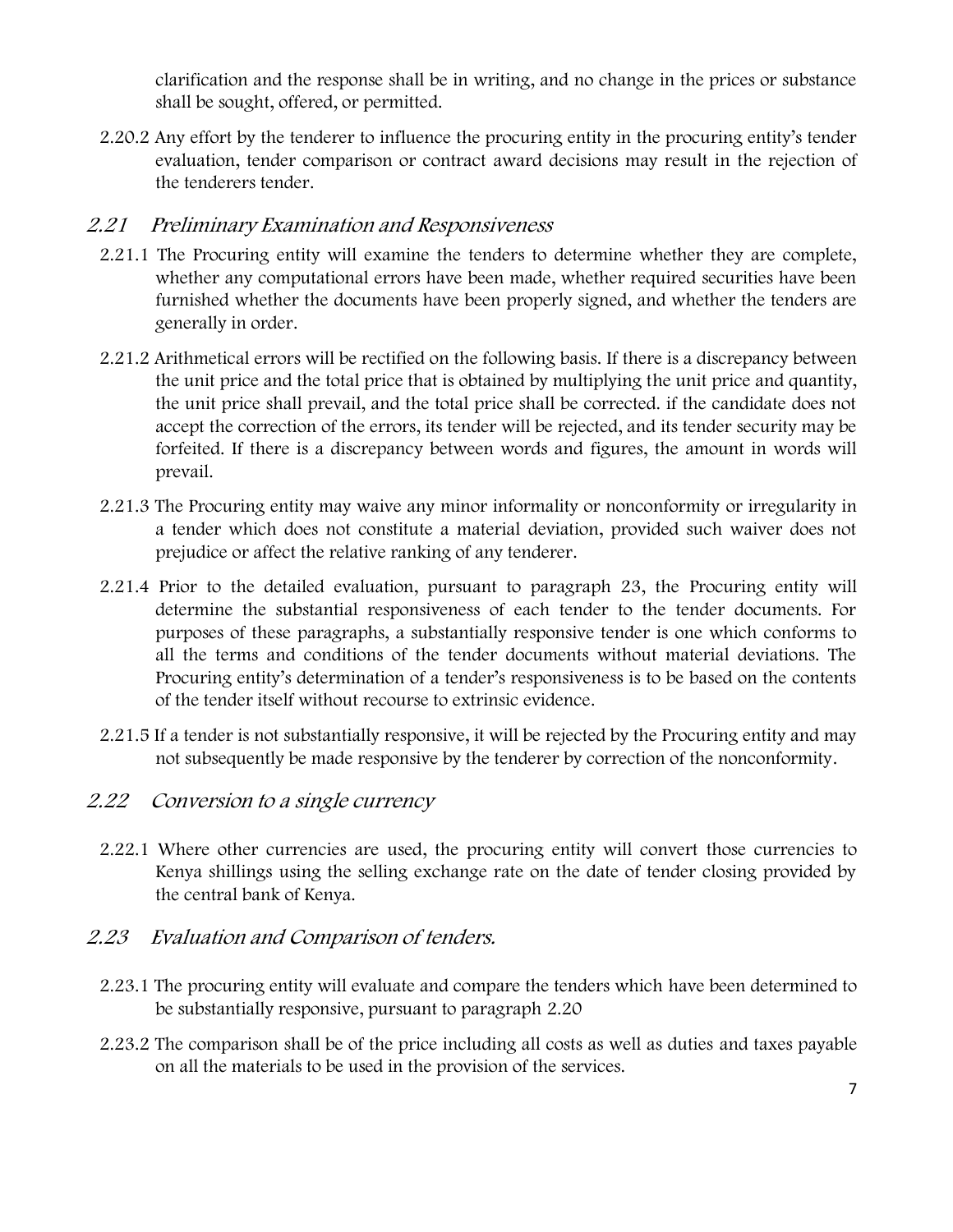clarification and the response shall be in writing, and no change in the prices or substance shall be sought, offered, or permitted.

2.20.2 Any effort by the tenderer to influence the procuring entity in the procuring entity's tender evaluation, tender comparison or contract award decisions may result in the rejection of the tenderers tender.

## *2.21 Preliminary Examination and Responsiveness*

2.21.1 The Procuring entity will examine the tenders to determine whether they are complete, whether any computational errors have been made, whether required securities have been furnished whether the documents have been properly signed, and whether the tenders are generally in order.

2.21.2 Arithmetical errors will be rectified on the following basis. If there is a discrepancy between the unit price and the total price that is obtained by multiplying the unit price and quantity, the unit price shall prevail, and the total price shall be corrected. if the candidate does not accept the correction of the errors, its tender will be rejected, and its tender security may be forfeited. If there is a discrepancy between words and figures, the amount in words will prevail.

2.21.3 The Procuring entity may waive any minor informality or nonconformity or irregularity in a tender which does not constitute a material deviation, provided such waiver does not prejudice or affect the relative ranking of any tenderer.

2.21.4 Prior to the detailed evaluation, pursuant to paragraph 23, the Procuring entity will determine the substantial responsiveness of each tender to the tender documents. For purposes of these paragraphs, a substantially responsive tender is one which conforms to all the terms and conditions of the tender documents without material deviations. The Procuring entity's determination of a tender's responsiveness is to be based on the contents of the tender itself without recourse to extrinsic evidence.

2.21.5 If a tender is not substantially responsive, it will be rejected by the Procuring entity and may not subsequently be made responsive by the tenderer by correction of the nonconformity.

## *2.22 Conversion to a single currency*

2.22.1 Where other currencies are used, the procuring entity will convert those currencies to Kenya shillings using the selling exchange rate on the date of tender closing provided by the central bank of Kenya.

## *2.23 Evaluation and Comparison of tenders.*

2.23.1 The procuring entity will evaluate and compare the tenders which have been determined to be substantially responsive, pursuant to paragraph 2.20

2.23.2 The comparison shall be of the price including all costs as well as duties and taxes payable on all the materials to be used in the provision of the services.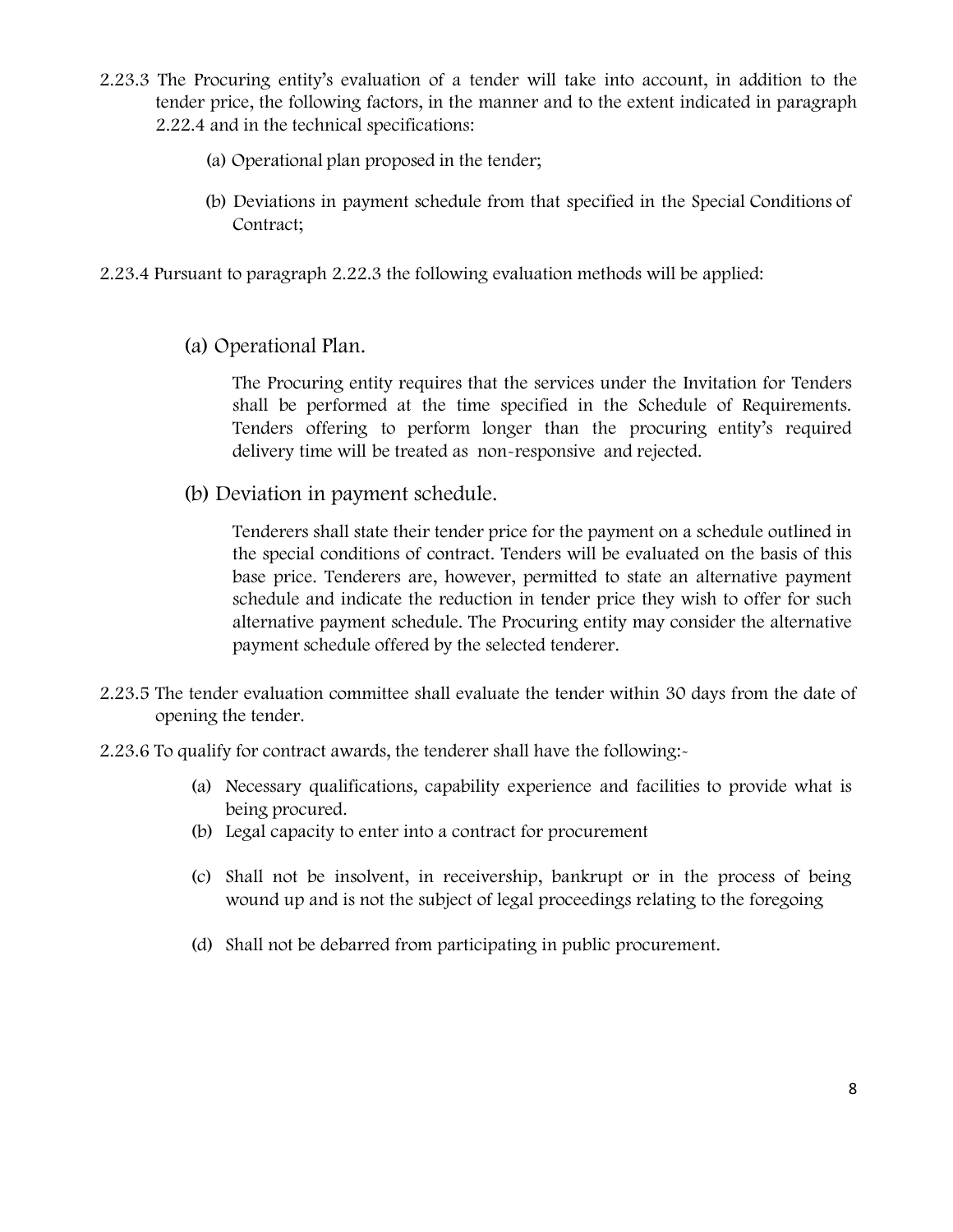2.23.3 The Procuring entity's evaluation of a tender will take into account, in addition to the tender price, the following factors, in the manner and to the extent indicated in paragraph 2.22.4 and in the technical specifications:

(a) Operational plan proposed in the tender;

(b) Deviations in payment schedule from that specified in the Special Conditions of Contract;

2.23.4 Pursuant to paragraph 2.22.3 the following evaluation methods will be applied:

(a) Operational Plan.

The Procuring entity requires that the services under the Invitation for Tenders shall be performed at the time specified in the Schedule of Requirements. Tenders offering to perform longer than the procuring entity's required delivery time will be treated as non-responsive and rejected.

(b) Deviation in payment schedule.

Tenderers shall state their tender price for the payment on a schedule outlined in the special conditions of contract. Tenders will be evaluated on the basis of this base price. Tenderers are, however, permitted to state an alternative payment schedule and indicate the reduction in tender price they wish to offer for such alternative payment schedule. The Procuring entity may consider the alternative payment schedule offered by the selected tenderer.

2.23.5 The tender evaluation committee shall evaluate the tender within 30 days from the date of opening the tender.

2.23.6 To qualify for contract awards, the tenderer shall have the following:-

(a) Necessary qualifications, capability experience and facilities to provide what is being procured.
(b) Legal capacity to enter into a contract for procurement
(c) Shall not be insolvent, in receivership, bankrupt or in the process of being wound up and is not the subject of legal proceedings relating to the foregoing
(d) Shall not be debarred from participating in public procurement.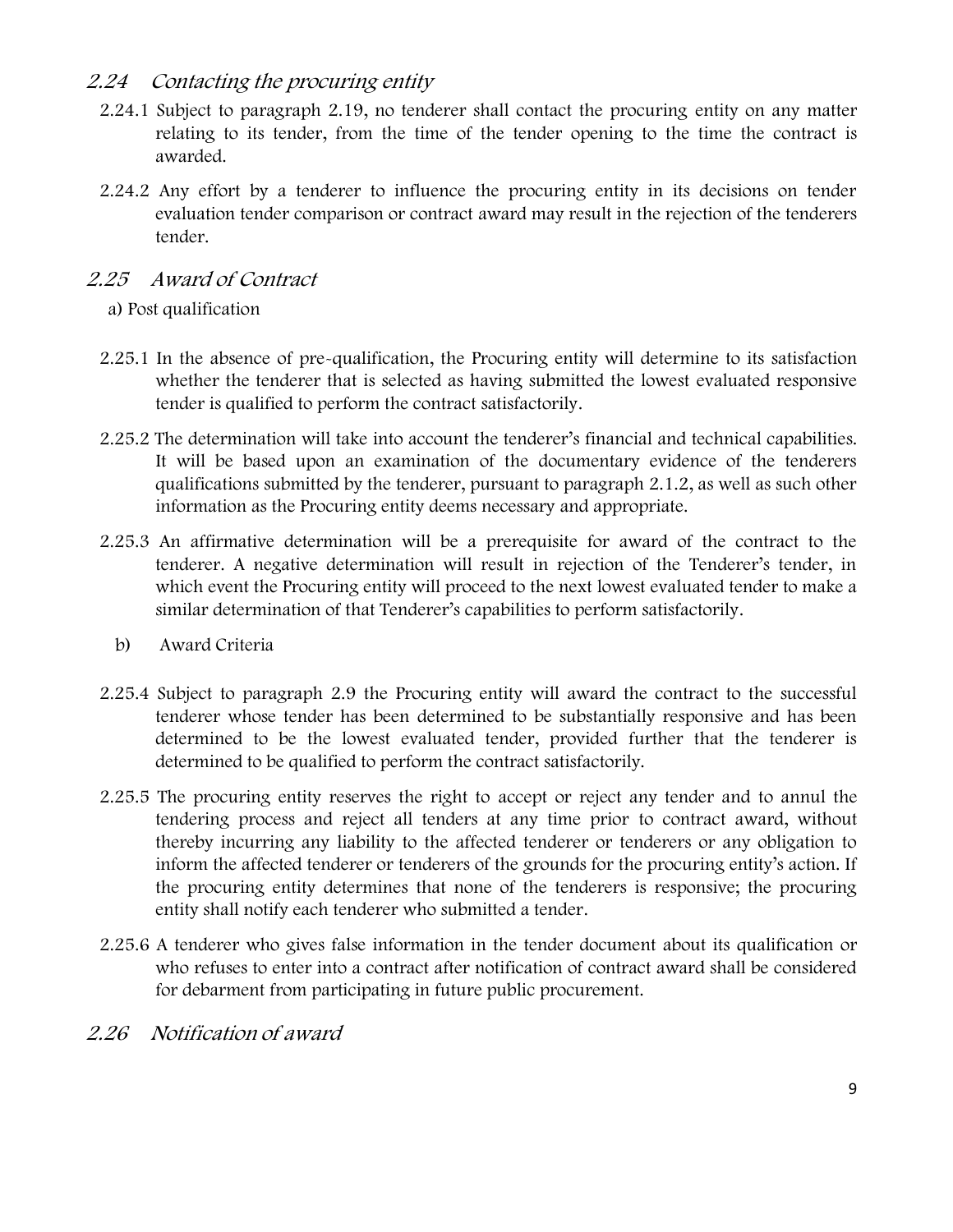## *2.24 Contacting the procuring entity*

2.24.1 Subject to paragraph 2.19, no tenderer shall contact the procuring entity on any matter relating to its tender, from the time of the tender opening to the time the contract is awarded.

2.24.2 Any effort by a tenderer to influence the procuring entity in its decisions on tender evaluation tender comparison or contract award may result in the rejection of the tenderers tender.

## *2.25 Award of Contract*

a) Post qualification

2.25.1 In the absence of pre-qualification, the Procuring entity will determine to its satisfaction whether the tenderer that is selected as having submitted the lowest evaluated responsive tender is qualified to perform the contract satisfactorily.

2.25.2 The determination will take into account the tenderer's financial and technical capabilities. It will be based upon an examination of the documentary evidence of the tenderers qualifications submitted by the tenderer, pursuant to paragraph 2.1.2, as well as such other information as the Procuring entity deems necessary and appropriate.

2.25.3 An affirmative determination will be a prerequisite for award of the contract to the tenderer. A negative determination will result in rejection of the Tenderer's tender, in which event the Procuring entity will proceed to the next lowest evaluated tender to make a similar determination of that Tenderer's capabilities to perform satisfactorily.

b) Award Criteria

2.25.4 Subject to paragraph 2.9 the Procuring entity will award the contract to the successful tenderer whose tender has been determined to be substantially responsive and has been determined to be the lowest evaluated tender, provided further that the tenderer is determined to be qualified to perform the contract satisfactorily.

2.25.5 The procuring entity reserves the right to accept or reject any tender and to annul the tendering process and reject all tenders at any time prior to contract award, without thereby incurring any liability to the affected tenderer or tenderers or any obligation to inform the affected tenderer or tenderers of the grounds for the procuring entity's action. If the procuring entity determines that none of the tenderers is responsive; the procuring entity shall notify each tenderer who submitted a tender.

2.25.6 A tenderer who gives false information in the tender document about its qualification or who refuses to enter into a contract after notification of contract award shall be considered for debarment from participating in future public procurement.

## *2.26 Notification of award*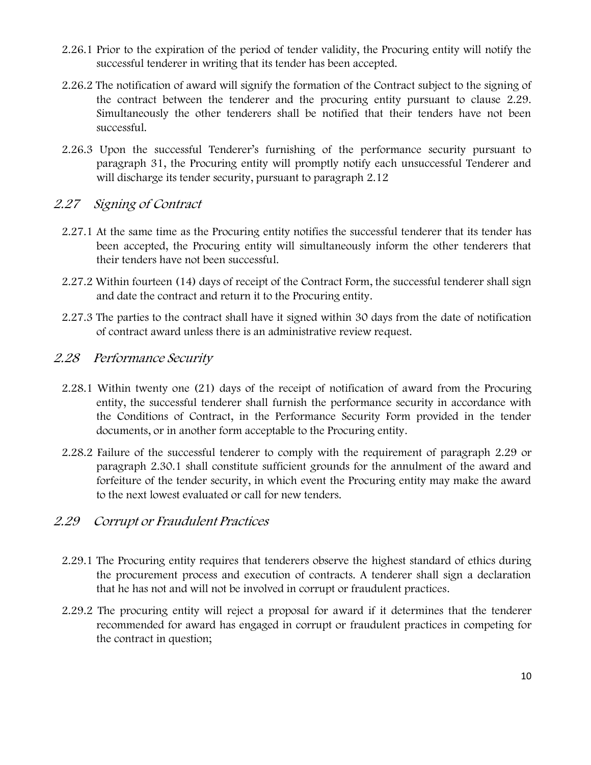2.26.1 Prior to the expiration of the period of tender validity, the Procuring entity will notify the successful tenderer in writing that its tender has been accepted.

2.26.2 The notification of award will signify the formation of the Contract subject to the signing of the contract between the tenderer and the procuring entity pursuant to clause 2.29. Simultaneously the other tenderers shall be notified that their tenders have not been successful.

2.26.3 Upon the successful Tenderer's furnishing of the performance security pursuant to paragraph 31, the Procuring entity will promptly notify each unsuccessful Tenderer and will discharge its tender security, pursuant to paragraph 2.12

## *2.27 Signing of Contract*

2.27.1 At the same time as the Procuring entity notifies the successful tenderer that its tender has been accepted, the Procuring entity will simultaneously inform the other tenderers that their tenders have not been successful.

2.27.2 Within fourteen (14) days of receipt of the Contract Form, the successful tenderer shall sign and date the contract and return it to the Procuring entity.

2.27.3 The parties to the contract shall have it signed within 30 days from the date of notification of contract award unless there is an administrative review request.

## *2.28 Performance Security*

2.28.1 Within twenty one (21) days of the receipt of notification of award from the Procuring entity, the successful tenderer shall furnish the performance security in accordance with the Conditions of Contract, in the Performance Security Form provided in the tender documents, or in another form acceptable to the Procuring entity.

2.28.2 Failure of the successful tenderer to comply with the requirement of paragraph 2.29 or paragraph 2.30.1 shall constitute sufficient grounds for the annulment of the award and forfeiture of the tender security, in which event the Procuring entity may make the award to the next lowest evaluated or call for new tenders.

## *2.29 Corrupt or Fraudulent Practices*

2.29.1 The Procuring entity requires that tenderers observe the highest standard of ethics during the procurement process and execution of contracts. A tenderer shall sign a declaration that he has not and will not be involved in corrupt or fraudulent practices.

2.29.2 The procuring entity will reject a proposal for award if it determines that the tenderer recommended for award has engaged in corrupt or fraudulent practices in competing for the contract in question;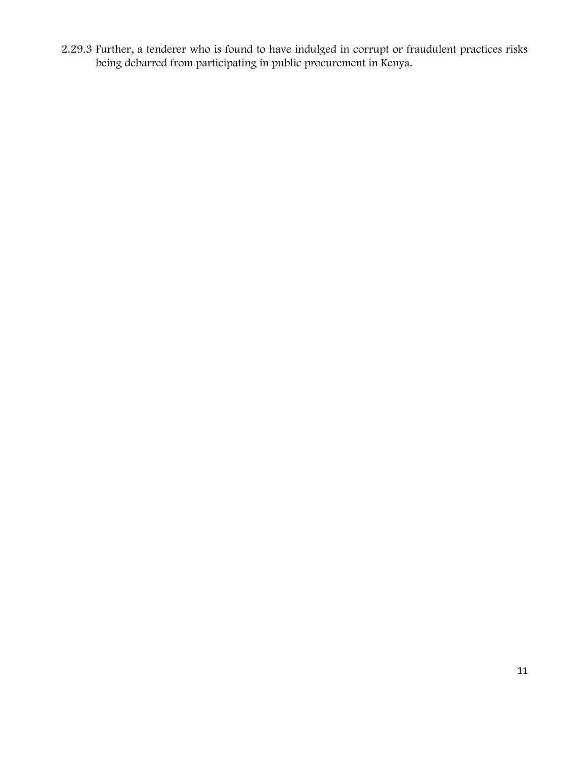2.29.3 Further, a tenderer who is found to have indulged in corrupt or fraudulent practices risks being debarred from participating in public procurement in Kenya.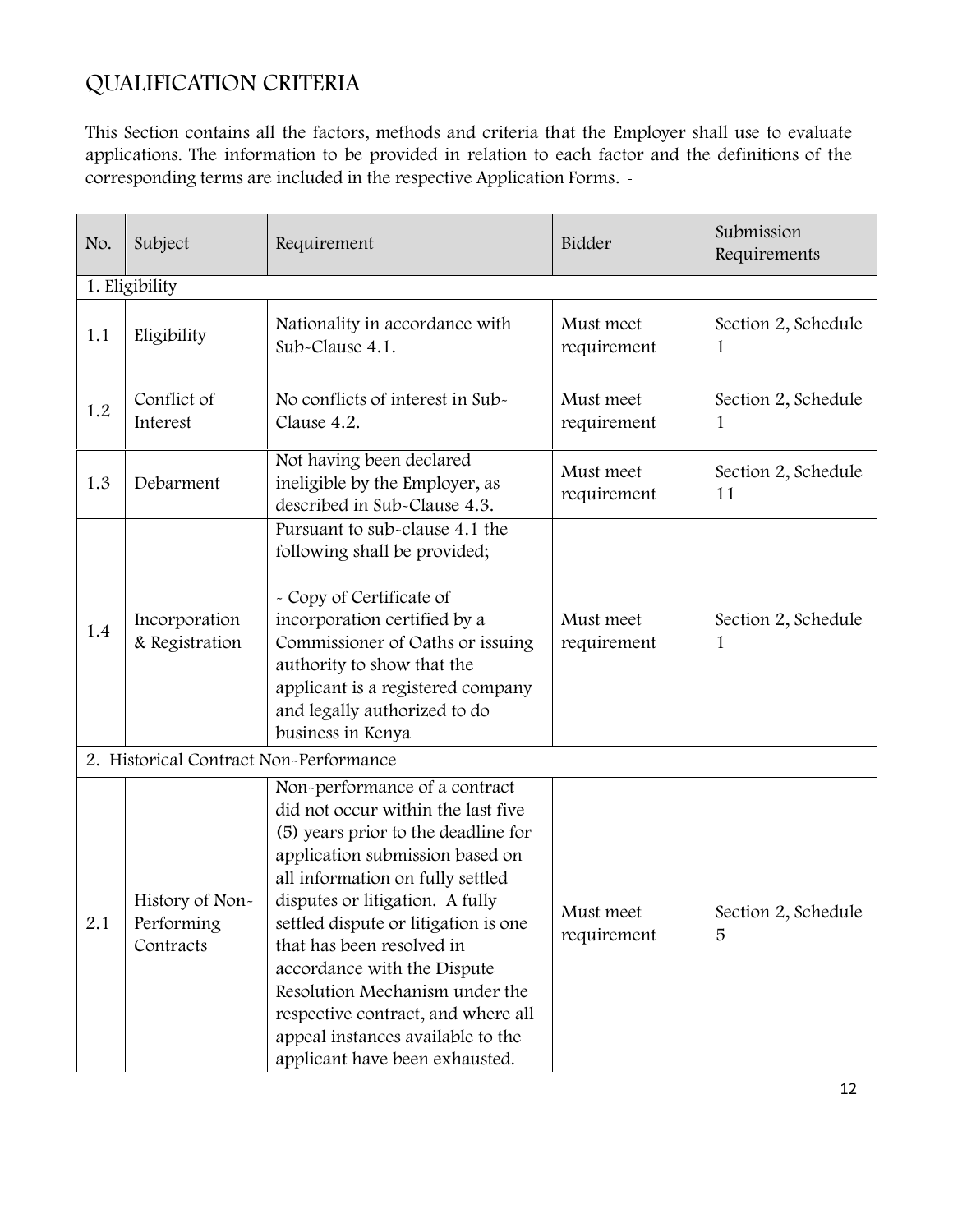# QUALIFICATION CRITERIA

This Section contains all the factors, methods and criteria that the Employer shall use to evaluate applications. The information to be provided in relation to each factor and the definitions of the corresponding terms are included in the respective Application Forms. -

| No. | Subject | Requirement | Bidder | Submission Requirements |
|---|---|---|---|---|
| 1. Eligibility | | | | |
| 1.1 | Eligibility | Nationality in accordance with Sub-Clause 4.1. | Must meet requirement | Section 2, Schedule 1 |
| 1.2 | Conflict of Interest | No conflicts of interest in Sub-Clause 4.2. | Must meet requirement | Section 2, Schedule 1 |
| 1.3 | Debarment | Not having been declared ineligible by the Employer, as described in Sub-Clause 4.3. | Must meet requirement | Section 2, Schedule 11 |
| 1.4 | Incorporation & Registration | Pursuant to sub-clause 4.1 the following shall be provided;<br><br>- Copy of Certificate of incorporation certified by a Commissioner of Oaths or issuing authority to show that the applicant is a registered company and legally authorized to do business in Kenya | Must meet requirement | Section 2, Schedule 1 |
| 2. Historical Contract Non-Performance | | | | |
| 2.1 | History of Non-Performing Contracts | Non-performance of a contract did not occur within the last five (5) years prior to the deadline for application submission based on all information on fully settled disputes or litigation. A fully settled dispute or litigation is one that has been resolved in accordance with the Dispute Resolution Mechanism under the respective contract, and where all appeal instances available to the applicant have been exhausted. | Must meet requirement | Section 2, Schedule 5 |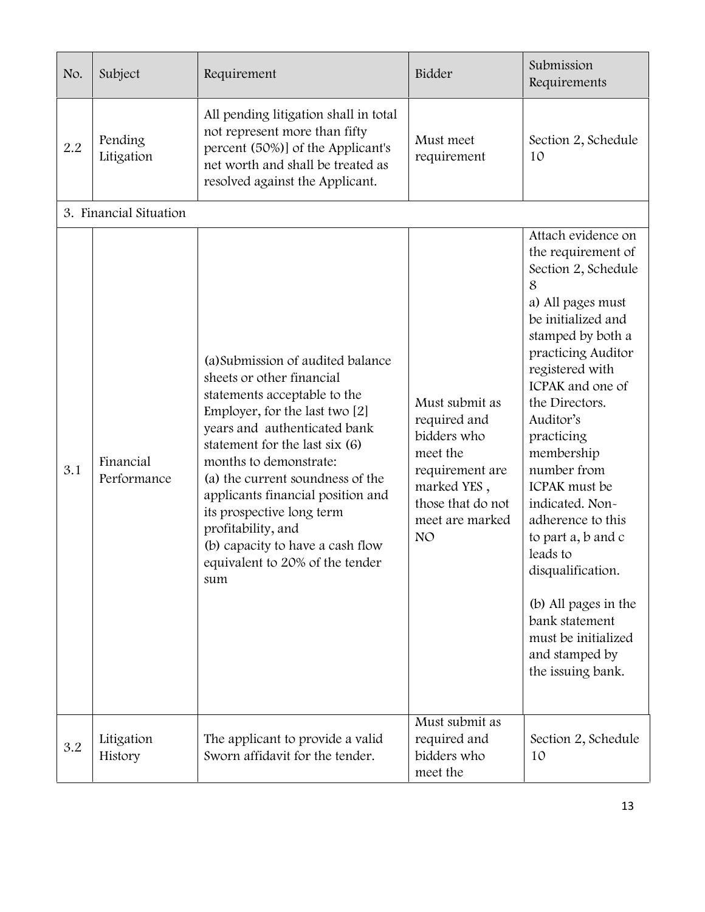| No. | Subject | Requirement | Bidder | Submission Requirements |
| --- | --- | --- | --- | --- |
| 2.2 | Pending Litigation | All pending litigation shall in total not represent more than fifty percent (50%)] of the Applicant's net worth and shall be treated as resolved against the Applicant. | Must meet requirement | Section 2, Schedule 10 |
| 3. Financial Situation | | | | |
| 3.1 | Financial Performance | (a)Submission of audited balance sheets or other financial statements acceptable to the Employer, for the last two [2] years and authenticated bank statement for the last six (6) months to demonstrate:<br>(a) the current soundness of the applicants financial position and its prospective long term profitability, and<br>(b) capacity to have a cash flow equivalent to 20% of the tender sum | Must submit as required and bidders who meet the requirement are marked YES , those that do not meet are marked NO | Attach evidence on the requirement of Section 2, Schedule 8<br>a) All pages must be initialized and stamped by both a practicing Auditor registered with ICPAK and one of the Directors. Auditor's practicing membership number from ICPAK must be indicated. Non-adherence to this to part a, b and c leads to disqualification.<br><br>(b) All pages in the bank statement must be initialized and stamped by the issuing bank. |
| 3.2 | Litigation History | The applicant to provide a valid Sworn affidavit for the tender. | Must submit as required and bidders who meet the | Section 2, Schedule 10 |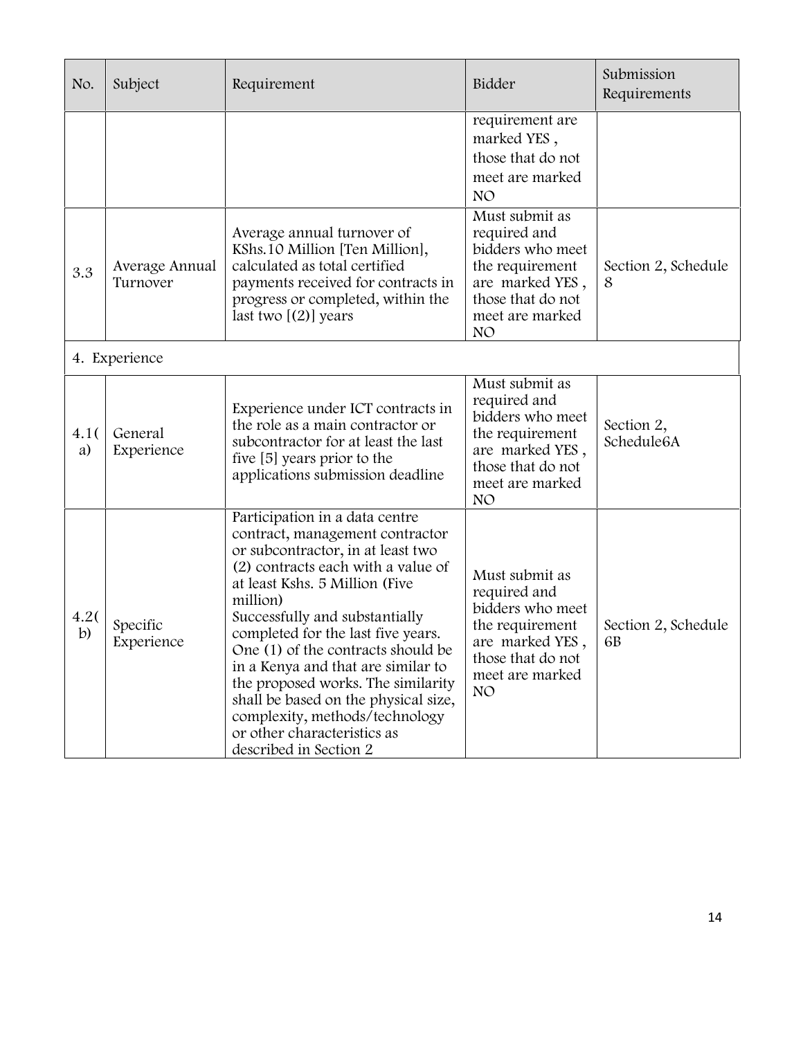| No. | Subject | Requirement | Bidder | Submission Requirements |
|---|---|---|---|---|
| | | | requirement are marked YES , those that do not meet are marked NO | |
| 3.3 | Average Annual Turnover | Average annual turnover of KShs.10 Million [Ten Million], calculated as total certified payments received for contracts in progress or completed, within the last two [(2)] years | Must submit as required and bidders who meet the requirement are marked YES , those that do not meet are marked NO | Section 2, Schedule 8 |
| 4. Experience | | | | |
| 4.1(a) | General Experience | Experience under ICT contracts in the role as a main contractor or subcontractor for at least the last five [5] years prior to the applications submission deadline | Must submit as required and bidders who meet the requirement are marked YES , those that do not meet are marked NO | Section 2, Schedule6A |
| 4.2(b) | Specific Experience | Participation in a data centre contract, management contractor or subcontractor, in at least two (2) contracts each with a value of at least Kshs. 5 Million (Five million) Successfully and substantially completed for the last five years. One (1) of the contracts should be in a Kenya and that are similar to the proposed works. The similarity shall be based on the physical size, complexity, methods/technology or other characteristics as described in Section 2 | Must submit as required and bidders who meet the requirement are marked YES , those that do not meet are marked NO | Section 2, Schedule 6B |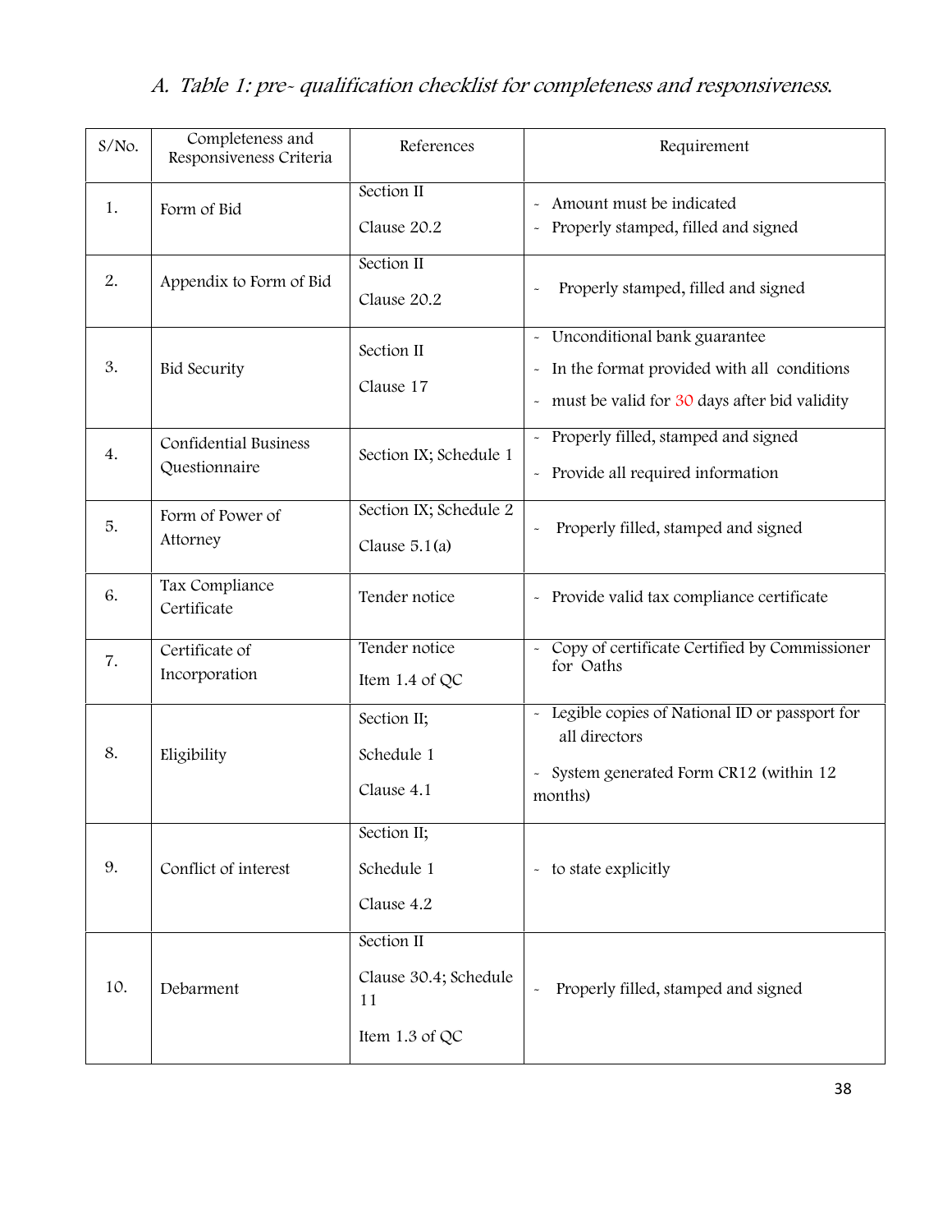## A. *Table 1: pre- qualification checklist for completeness and responsiveness.*

| S/No. | Completeness and Responsiveness Criteria | References | Requirement |
|---|---|---|---|
| 1. | Form of Bid | Section II<br>Clause 20.2 | - Amount must be indicated<br>- Properly stamped, filled and signed |
| 2. | Appendix to Form of Bid | Section II<br>Clause 20.2 | - Properly stamped, filled and signed |
| 3. | Bid Security | Section II<br>Clause 17 | - Unconditional bank guarantee<br>- In the format provided with all conditions<br>- must be valid for 30 days after bid validity |
| 4. | Confidential Business Questionnaire | Section IX; Schedule 1 | - Properly filled, stamped and signed<br>- Provide all required information |
| 5. | Form of Power of Attorney | Section IX; Schedule 2<br>Clause 5.1(a) | - Properly filled, stamped and signed |
| 6. | Tax Compliance Certificate | Tender notice | - Provide valid tax compliance certificate |
| 7. | Certificate of Incorporation | Tender notice<br>Item 1.4 of QC | - Copy of certificate Certified by Commissioner for Oaths |
| 8. | Eligibility | Section II;<br>Schedule 1<br>Clause 4.1 | - Legible copies of National ID or passport for all directors<br>- System generated Form CR12 (within 12 months) |
| 9. | Conflict of interest | Section II;<br>Schedule 1<br>Clause 4.2 | - to state explicitly |
| 10. | Debarment | Section II<br>Clause 30.4; Schedule 11<br>Item 1.3 of QC | - Properly filled, stamped and signed |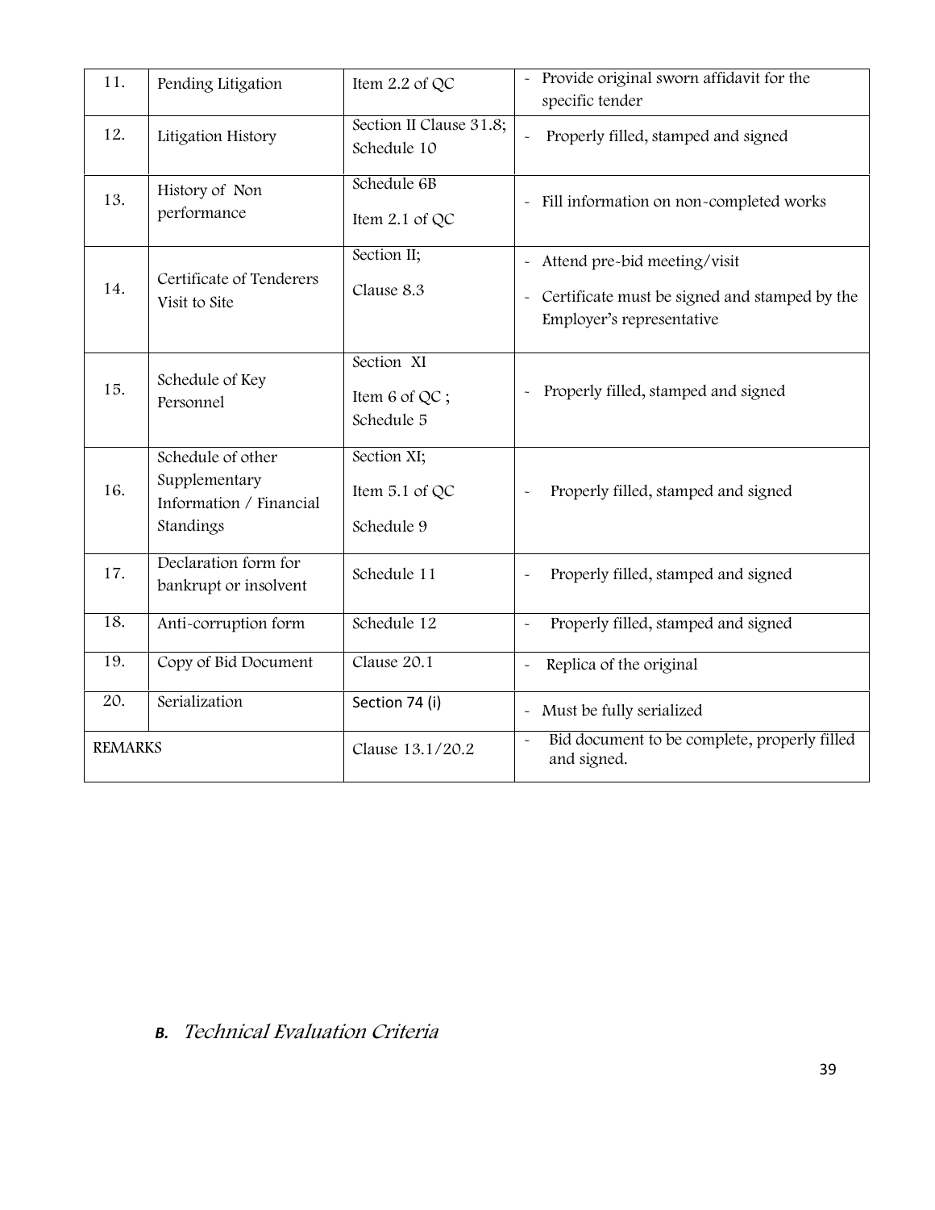| 11. | Pending Litigation | Item 2.2 of QC | - Provide original sworn affidavit for the specific tender |
|---|---|---|---|
| 12. | Litigation History | Section II Clause 31.8; Schedule 10 | - Properly filled, stamped and signed |
| 13. | History of Non performance | Schedule 6B<br>Item 2.1 of QC | - Fill information on non-completed works |
| 14. | Certificate of Tenderers Visit to Site | Section II;<br>Clause 8.3 | - Attend pre-bid meeting/visit<br>- Certificate must be signed and stamped by the Employer's representative |
| 15. | Schedule of Key Personnel | Section XI<br>Item 6 of QC ;<br>Schedule 5 | - Properly filled, stamped and signed |
| 16. | Schedule of other Supplementary Information / Financial Standings | Section XI;<br>Item 5.1 of QC<br>Schedule 9 | - Properly filled, stamped and signed |
| 17. | Declaration form for bankrupt or insolvent | Schedule 11 | - Properly filled, stamped and signed |
| 18. | Anti-corruption form | Schedule 12 | - Properly filled, stamped and signed |
| 19. | Copy of Bid Document | Clause 20.1 | - Replica of the original |
| 20. | Serialization | Section 74 (i) | - Must be fully serialized |
| REMARKS | | Clause 13.1/20.2 | - Bid document to be complete, properly filled and signed. |

## B. *Technical Evaluation Criteria*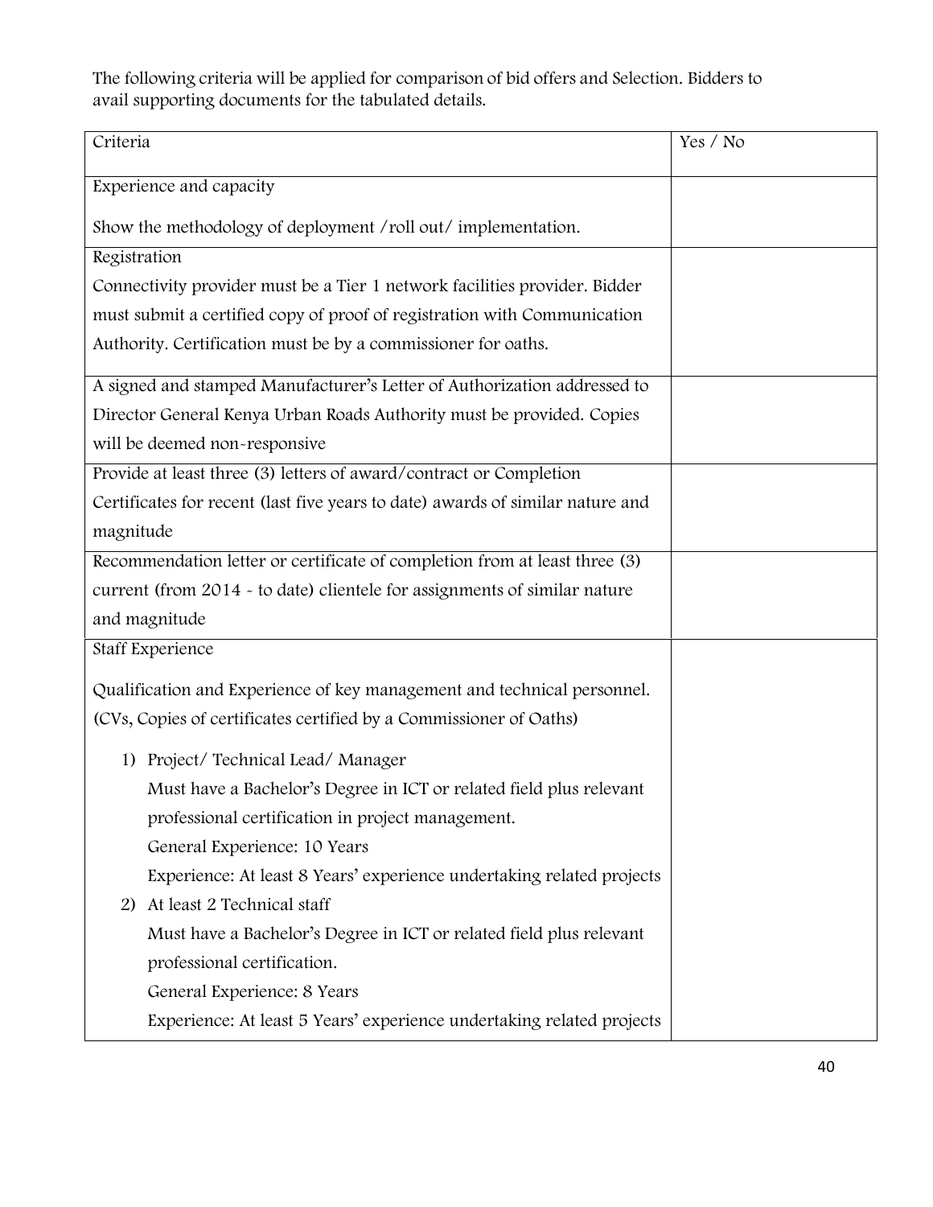The following criteria will be applied for comparison of bid offers and Selection. Bidders to avail supporting documents for the tabulated details.

| Criteria | Yes / No |
|---|---|
| Experience and capacity<br><br>Show the methodology of deployment /roll out/ implementation. | |
| Registration<br>Connectivity provider must be a Tier 1 network facilities provider. Bidder must submit a certified copy of proof of registration with Communication Authority. Certification must be by a commissioner for oaths. | |
| A signed and stamped Manufacturer's Letter of Authorization addressed to Director General Kenya Urban Roads Authority must be provided. Copies will be deemed non-responsive | |
| Provide at least three (3) letters of award/contract or Completion Certificates for recent (last five years to date) awards of similar nature and magnitude | |
| Recommendation letter or certificate of completion from at least three (3) current (from 2014 - to date) clientele for assignments of similar nature and magnitude | |
| Staff Experience<br><br>Qualification and Experience of key management and technical personnel. (CVs, Copies of certificates certified by a Commissioner of Oaths)<br><br>1) Project/ Technical Lead/ Manager<br>Must have a Bachelor's Degree in ICT or related field plus relevant professional certification in project management.<br>General Experience: 10 Years<br>Experience: At least 8 Years' experience undertaking related projects<br>2) At least 2 Technical staff<br>Must have a Bachelor's Degree in ICT or related field plus relevant professional certification.<br>General Experience: 8 Years<br>Experience: At least 5 Years' experience undertaking related projects | |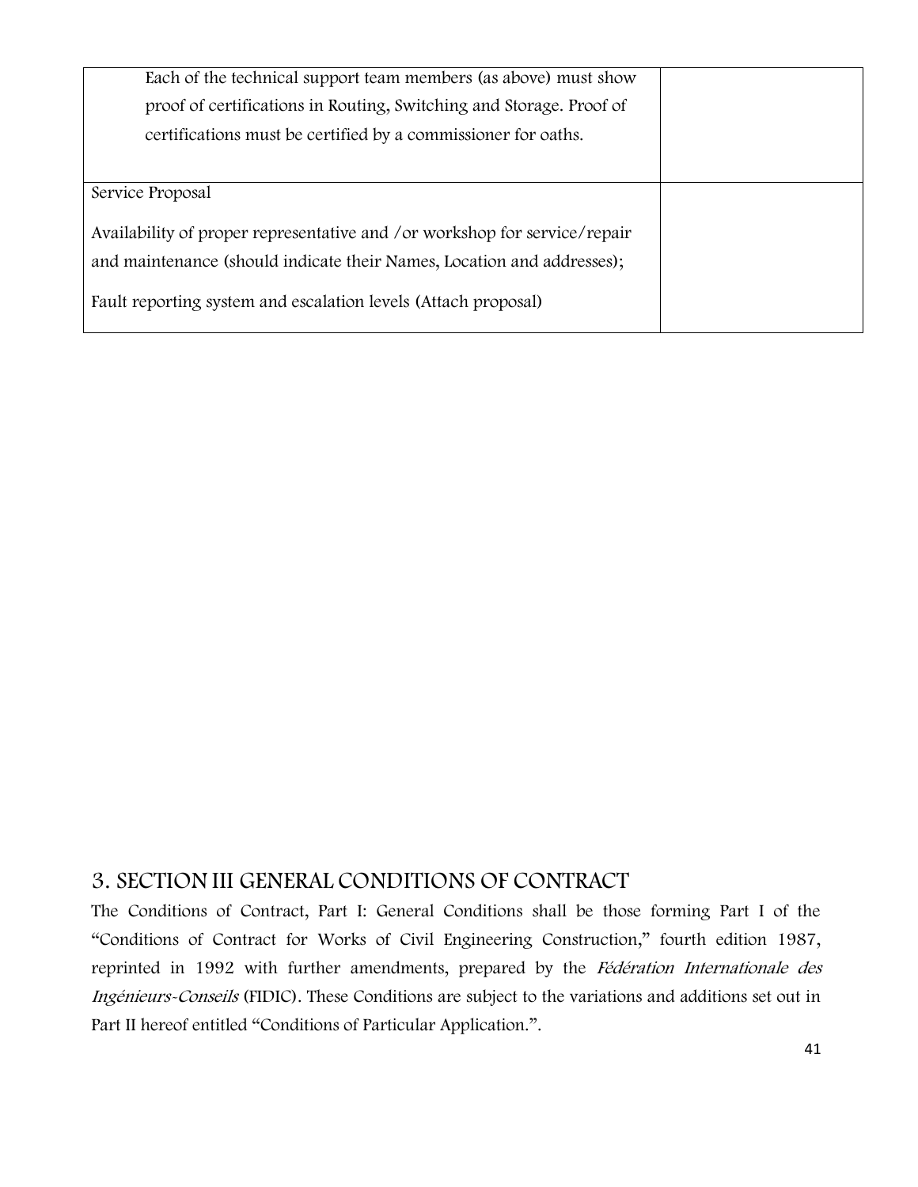| | |
|---|---|
| Each of the technical support team members (as above) must show proof of certifications in Routing, Switching and Storage. Proof of certifications must be certified by a commissioner for oaths. | |
| Service Proposal<br><br>Availability of proper representative and /or workshop for service/repair and maintenance (should indicate their Names, Location and addresses);<br><br>Fault reporting system and escalation levels (Attach proposal) | |

## 3. SECTION III GENERAL CONDITIONS OF CONTRACT

The Conditions of Contract, Part I: General Conditions shall be those forming Part I of the "Conditions of Contract for Works of Civil Engineering Construction," fourth edition 1987, reprinted in 1992 with further amendments, prepared by the *Fédération Internationale des Ingénieurs-Conseils* (FIDIC). These Conditions are subject to the variations and additions set out in Part II hereof entitled "Conditions of Particular Application.".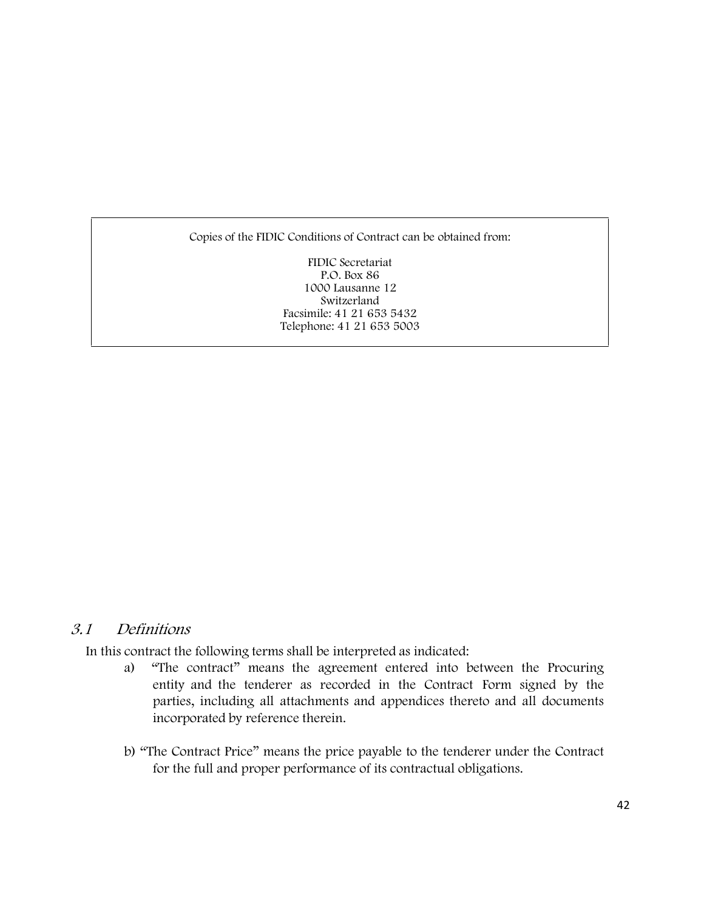Copies of the FIDIC Conditions of Contract can be obtained from:

FIDIC Secretariat
P.O. Box 86
1000 Lausanne 12
Switzerland
Facsimile: 41 21 653 5432
Telephone: 41 21 653 5003

## *3.1 Definitions*

In this contract the following terms shall be interpreted as indicated:

a) "The contract" means the agreement entered into between the Procuring entity and the tenderer as recorded in the Contract Form signed by the parties, including all attachments and appendices thereto and all documents incorporated by reference therein.

b) "The Contract Price" means the price payable to the tenderer under the Contract for the full and proper performance of its contractual obligations.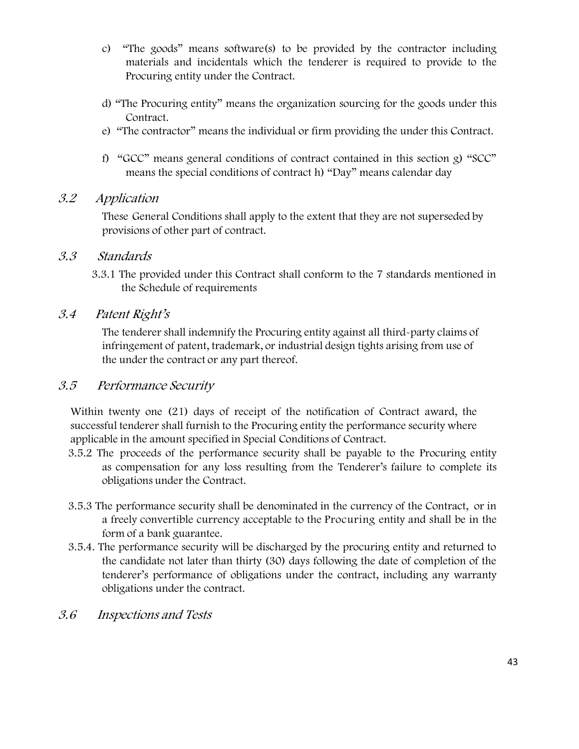c) "The goods" means software(s) to be provided by the contractor including materials and incidentals which the tenderer is required to provide to the Procuring entity under the Contract.

d) "The Procuring entity" means the organization sourcing for the goods under this Contract.

e) "The contractor" means the individual or firm providing the under this Contract.

f) "GCC" means general conditions of contract contained in this section g) "SCC" means the special conditions of contract h) "Day" means calendar day

## *3.2 Application*

These General Conditions shall apply to the extent that they are not superseded by provisions of other part of contract.

## *3.3 Standards*

3.3.1 The provided under this Contract shall conform to the 7 standards mentioned in the Schedule of requirements

## *3.4 Patent Right's*

The tenderer shall indemnify the Procuring entity against all third-party claims of infringement of patent, trademark, or industrial design tights arising from use of the under the contract or any part thereof.

## *3.5 Performance Security*

Within twenty one (21) days of receipt of the notification of Contract award, the successful tenderer shall furnish to the Procuring entity the performance security where applicable in the amount specified in Special Conditions of Contract.

3.5.2 The proceeds of the performance security shall be payable to the Procuring entity as compensation for any loss resulting from the Tenderer's failure to complete its obligations under the Contract.

3.5.3 The performance security shall be denominated in the currency of the Contract, or in a freely convertible currency acceptable to the Procuring entity and shall be in the form of a bank guarantee.

3.5.4. The performance security will be discharged by the procuring entity and returned to the candidate not later than thirty (30) days following the date of completion of the tenderer's performance of obligations under the contract, including any warranty obligations under the contract.

## *3.6 Inspections and Tests*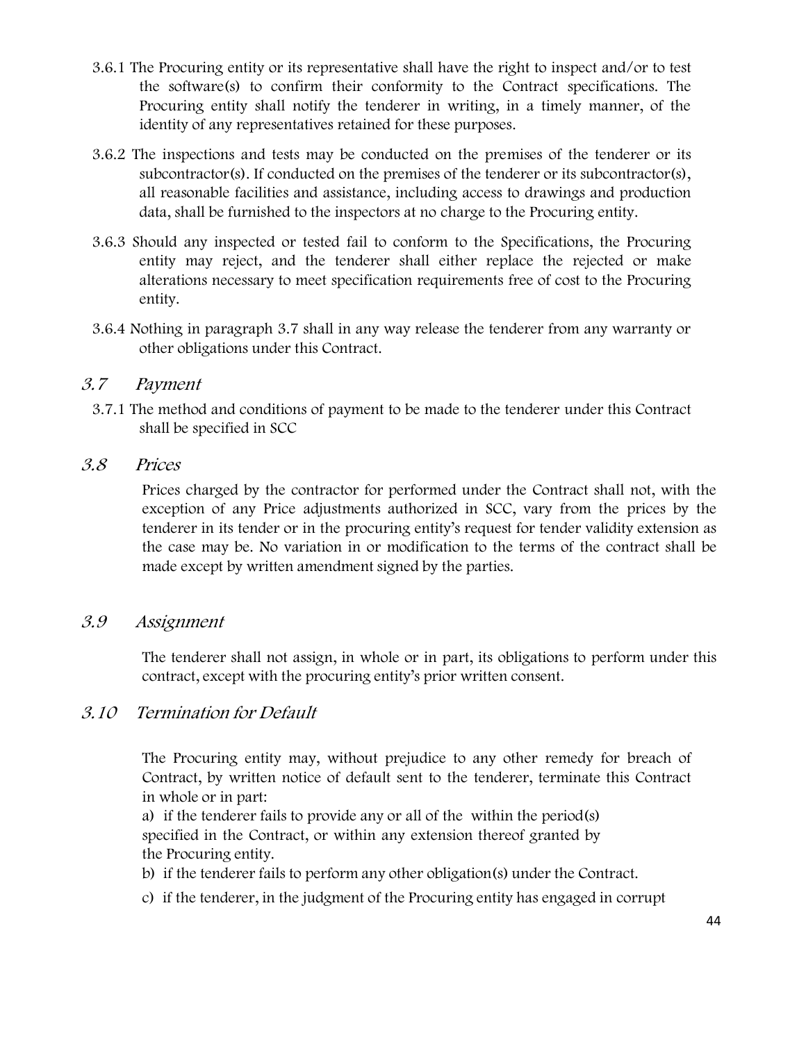3.6.1 The Procuring entity or its representative shall have the right to inspect and/or to test the software(s) to confirm their conformity to the Contract specifications. The Procuring entity shall notify the tenderer in writing, in a timely manner, of the identity of any representatives retained for these purposes.

3.6.2 The inspections and tests may be conducted on the premises of the tenderer or its subcontractor(s). If conducted on the premises of the tenderer or its subcontractor(s), all reasonable facilities and assistance, including access to drawings and production data, shall be furnished to the inspectors at no charge to the Procuring entity.

3.6.3 Should any inspected or tested fail to conform to the Specifications, the Procuring entity may reject, and the tenderer shall either replace the rejected or make alterations necessary to meet specification requirements free of cost to the Procuring entity.

3.6.4 Nothing in paragraph 3.7 shall in any way release the tenderer from any warranty or other obligations under this Contract.

### *3.7 Payment*

3.7.1 The method and conditions of payment to be made to the tenderer under this Contract shall be specified in SCC

### *3.8 Prices*

Prices charged by the contractor for performed under the Contract shall not, with the exception of any Price adjustments authorized in SCC, vary from the prices by the tenderer in its tender or in the procuring entity's request for tender validity extension as the case may be. No variation in or modification to the terms of the contract shall be made except by written amendment signed by the parties.

### *3.9 Assignment*

The tenderer shall not assign, in whole or in part, its obligations to perform under this contract, except with the procuring entity's prior written consent.

### *3.10 Termination for Default*

The Procuring entity may, without prejudice to any other remedy for breach of Contract, by written notice of default sent to the tenderer, terminate this Contract in whole or in part:

a) if the tenderer fails to provide any or all of the within the period(s) specified in the Contract, or within any extension thereof granted by the Procuring entity.

b) if the tenderer fails to perform any other obligation(s) under the Contract.

c) if the tenderer, in the judgment of the Procuring entity has engaged in corrupt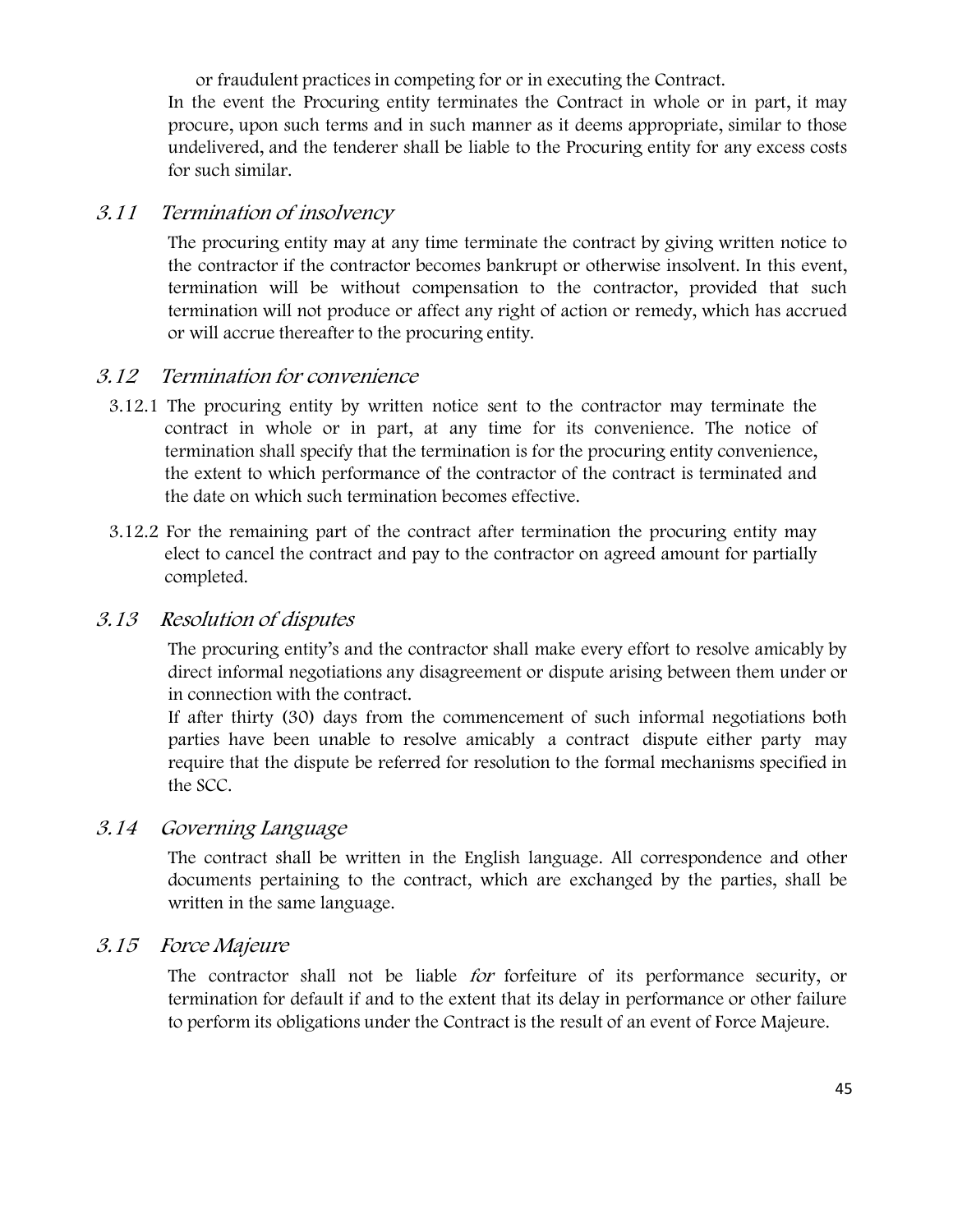or fraudulent practices in competing for or in executing the Contract.

In the event the Procuring entity terminates the Contract in whole or in part, it may procure, upon such terms and in such manner as it deems appropriate, similar to those undelivered, and the tenderer shall be liable to the Procuring entity for any excess costs for such similar.

### *3.11 Termination of insolvency*

The procuring entity may at any time terminate the contract by giving written notice to the contractor if the contractor becomes bankrupt or otherwise insolvent. In this event, termination will be without compensation to the contractor, provided that such termination will not produce or affect any right of action or remedy, which has accrued or will accrue thereafter to the procuring entity.

### *3.12 Termination for convenience*

3.12.1 The procuring entity by written notice sent to the contractor may terminate the contract in whole or in part, at any time for its convenience. The notice of termination shall specify that the termination is for the procuring entity convenience, the extent to which performance of the contractor of the contract is terminated and the date on which such termination becomes effective.

3.12.2 For the remaining part of the contract after termination the procuring entity may elect to cancel the contract and pay to the contractor on agreed amount for partially completed.

### *3.13 Resolution of disputes*

The procuring entity's and the contractor shall make every effort to resolve amicably by direct informal negotiations any disagreement or dispute arising between them under or in connection with the contract.

If after thirty (30) days from the commencement of such informal negotiations both parties have been unable to resolve amicably a contract dispute either party may require that the dispute be referred for resolution to the formal mechanisms specified in the SCC.

### *3.14 Governing Language*

The contract shall be written in the English language. All correspondence and other documents pertaining to the contract, which are exchanged by the parties, shall be written in the same language.

### *3.15 Force Majeure*

The contractor shall not be liable *for* forfeiture of its performance security, or termination for default if and to the extent that its delay in performance or other failure to perform its obligations under the Contract is the result of an event of Force Majeure.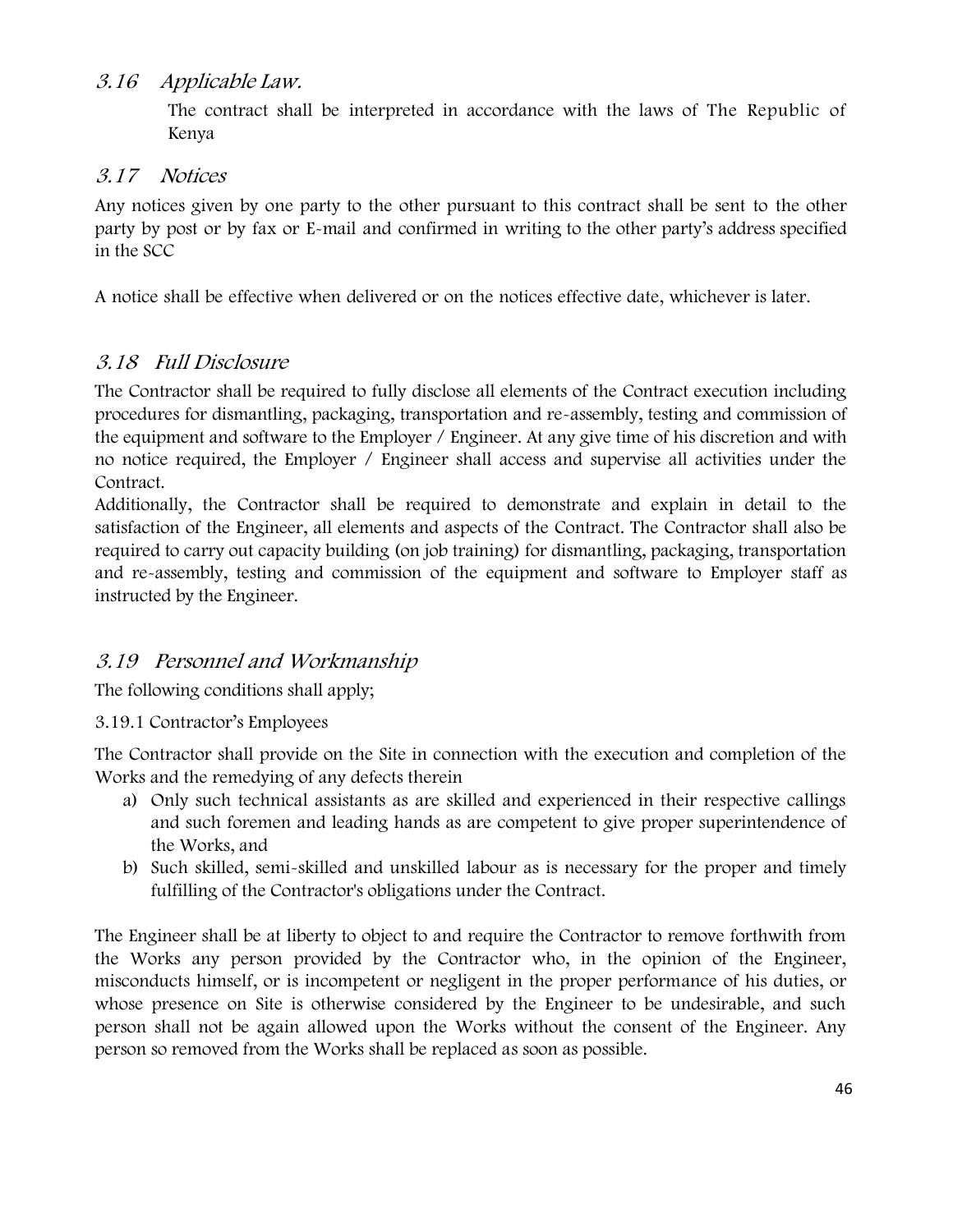### *3.16 Applicable Law.*

The contract shall be interpreted in accordance with the laws of The Republic of Kenya

### *3.17 Notices*

Any notices given by one party to the other pursuant to this contract shall be sent to the other party by post or by fax or E-mail and confirmed in writing to the other party's address specified in the SCC

A notice shall be effective when delivered or on the notices effective date, whichever is later.

### *3.18 Full Disclosure*

The Contractor shall be required to fully disclose all elements of the Contract execution including procedures for dismantling, packaging, transportation and re-assembly, testing and commission of the equipment and software to the Employer / Engineer. At any give time of his discretion and with no notice required, the Employer / Engineer shall access and supervise all activities under the Contract.

Additionally, the Contractor shall be required to demonstrate and explain in detail to the satisfaction of the Engineer, all elements and aspects of the Contract. The Contractor shall also be required to carry out capacity building (on job training) for dismantling, packaging, transportation and re-assembly, testing and commission of the equipment and software to Employer staff as instructed by the Engineer.

### *3.19 Personnel and Workmanship*

The following conditions shall apply;

3.19.1 Contractor's Employees

The Contractor shall provide on the Site in connection with the execution and completion of the Works and the remedying of any defects therein

a) Only such technical assistants as are skilled and experienced in their respective callings and such foremen and leading hands as are competent to give proper superintendence of the Works, and
b) Such skilled, semi-skilled and unskilled labour as is necessary for the proper and timely fulfilling of the Contractor's obligations under the Contract.

The Engineer shall be at liberty to object to and require the Contractor to remove forthwith from the Works any person provided by the Contractor who, in the opinion of the Engineer, misconducts himself, or is incompetent or negligent in the proper performance of his duties, or whose presence on Site is otherwise considered by the Engineer to be undesirable, and such person shall not be again allowed upon the Works without the consent of the Engineer. Any person so removed from the Works shall be replaced as soon as possible.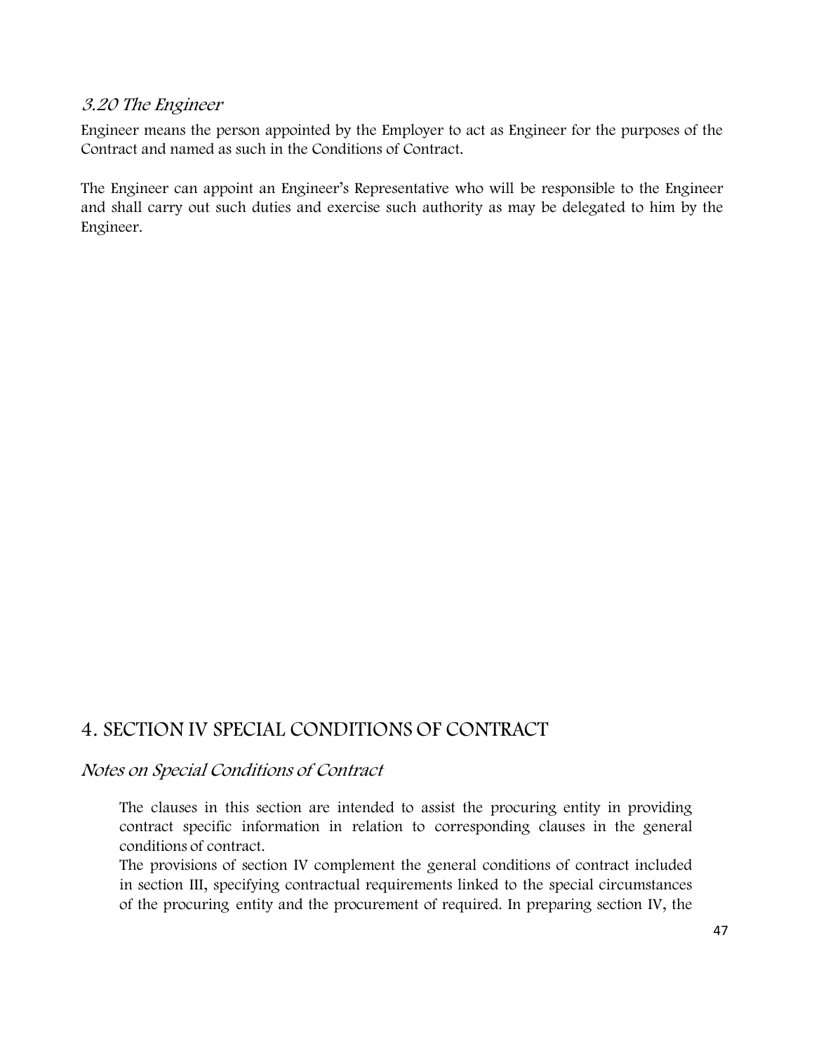### *3.20 The Engineer*

Engineer means the person appointed by the Employer to act as Engineer for the purposes of the Contract and named as such in the Conditions of Contract.

The Engineer can appoint an Engineer's Representative who will be responsible to the Engineer and shall carry out such duties and exercise such authority as may be delegated to him by the Engineer.

## 4. SECTION IV SPECIAL CONDITIONS OF CONTRACT

### *Notes on Special Conditions of Contract*

The clauses in this section are intended to assist the procuring entity in providing contract specific information in relation to corresponding clauses in the general conditions of contract.

The provisions of section IV complement the general conditions of contract included in section III, specifying contractual requirements linked to the special circumstances of the procuring entity and the procurement of required. In preparing section IV, the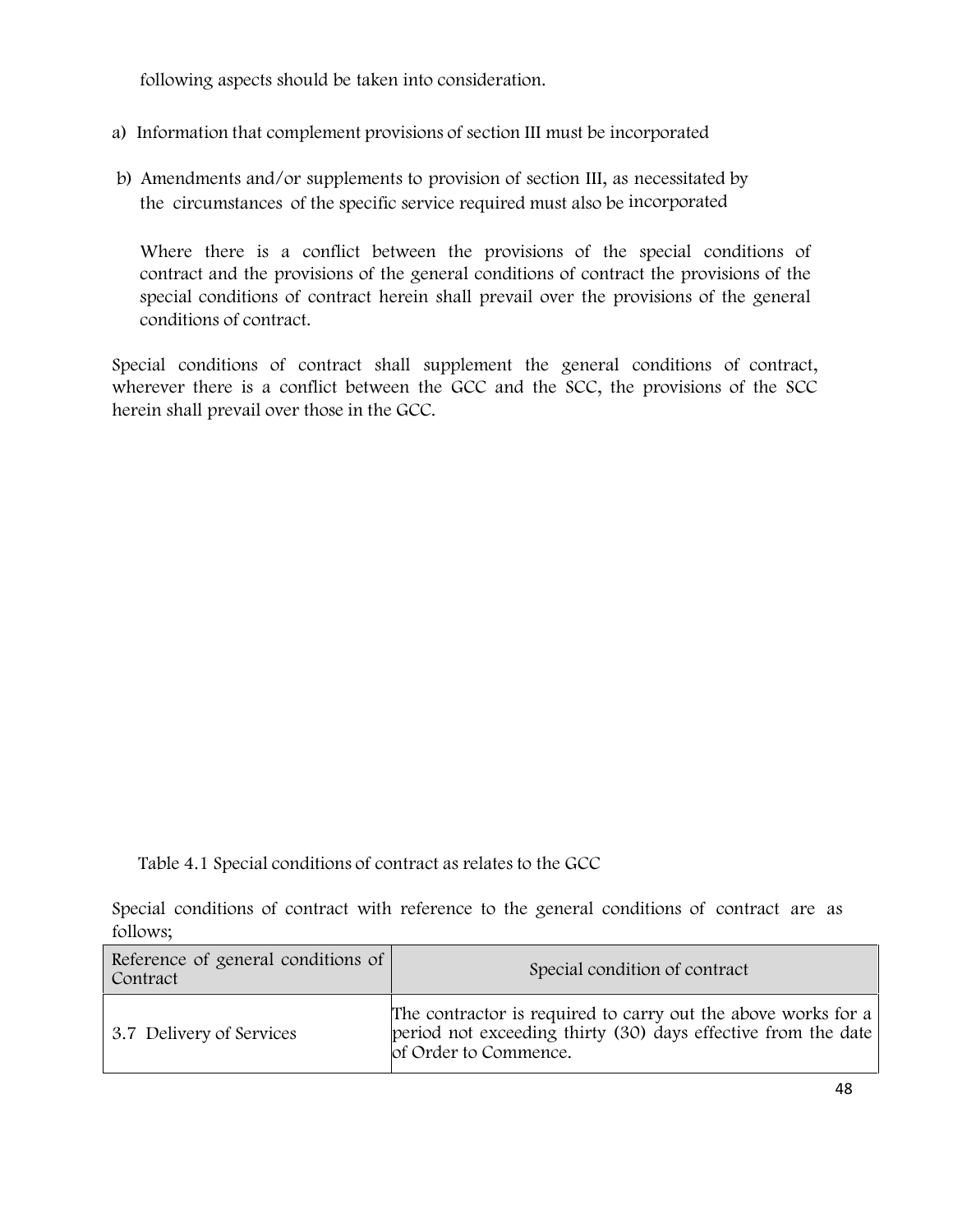following aspects should be taken into consideration.

a) Information that complement provisions of section III must be incorporated

b) Amendments and/or supplements to provision of section III, as necessitated by the circumstances of the specific service required must also be incorporated

   Where there is a conflict between the provisions of the special conditions of contract and the provisions of the general conditions of contract the provisions of the special conditions of contract herein shall prevail over the provisions of the general conditions of contract.

Special conditions of contract shall supplement the general conditions of contract, wherever there is a conflict between the GCC and the SCC, the provisions of the SCC herein shall prevail over those in the GCC.

Table 4.1 Special conditions of contract as relates to the GCC

Special conditions of contract with reference to the general conditions of contract are as follows;

| Reference of general conditions of Contract | Special condition of contract |
|---|---|
| 3.7 Delivery of Services | The contractor is required to carry out the above works for a period not exceeding thirty (30) days effective from the date of Order to Commence. |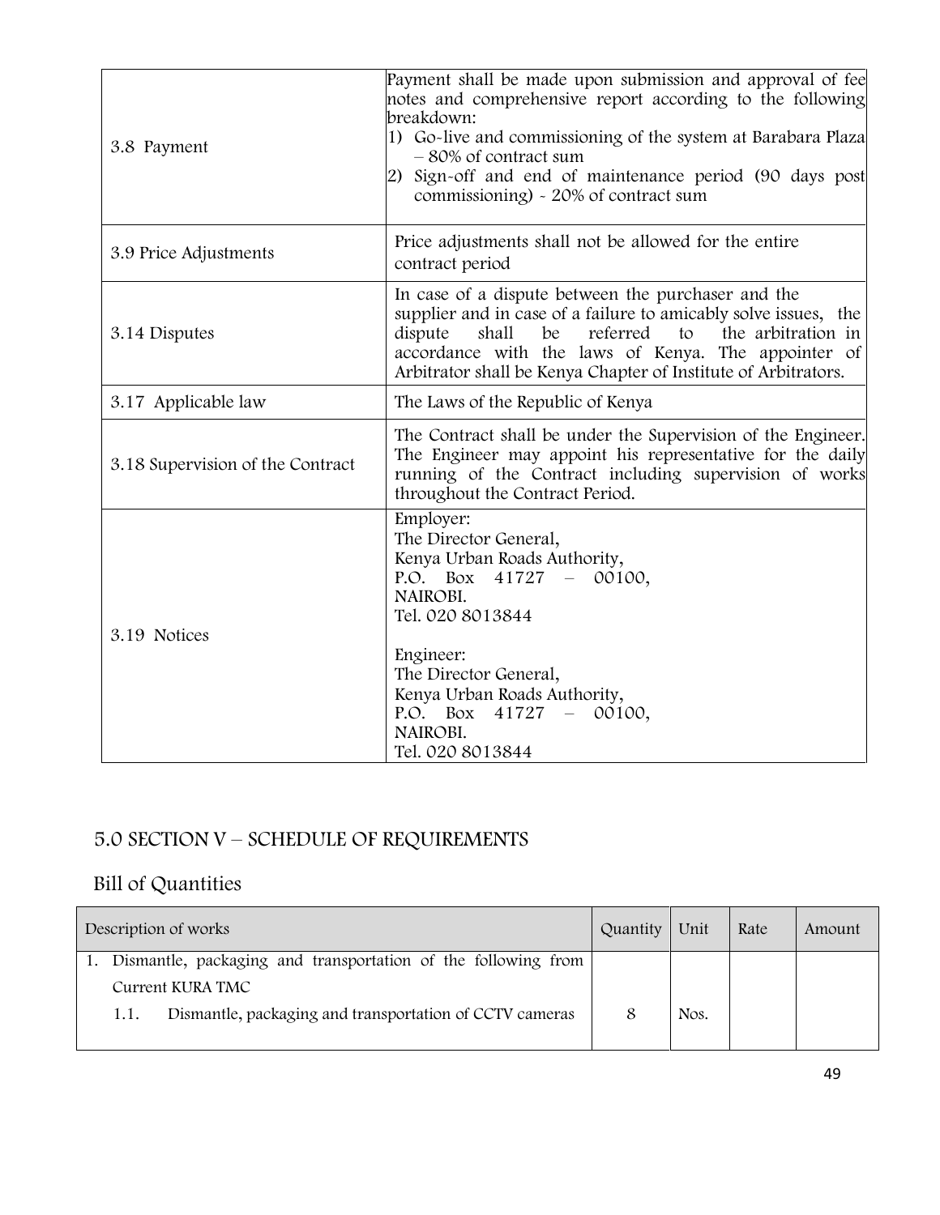| | |
|---|---|
| 3.8 Payment | Payment shall be made upon submission and approval of fee notes and comprehensive report according to the following breakdown:<br>1) Go-live and commissioning of the system at Barabara Plaza – 80% of contract sum<br>2) Sign-off and end of maintenance period (90 days post commissioning) - 20% of contract sum |
| 3.9 Price Adjustments | Price adjustments shall not be allowed for the entire contract period |
| 3.14 Disputes | In case of a dispute between the purchaser and the supplier and in case of a failure to amicably solve issues, the dispute shall be referred to the arbitration in accordance with the laws of Kenya. The appointer of Arbitrator shall be Kenya Chapter of Institute of Arbitrators. |
| 3.17 Applicable law | The Laws of the Republic of Kenya |
| 3.18 Supervision of the Contract | The Contract shall be under the Supervision of the Engineer. The Engineer may appoint his representative for the daily running of the Contract including supervision of works throughout the Contract Period. |
| 3.19 Notices | Employer:<br>The Director General,<br>Kenya Urban Roads Authority,<br>P.O. Box 41727 – 00100,<br>NAIROBI.<br>Tel. 020 8013844<br><br>Engineer:<br>The Director General,<br>Kenya Urban Roads Authority,<br>P.O. Box 41727 – 00100,<br>NAIROBI.<br>Tel. 020 8013844 |

## 5.0 SECTION V – SCHEDULE OF REQUIREMENTS

### Bill of Quantities

| Description of works | Quantity | Unit | Rate | Amount |
|---|---|---|---|---|
| 1. Dismantle, packaging and transportation of the following from Current KURA TMC | | | | |
| 1.1. Dismantle, packaging and transportation of CCTV cameras | 8 | Nos. | | |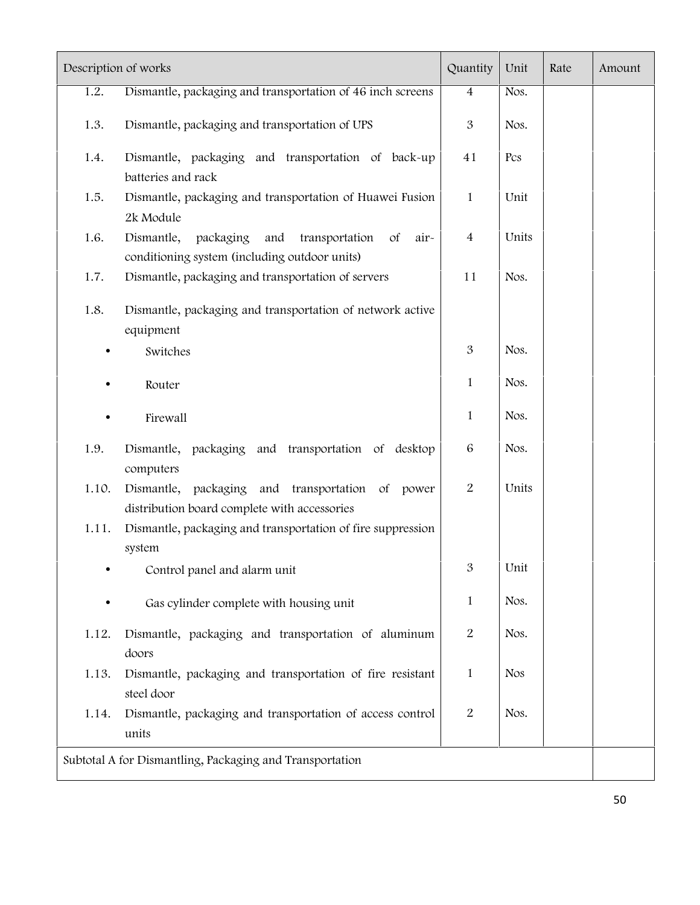| Description of works | | Quantity | Unit | Rate | Amount |
|---|---|---|---|---|---|
| 1.2. | Dismantle, packaging and transportation of 46 inch screens | 4 | Nos. | | |
| 1.3. | Dismantle, packaging and transportation of UPS | 3 | Nos. | | |
| 1.4. | Dismantle, packaging and transportation of back-up batteries and rack | 41 | Pcs | | |
| 1.5. | Dismantle, packaging and transportation of Huawei Fusion 2k Module | 1 | Unit | | |
| 1.6. | Dismantle, packaging and transportation of air-conditioning system (including outdoor units) | 4 | Units | | |
| 1.7. | Dismantle, packaging and transportation of servers | 11 | Nos. | | |
| 1.8. | Dismantle, packaging and transportation of network active equipment | | | | |
| • | Switches | 3 | Nos. | | |
| • | Router | 1 | Nos. | | |
| • | Firewall | 1 | Nos. | | |
| 1.9. | Dismantle, packaging and transportation of desktop computers | 6 | Nos. | | |
| 1.10. | Dismantle, packaging and transportation of power distribution board complete with accessories | 2 | Units | | |
| 1.11. | Dismantle, packaging and transportation of fire suppression system | | | | |
| • | Control panel and alarm unit | 3 | Unit | | |
| • | Gas cylinder complete with housing unit | 1 | Nos. | | |
| 1.12. | Dismantle, packaging and transportation of aluminum doors | 2 | Nos. | | |
| 1.13. | Dismantle, packaging and transportation of fire resistant steel door | 1 | Nos | | |
| 1.14. | Dismantle, packaging and transportation of access control units | 2 | Nos. | | |
| Subtotal A for Dismantling, Packaging and Transportation | | | | | |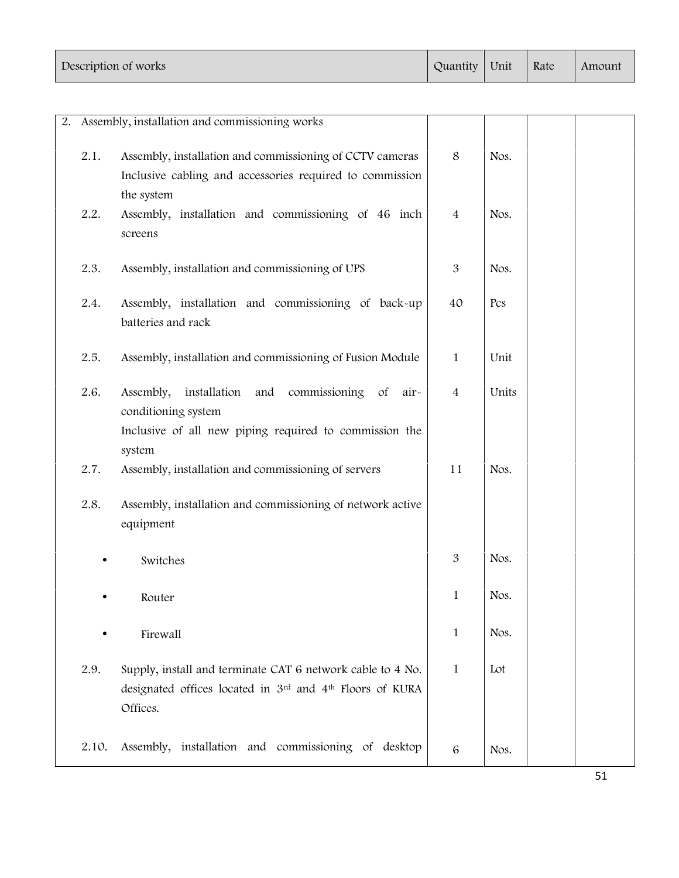| Description of works | Quantity | Unit | Rate | Amount |
|---|---|---|---|---|
| 2. Assembly, installation and commissioning works | | | | |
| 2.1. Assembly, installation and commissioning of CCTV cameras Inclusive cabling and accessories required to commission the system | 8 | Nos. | | |
| 2.2. Assembly, installation and commissioning of 46 inch screens | 4 | Nos. | | |
| 2.3. Assembly, installation and commissioning of UPS | 3 | Nos. | | |
| 2.4. Assembly, installation and commissioning of back-up batteries and rack | 40 | Pcs | | |
| 2.5. Assembly, installation and commissioning of Fusion Module | 1 | Unit | | |
| 2.6. Assembly, installation and commissioning of air-conditioning system Inclusive of all new piping required to commission the system | 4 | Units | | |
| 2.7. Assembly, installation and commissioning of servers | 11 | Nos. | | |
| 2.8. Assembly, installation and commissioning of network active equipment | | | | |
| • Switches | 3 | Nos. | | |
| • Router | 1 | Nos. | | |
| • Firewall | 1 | Nos. | | |
| 2.9. Supply, install and terminate CAT 6 network cable to 4 No. designated offices located in 3rd and 4th Floors of KURA Offices. | 1 | Lot | | |
| 2.10. Assembly, installation and commissioning of desktop | 6 | Nos. | | |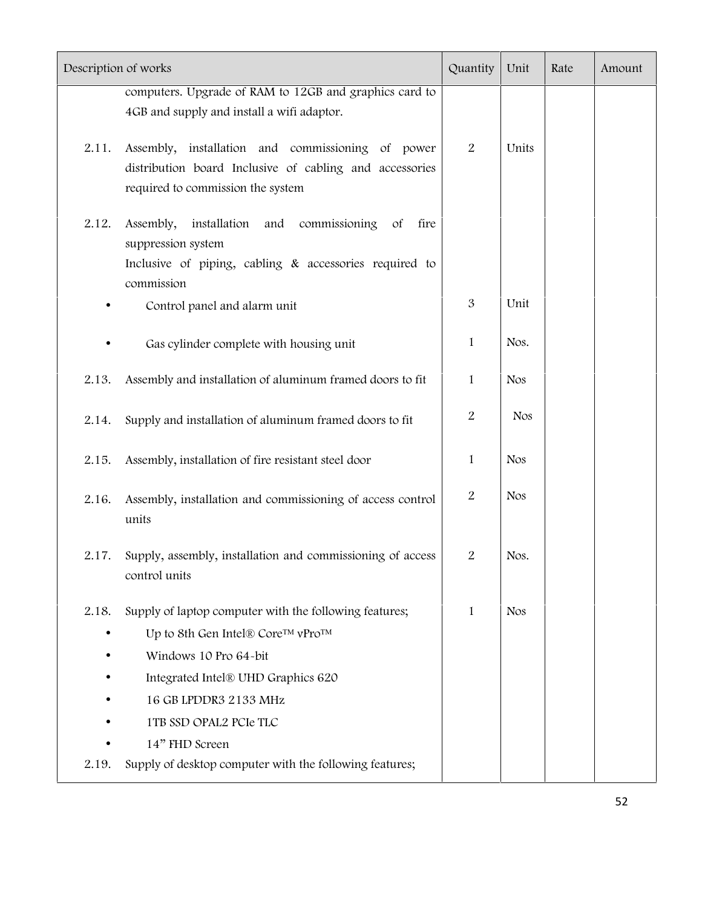| Description of works | | Quantity | Unit | Rate | Amount |
|---|---|---|---|---|---|
| | computers. Upgrade of RAM to 12GB and graphics card to 4GB and supply and install a wifi adaptor. | | | | |
| 2.11. | Assembly, installation and commissioning of power distribution board Inclusive of cabling and accessories required to commission the system | 2 | Units | | |
| 2.12. | Assembly, installation and commissioning of fire suppression system<br>Inclusive of piping, cabling & accessories required to commission | | | | |
| • | Control panel and alarm unit | 3 | Unit | | |
| • | Gas cylinder complete with housing unit | 1 | Nos. | | |
| 2.13. | Assembly and installation of aluminum framed doors to fit | 1 | Nos | | |
| 2.14. | Supply and installation of aluminum framed doors to fit | 2 | Nos | | |
| 2.15. | Assembly, installation of fire resistant steel door | 1 | Nos | | |
| 2.16. | Assembly, installation and commissioning of access control units | 2 | Nos | | |
| 2.17. | Supply, assembly, installation and commissioning of access control units | 2 | Nos. | | |
| 2.18. | Supply of laptop computer with the following features;<br>• Up to 8th Gen Intel® Core™ vPro™<br>• Windows 10 Pro 64-bit<br>• Integrated Intel® UHD Graphics 620<br>• 16 GB LPDDR3 2133 MHz<br>• 1TB SSD OPAL2 PCIe TLC<br>• 14" FHD Screen | 1 | Nos | | |
| 2.19. | Supply of desktop computer with the following features; | | | | |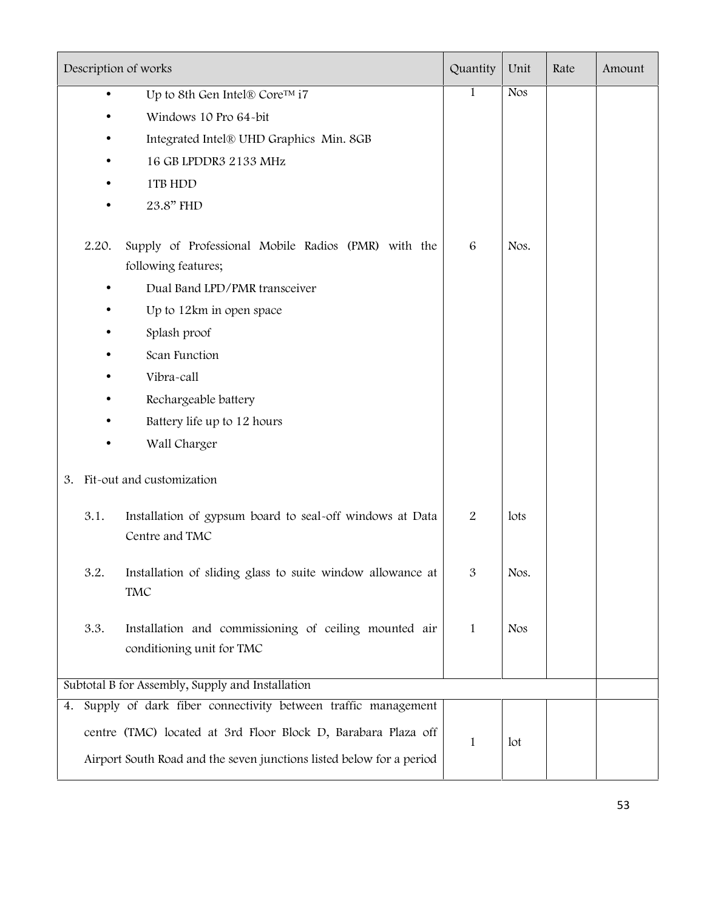| Description of works | Quantity | Unit | Rate | Amount |
|---|---|---|---|---|
| • Up to 8th Gen Intel® Core™ i7<br>• Windows 10 Pro 64-bit<br>• Integrated Intel® UHD Graphics Min. 8GB<br>• 16 GB LPDDR3 2133 MHz<br>• 1TB HDD<br>• 23.8" FHD | 1 | Nos | | |
| 2.20. Supply of Professional Mobile Radios (PMR) with the following features;<br>• Dual Band LPD/PMR transceiver<br>• Up to 12km in open space<br>• Splash proof<br>• Scan Function<br>• Vibra-call<br>• Rechargeable battery<br>• Battery life up to 12 hours<br>• Wall Charger | 6 | Nos. | | |
| 3. Fit-out and customization | | | | |
| 3.1. Installation of gypsum board to seal-off windows at Data Centre and TMC | 2 | lots | | |
| 3.2. Installation of sliding glass to suite window allowance at TMC | 3 | Nos. | | |
| 3.3. Installation and commissioning of ceiling mounted air conditioning unit for TMC | 1 | Nos | | |
| Subtotal B for Assembly, Supply and Installation | | | | |
| 4. Supply of dark fiber connectivity between traffic management centre (TMC) located at 3rd Floor Block D, Barabara Plaza off Airport South Road and the seven junctions listed below for a period | 1 | lot | | |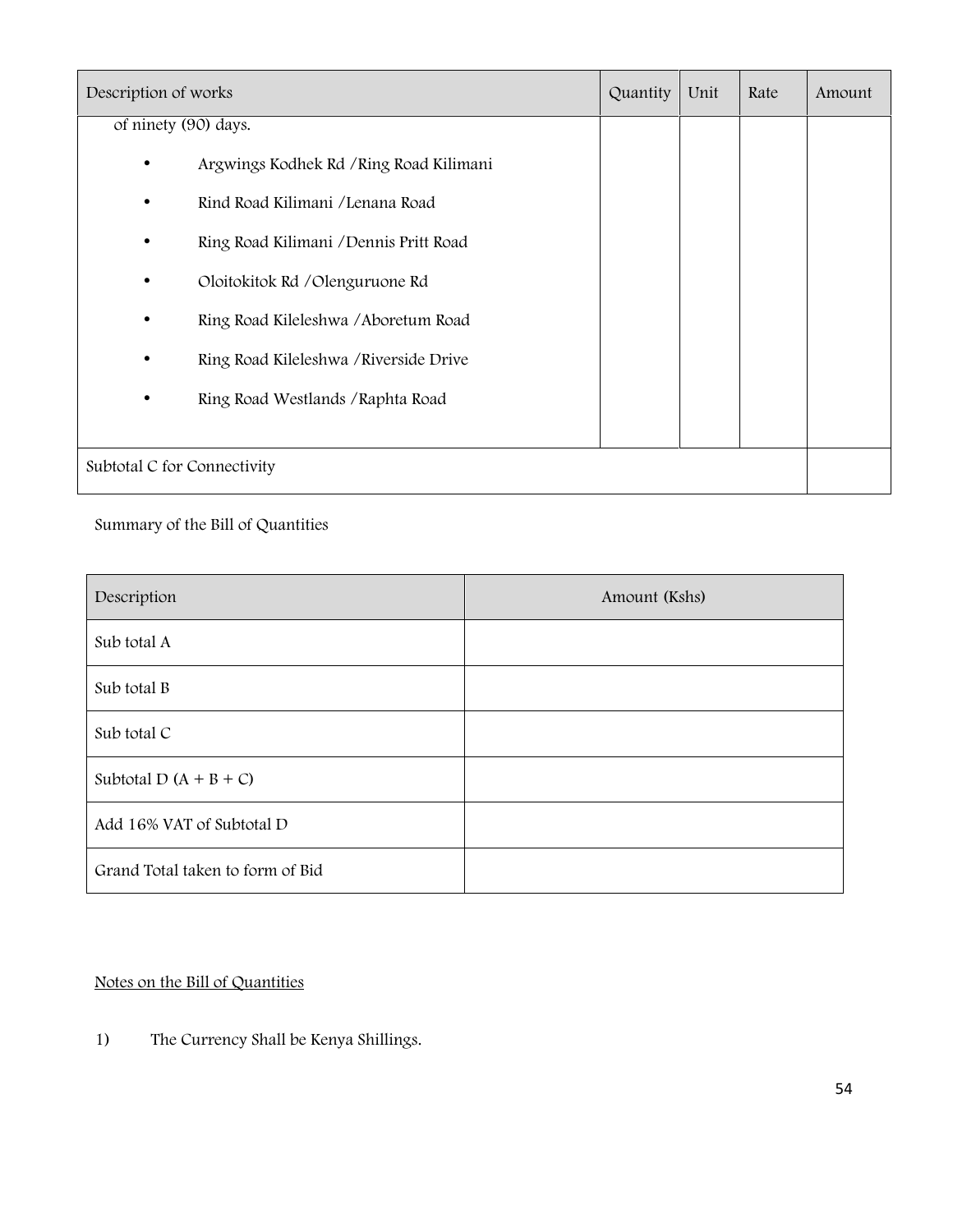| Description of works | Quantity | Unit | Rate | Amount |
|---|---|---|---|---|
| of ninety (90) days.<br>• Argwings Kodhek Rd /Ring Road Kilimani<br>• Rind Road Kilimani /Lenana Road<br>• Ring Road Kilimani /Dennis Pritt Road<br>• Oloitokitok Rd /Olenguruone Rd<br>• Ring Road Kileleshwa /Aboretum Road<br>• Ring Road Kileleshwa /Riverside Drive<br>• Ring Road Westlands /Raphta Road | | | | |
| Subtotal C for Connectivity | | | | |

Summary of the Bill of Quantities

| Description | Amount (Kshs) |
|---|---|
| Sub total A | |
| Sub total B | |
| Sub total C | |
| Subtotal D (A + B + C) | |
| Add 16% VAT of Subtotal D | |
| Grand Total taken to form of Bid | |

<u>Notes on the Bill of Quantities</u>

1) The Currency Shall be Kenya Shillings.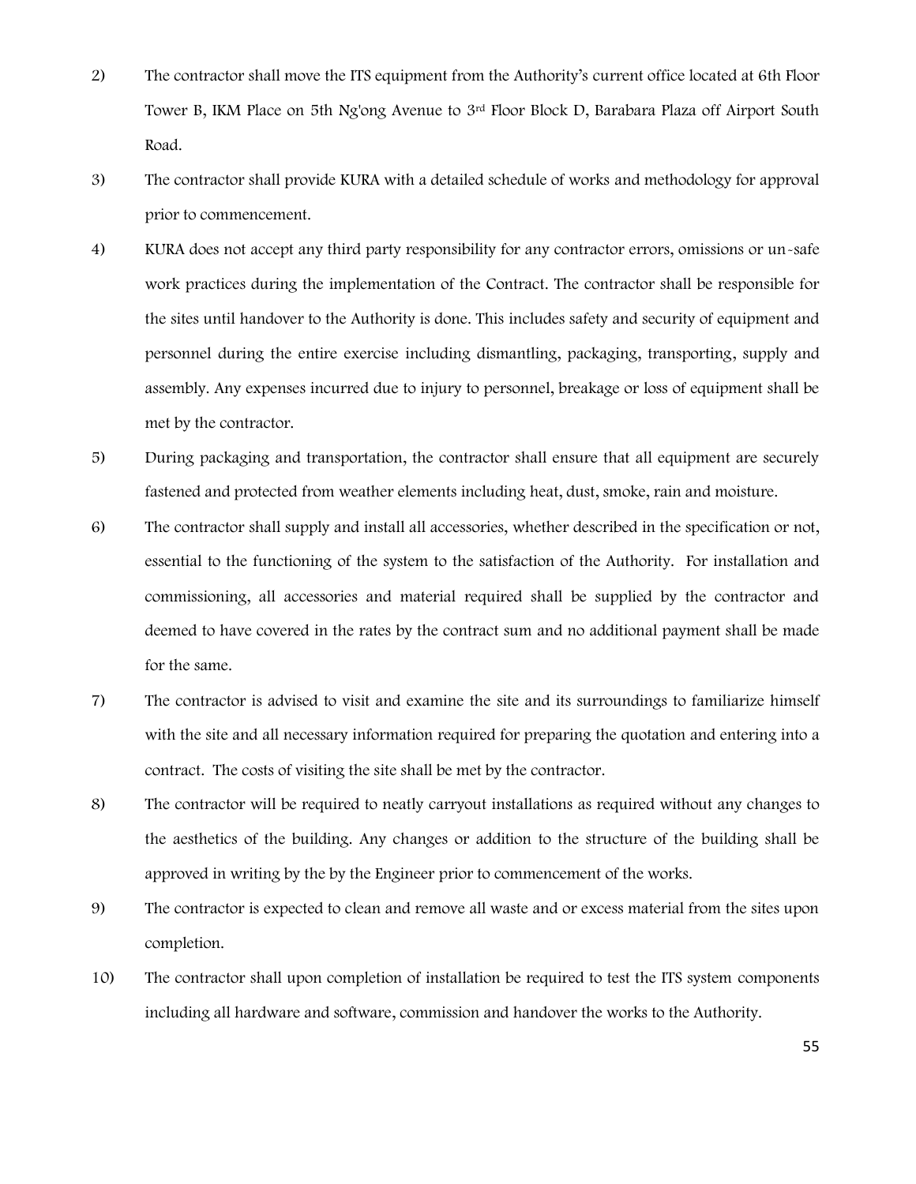2) The contractor shall move the ITS equipment from the Authority's current office located at 6th Floor Tower B, IKM Place on 5th Ng'ong Avenue to 3rd Floor Block D, Barabara Plaza off Airport South Road.

3) The contractor shall provide KURA with a detailed schedule of works and methodology for approval prior to commencement.

4) KURA does not accept any third party responsibility for any contractor errors, omissions or un-safe work practices during the implementation of the Contract. The contractor shall be responsible for the sites until handover to the Authority is done. This includes safety and security of equipment and personnel during the entire exercise including dismantling, packaging, transporting, supply and assembly. Any expenses incurred due to injury to personnel, breakage or loss of equipment shall be met by the contractor.

5) During packaging and transportation, the contractor shall ensure that all equipment are securely fastened and protected from weather elements including heat, dust, smoke, rain and moisture.

6) The contractor shall supply and install all accessories, whether described in the specification or not, essential to the functioning of the system to the satisfaction of the Authority. For installation and commissioning, all accessories and material required shall be supplied by the contractor and deemed to have covered in the rates by the contract sum and no additional payment shall be made for the same.

7) The contractor is advised to visit and examine the site and its surroundings to familiarize himself with the site and all necessary information required for preparing the quotation and entering into a contract. The costs of visiting the site shall be met by the contractor.

8) The contractor will be required to neatly carryout installations as required without any changes to the aesthetics of the building. Any changes or addition to the structure of the building shall be approved in writing by the by the Engineer prior to commencement of the works.

9) The contractor is expected to clean and remove all waste and or excess material from the sites upon completion.

10) The contractor shall upon completion of installation be required to test the ITS system components including all hardware and software, commission and handover the works to the Authority.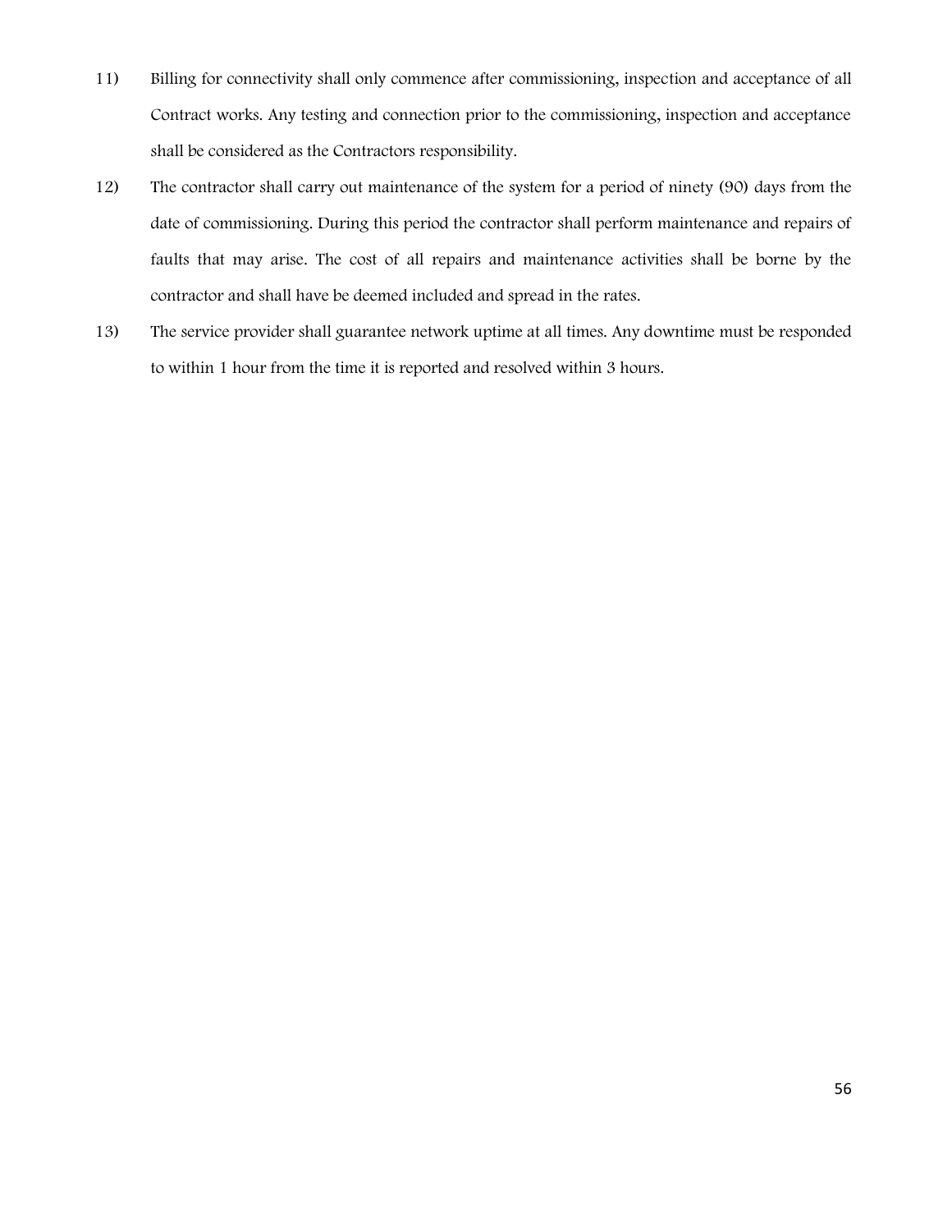11) Billing for connectivity shall only commence after commissioning, inspection and acceptance of all Contract works. Any testing and connection prior to the commissioning, inspection and acceptance shall be considered as the Contractors responsibility.

12) The contractor shall carry out maintenance of the system for a period of ninety (90) days from the date of commissioning. During this period the contractor shall perform maintenance and repairs of faults that may arise. The cost of all repairs and maintenance activities shall be borne by the contractor and shall have be deemed included and spread in the rates.

13) The service provider shall guarantee network uptime at all times. Any downtime must be responded to within 1 hour from the time it is reported and resolved within 3 hours.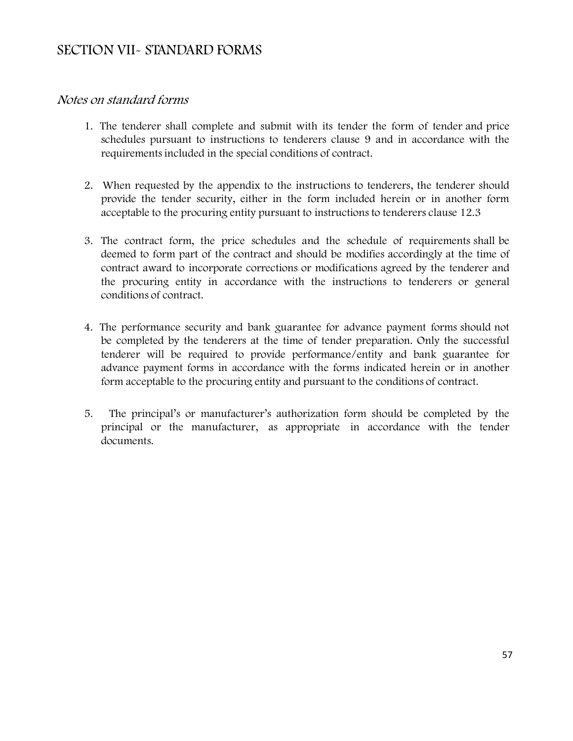## SECTION VII- STANDARD FORMS

### *Notes on standard forms*

1. The tenderer shall complete and submit with its tender the form of tender and price schedules pursuant to instructions to tenderers clause 9 and in accordance with the requirements included in the special conditions of contract.

2. When requested by the appendix to the instructions to tenderers, the tenderer should provide the tender security, either in the form included herein or in another form acceptable to the procuring entity pursuant to instructions to tenderers clause 12.3

3. The contract form, the price schedules and the schedule of requirements shall be deemed to form part of the contract and should be modifies accordingly at the time of contract award to incorporate corrections or modifications agreed by the tenderer and the procuring entity in accordance with the instructions to tenderers or general conditions of contract.

4. The performance security and bank guarantee for advance payment forms should not be completed by the tenderers at the time of tender preparation. Only the successful tenderer will be required to provide performance/entity and bank guarantee for advance payment forms in accordance with the forms indicated herein or in another form acceptable to the procuring entity and pursuant to the conditions of contract.

5. The principal's or manufacturer's authorization form should be completed by the principal or the manufacturer, as appropriate in accordance with the tender documents.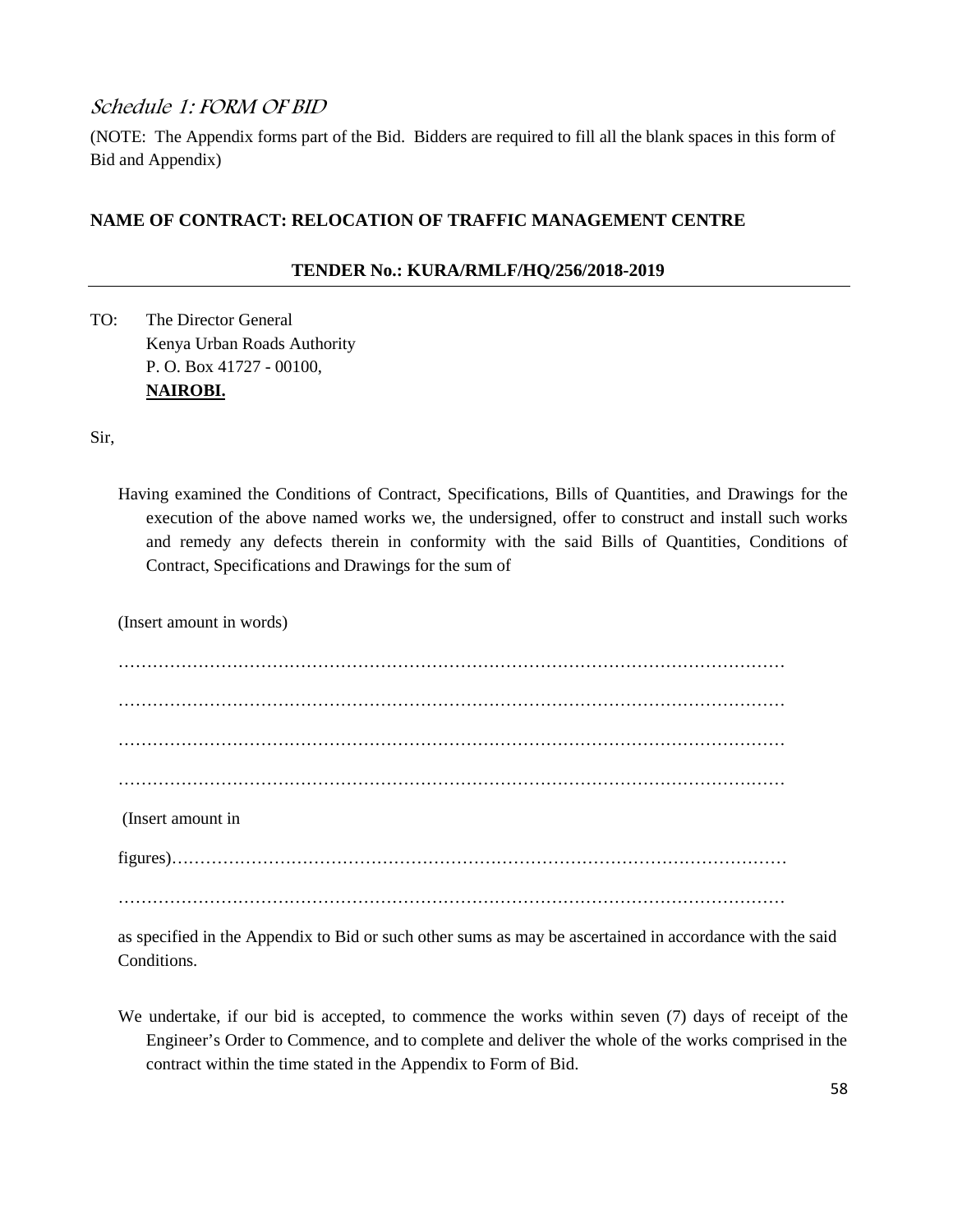## *Schedule 1: FORM OF BID*

(NOTE: The Appendix forms part of the Bid. Bidders are required to fill all the blank spaces in this form of Bid and Appendix)

**NAME OF CONTRACT: RELOCATION OF TRAFFIC MANAGEMENT CENTRE**

**TENDER No.: KURA/RMLF/HQ/256/2018-2019**

---

TO: The Director General
Kenya Urban Roads Authority
P. O. Box 41727 - 00100,
**NAIROBI.**

Sir,

Having examined the Conditions of Contract, Specifications, Bills of Quantities, and Drawings for the execution of the above named works we, the undersigned, offer to construct and install such works and remedy any defects therein in conformity with the said Bills of Quantities, Conditions of Contract, Specifications and Drawings for the sum of

(Insert amount in words)

…………………………………………………………………………………………………

…………………………………………………………………………………………………

…………………………………………………………………………………………………

…………………………………………………………………………………………………

(Insert amount in

figures)……………………………………………………………………………………………

…………………………………………………………………………………………………

as specified in the Appendix to Bid or such other sums as may be ascertained in accordance with the said Conditions.

We undertake, if our bid is accepted, to commence the works within seven (7) days of receipt of the Engineer's Order to Commence, and to complete and deliver the whole of the works comprised in the contract within the time stated in the Appendix to Form of Bid.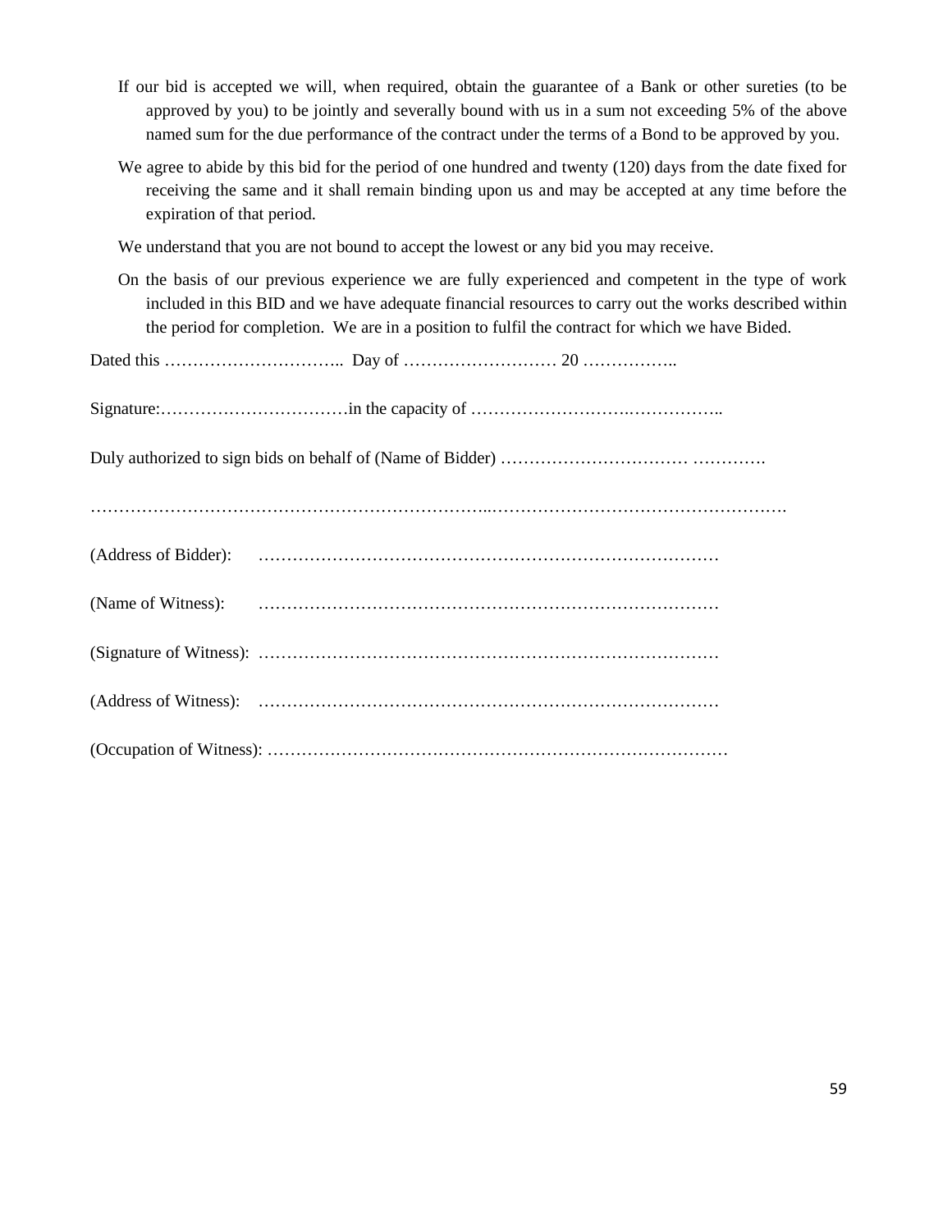If our bid is accepted we will, when required, obtain the guarantee of a Bank or other sureties (to be approved by you) to be jointly and severally bound with us in a sum not exceeding 5% of the above named sum for the due performance of the contract under the terms of a Bond to be approved by you.

We agree to abide by this bid for the period of one hundred and twenty (120) days from the date fixed for receiving the same and it shall remain binding upon us and may be accepted at any time before the expiration of that period.

We understand that you are not bound to accept the lowest or any bid you may receive.

On the basis of our previous experience we are fully experienced and competent in the type of work included in this BID and we have adequate financial resources to carry out the works described within the period for completion. We are in a position to fulfil the contract for which we have Bided.

Dated this ………………………….. Day of ……………………… 20 ……………..

Signature:……………………………in the capacity of ……………………….……………..

Duly authorized to sign bids on behalf of (Name of Bidder) …………………………… ………….

……………………………………………………..…………………………………………….

(Address of Bidder): ………………………………………………………………………

(Name of Witness): ………………………………………………………………………

(Signature of Witness): ………………………………………………………………………

(Address of Witness): ………………………………………………………………………

(Occupation of Witness): ………………………………………………………………………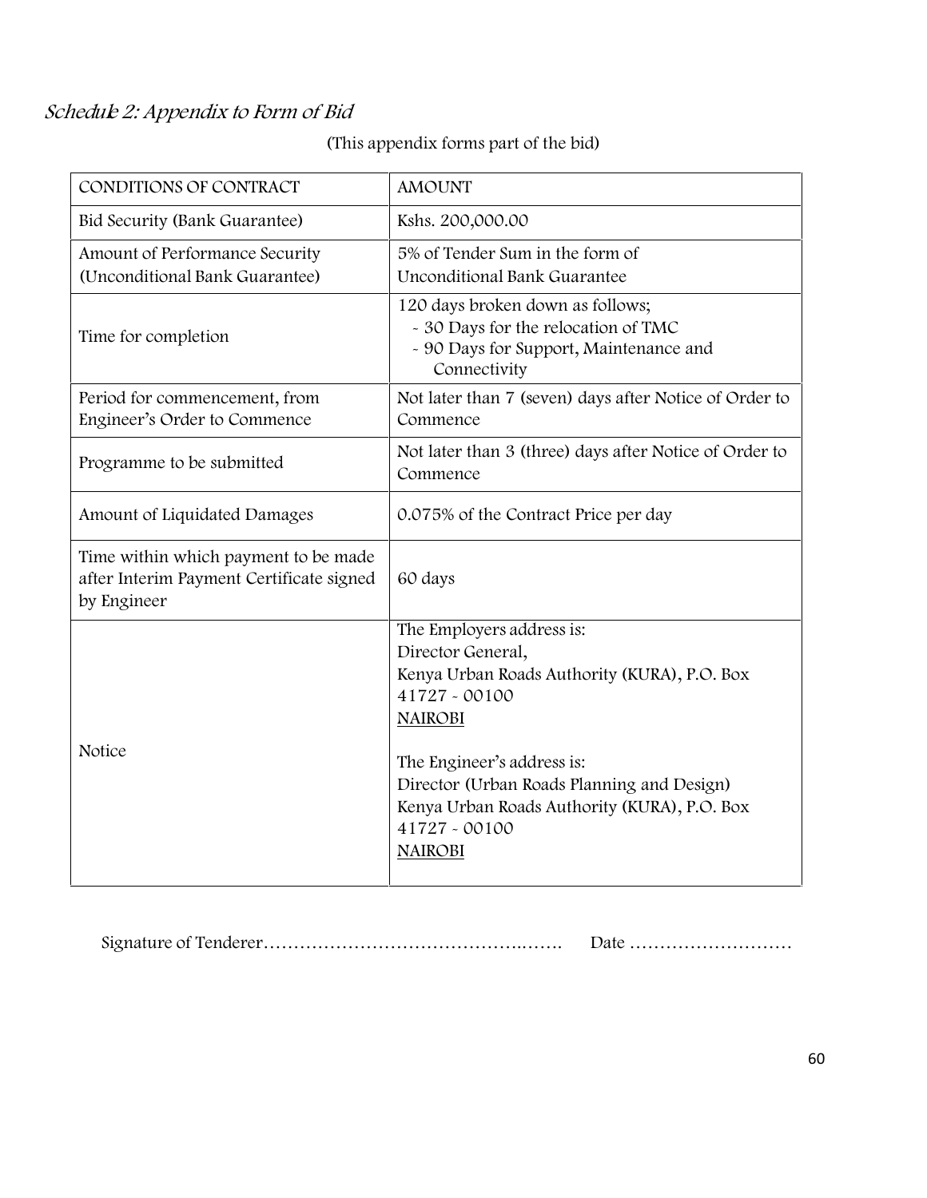## *Schedule 2: Appendix to Form of Bid*

(This appendix forms part of the bid)

| CONDITIONS OF CONTRACT | AMOUNT |
|---|---|
| Bid Security (Bank Guarantee) | Kshs. 200,000.00 |
| Amount of Performance Security (Unconditional Bank Guarantee) | 5% of Tender Sum in the form of Unconditional Bank Guarantee |
| Time for completion | 120 days broken down as follows;<br>- 30 Days for the relocation of TMC<br>- 90 Days for Support, Maintenance and Connectivity |
| Period for commencement, from Engineer's Order to Commence | Not later than 7 (seven) days after Notice of Order to Commence |
| Programme to be submitted | Not later than 3 (three) days after Notice of Order to Commence |
| Amount of Liquidated Damages | 0.075% of the Contract Price per day |
| Time within which payment to be made after Interim Payment Certificate signed by Engineer | 60 days |
| Notice | The Employers address is:<br>Director General,<br>Kenya Urban Roads Authority (KURA), P.O. Box 41727 - 00100<br>NAIROBI<br><br>The Engineer's address is:<br>Director (Urban Roads Planning and Design)<br>Kenya Urban Roads Authority (KURA), P.O. Box 41727 - 00100<br>NAIROBI |

Signature of Tenderer………………………………………..……. Date ………………………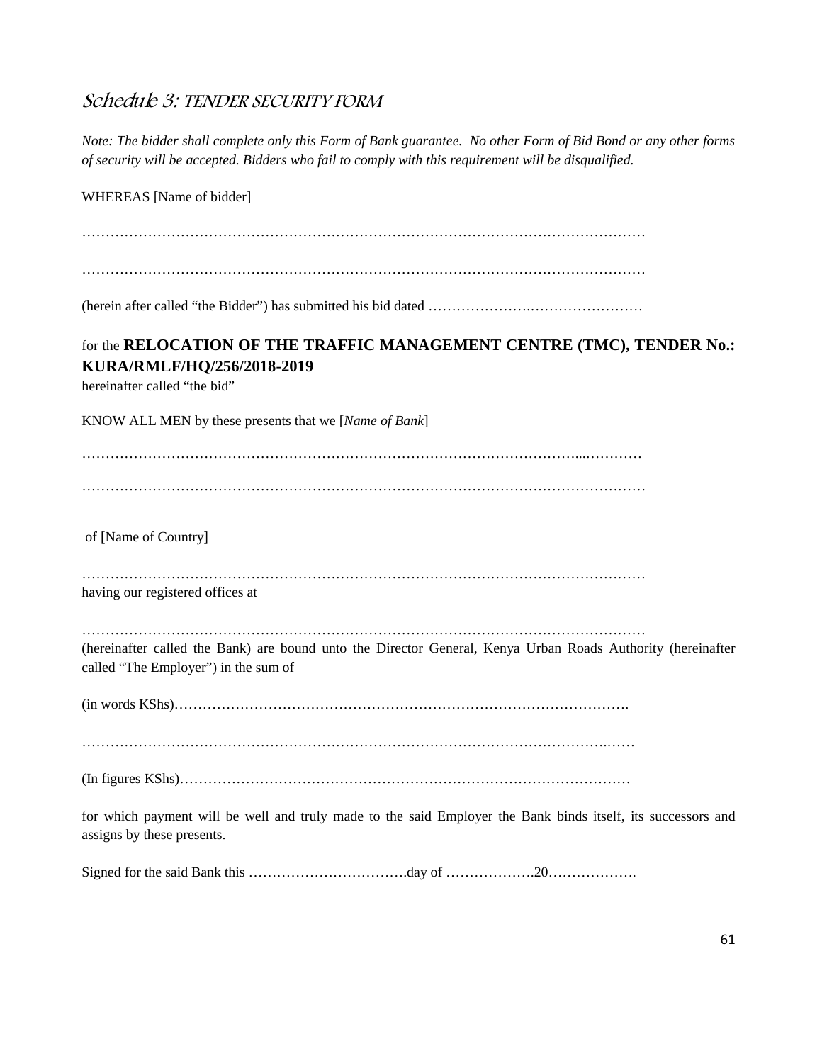## *Schedule 3: TENDER SECURITY FORM*

*Note: The bidder shall complete only this Form of Bank guarantee. No other Form of Bid Bond or any other forms of security will be accepted. Bidders who fail to comply with this requirement will be disqualified.*

WHEREAS [Name of bidder]

……………………………………………………………………………………………………………

……………………………………………………………………………………………………………

(herein after called "the Bidder") has submitted his bid dated ……………………………………………

for the **RELOCATION OF THE TRAFFIC MANAGEMENT CENTRE (TMC), TENDER No.: KURA/RMLF/HQ/256/2018-2019**
hereinafter called "the bid"

KNOW ALL MEN by these presents that we [*Name of Bank*]

……………………………………………………………………………………………………...…………

……………………………………………………………………………………………………………

of [Name of Country]

……………………………………………………………………………………………………………
having our registered offices at

……………………………………………………………………………………………………………
(hereinafter called the Bank) are bound unto the Director General, Kenya Urban Roads Authority (hereinafter called "The Employer") in the sum of

(in words KShs)……………………………………………………………………………………….

…………………………………………………………………………………………………….……

(In figures KShs)……………………………………………………………………………………

for which payment will be well and truly made to the said Employer the Bank binds itself, its successors and assigns by these presents.

Signed for the said Bank this …………………………….day of ……………….20……………….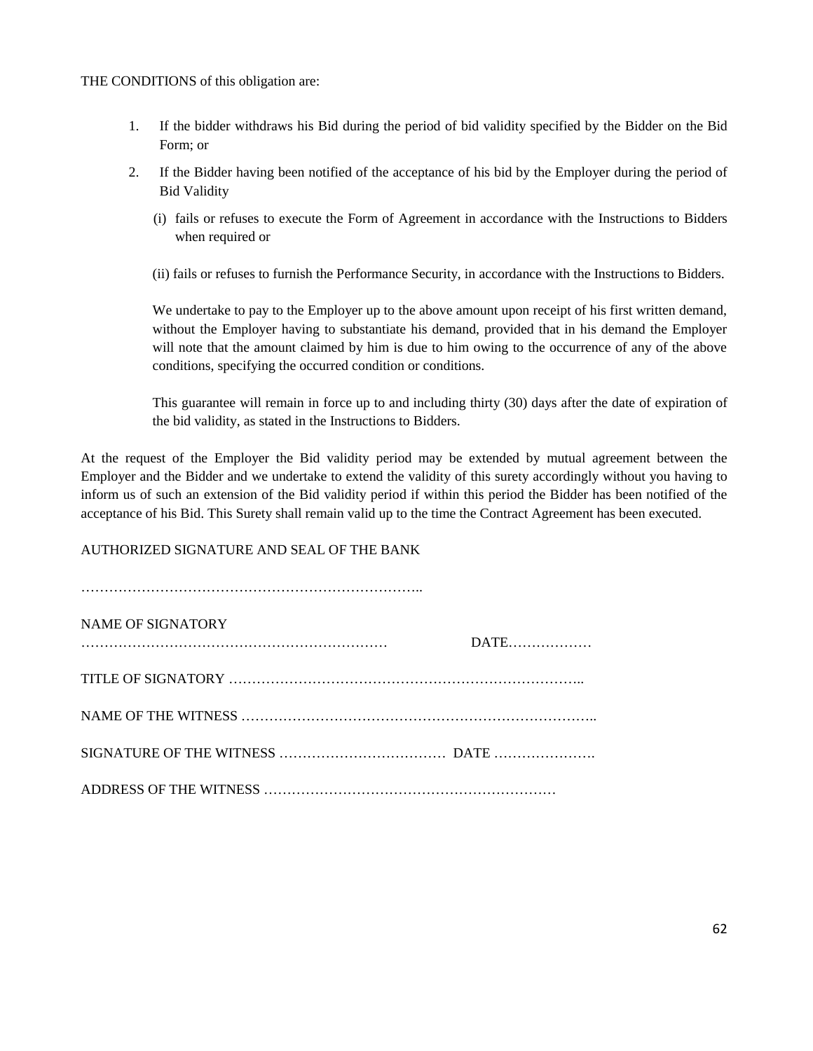THE CONDITIONS of this obligation are:

1. If the bidder withdraws his Bid during the period of bid validity specified by the Bidder on the Bid Form; or

2. If the Bidder having been notified of the acceptance of his bid by the Employer during the period of Bid Validity

   (i) fails or refuses to execute the Form of Agreement in accordance with the Instructions to Bidders when required or

   (ii) fails or refuses to furnish the Performance Security, in accordance with the Instructions to Bidders.

   We undertake to pay to the Employer up to the above amount upon receipt of his first written demand, without the Employer having to substantiate his demand, provided that in his demand the Employer will note that the amount claimed by him is due to him owing to the occurrence of any of the above conditions, specifying the occurred condition or conditions.

   This guarantee will remain in force up to and including thirty (30) days after the date of expiration of the bid validity, as stated in the Instructions to Bidders.

At the request of the Employer the Bid validity period may be extended by mutual agreement between the Employer and the Bidder and we undertake to extend the validity of this surety accordingly without you having to inform us of such an extension of the Bid validity period if within this period the Bidder has been notified of the acceptance of his Bid. This Surety shall remain valid up to the time the Contract Agreement has been executed.

AUTHORIZED SIGNATURE AND SEAL OF THE BANK

………………………………………………………………..

NAME OF SIGNATORY

………………………………………………………… DATE………………

TITLE OF SIGNATORY ………………………………………………………………..

NAME OF THE WITNESS ………………………………………………………………..

SIGNATURE OF THE WITNESS ……………………………… DATE ………………….

ADDRESS OF THE WITNESS ……………………………………………………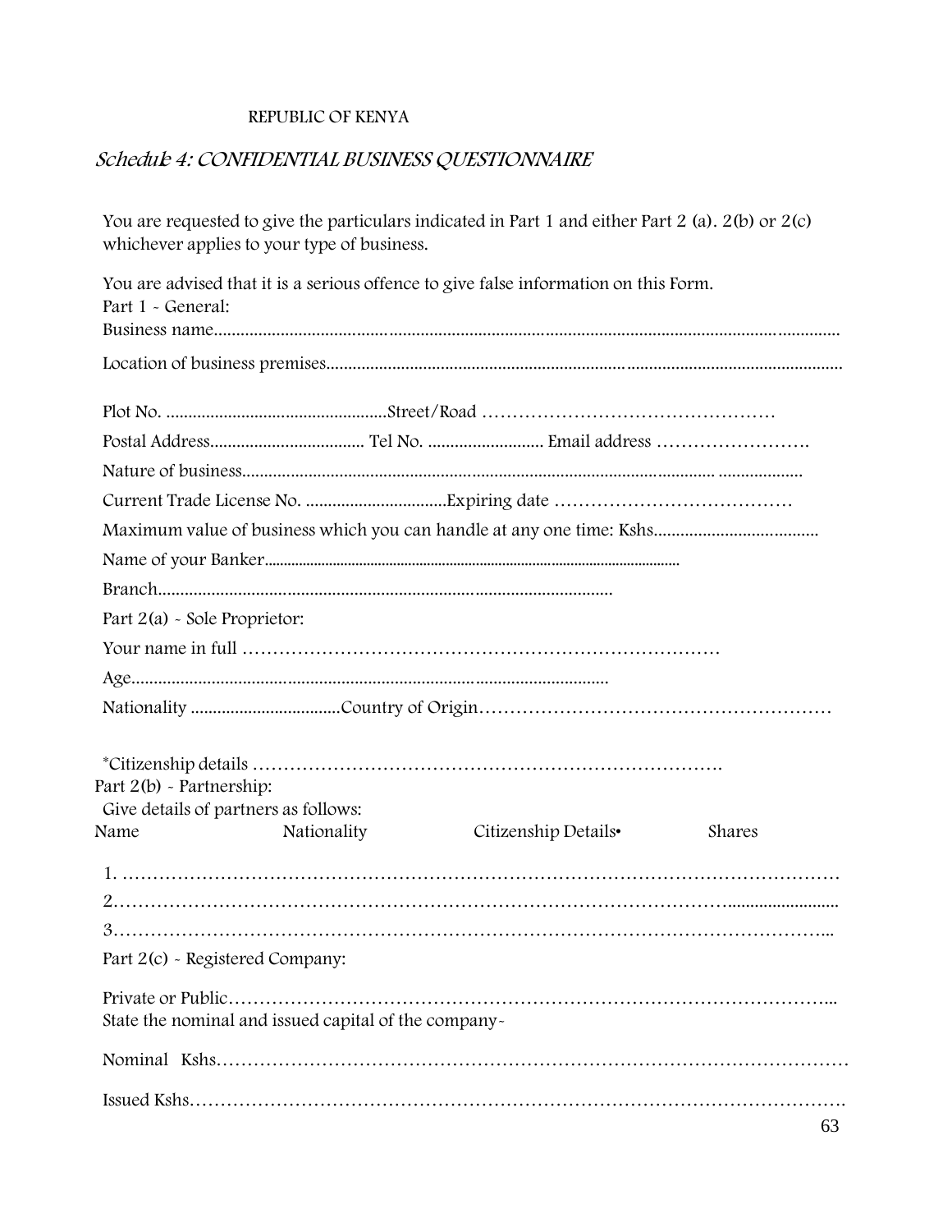REPUBLIC OF KENYA

## *Schedule 4: CONFIDENTIAL BUSINESS QUESTIONNAIRE*

You are requested to give the particulars indicated in Part 1 and either Part 2 (a). 2(b) or 2(c) whichever applies to your type of business.

You are advised that it is a serious offence to give false information on this Form.

Part 1 - General:

Business name.............................................................................................................................................

Location of business premises.................................................................................................................

Plot No. ..................................................Street/Road …………………………………………

Postal Address.................................. Tel No. .......................... Email address …………………….

Nature of business......................................................................................................................................

Current Trade License No. ................................Expiring date …………………………………

Maximum value of business which you can handle at any one time: Kshs.....................................

Name of your Banker...........................................................................................................

Branch.......................................................................................................

Part 2(a) - Sole Proprietor:

Your name in full …………………………………………………………………

Age...........................................................................................................

Nationality ..................................Country of Origin…………………………………………………

*Citizenship details ……………………………………………………………….

Part 2(b) - Partnership:

Give details of partners as follows:

Name Nationality Citizenship Details• Shares

1. …………………………………………………………………………………………………

2.………………………………………………………………………………………..........................

3.………………………………………………………………………………………………...

Part 2(c) - Registered Company:

Private or Public……………………………………………………………………………………...

State the nominal and issued capital of the company-

Nominal Kshs……………………………………………………………………………………

Issued Kshs………………………………………………………………………………………….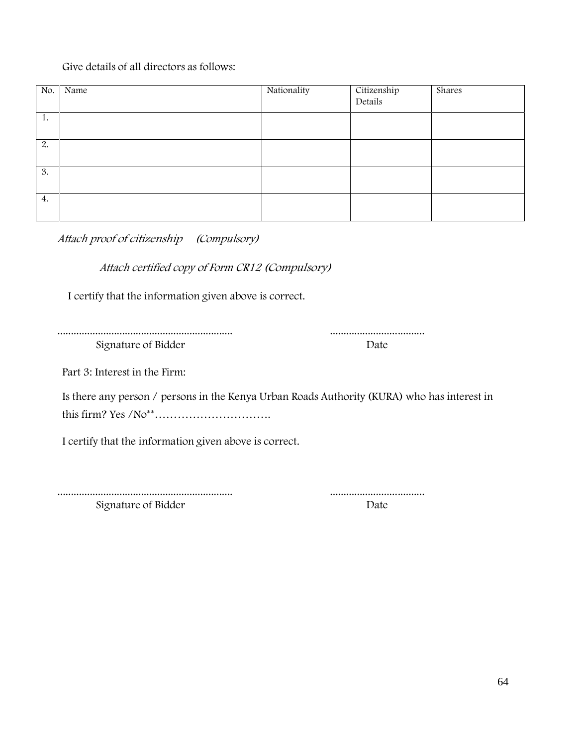Give details of all directors as follows:

| No. | Name | Nationality | Citizenship Details | Shares |
|---|---|---|---|---|
| 1. | | | | |
| 2. | | | | |
| 3. | | | | |
| 4. | | | | |

*Attach proof of citizenship (Compulsory)*

*Attach certified copy of Form CR12 (Compulsory)*

I certify that the information given above is correct.

.................................................................  ...................................

Signature of Bidder  Date

Part 3: Interest in the Firm:

Is there any person / persons in the Kenya Urban Roads Authority (KURA) who has interest in this firm? Yes /No**………………………….

I certify that the information given above is correct.

.................................................................  ...................................

Signature of Bidder  Date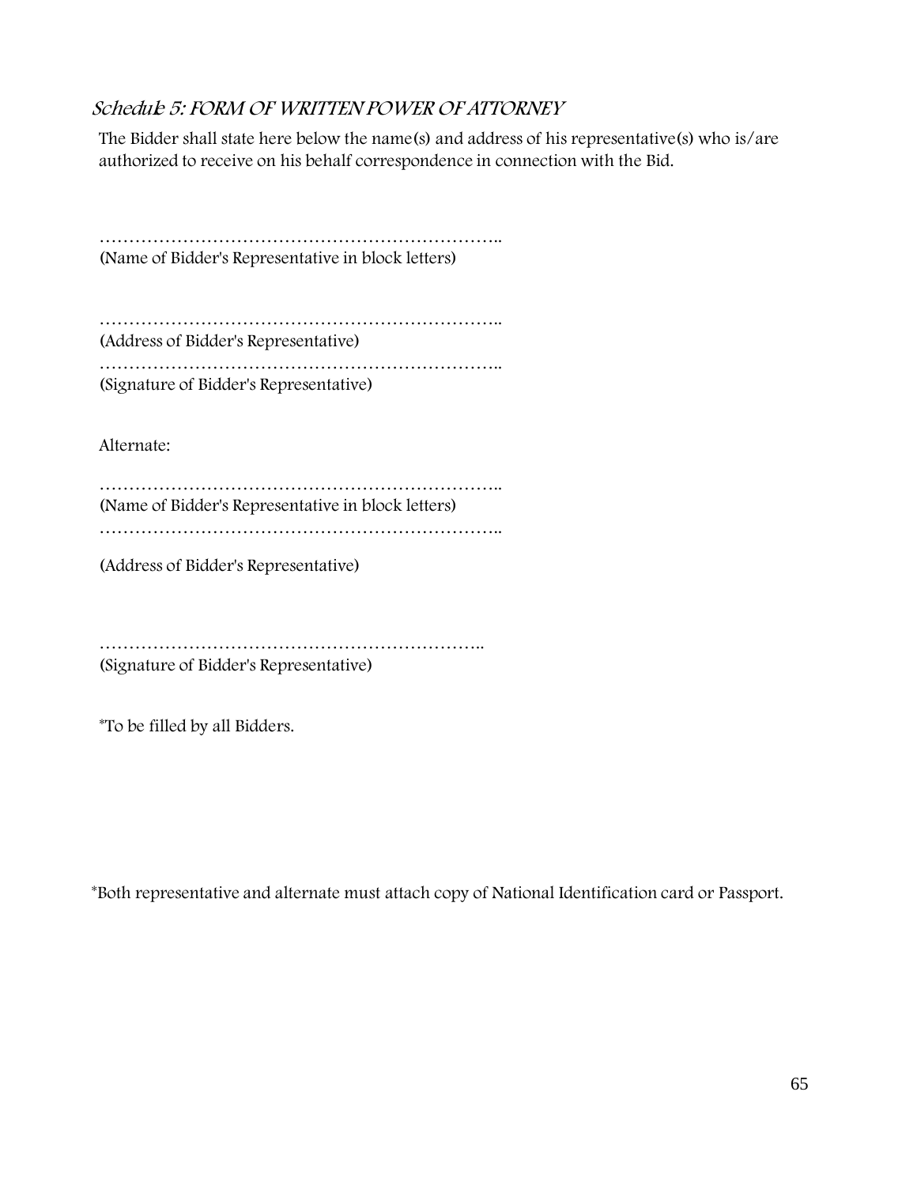## *Schedule 5: FORM OF WRITTEN POWER OF ATTORNEY*

The Bidder shall state here below the name(s) and address of his representative(s) who is/are authorized to receive on his behalf correspondence in connection with the Bid.

…………………………………………………………..
(Name of Bidder's Representative in block letters)

…………………………………………………………..
(Address of Bidder's Representative)

…………………………………………………………..
(Signature of Bidder's Representative)

Alternate:

…………………………………………………………..
(Name of Bidder's Representative in block letters)

…………………………………………………………..

(Address of Bidder's Representative)

………………………………………………………..
(Signature of Bidder's Representative)

*To be filled by all Bidders.

*Both representative and alternate must attach copy of National Identification card or Passport.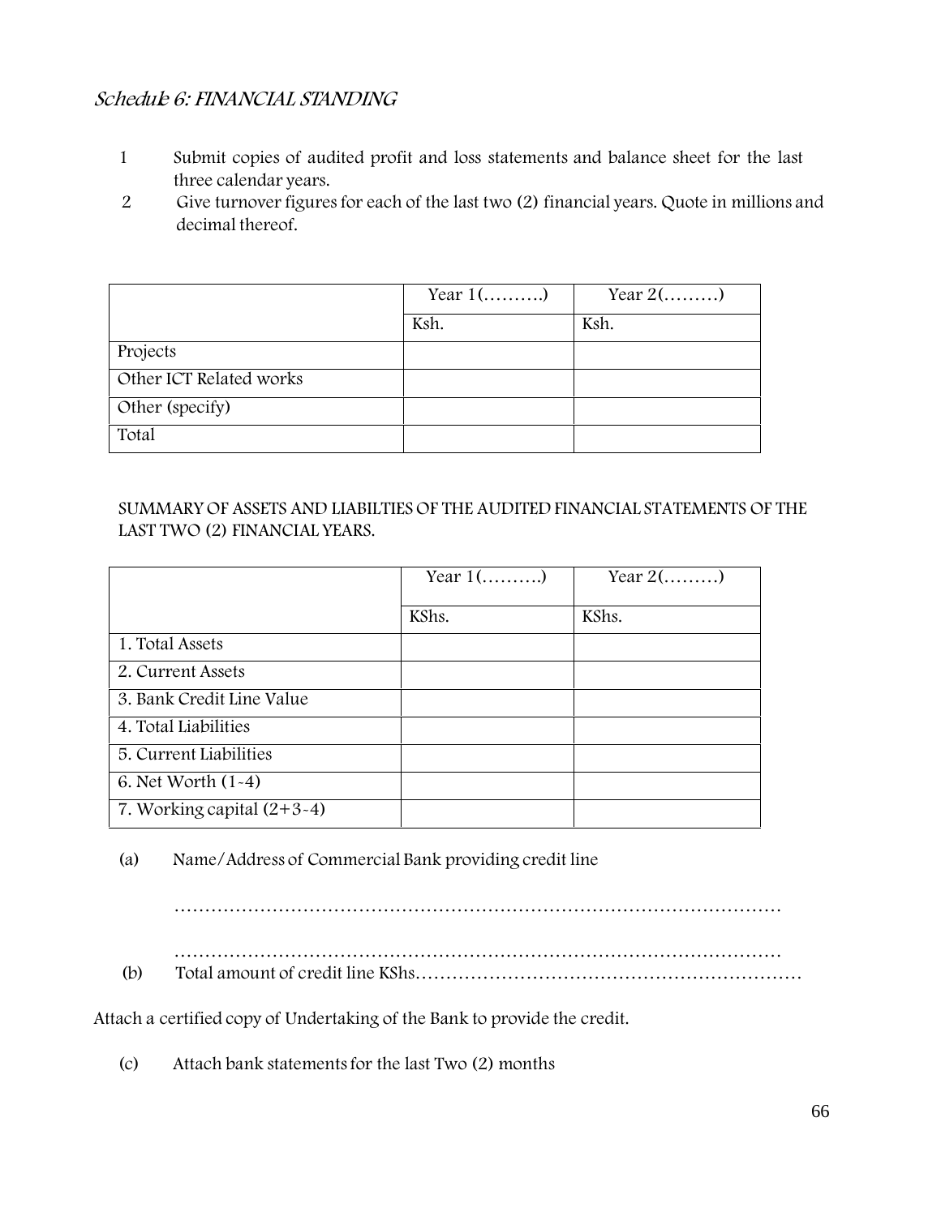## *Schedule 6: FINANCIAL STANDING*

1. Submit copies of audited profit and loss statements and balance sheet for the last three calendar years.
2. Give turnover figures for each of the last two (2) financial years. Quote in millions and decimal thereof.

| | Year 1(……….) | Year 2(………) |
|---|---|---|
| | Ksh. | Ksh. |
| Projects | | |
| Other ICT Related works | | |
| Other (specify) | | |
| Total | | |

SUMMARY OF ASSETS AND LIABILTIES OF THE AUDITED FINANCIAL STATEMENTS OF THE LAST TWO (2) FINANCIAL YEARS.

| | Year 1(……….) | Year 2(………) |
|---|---|---|
| | KShs. | KShs. |
| 1. Total Assets | | |
| 2. Current Assets | | |
| 3. Bank Credit Line Value | | |
| 4. Total Liabilities | | |
| 5. Current Liabilities | | |
| 6. Net Worth (1-4) | | |
| 7. Working capital (2+3-4) | | |

(a) Name/Address of Commercial Bank providing credit line

………………………………………………………………………………………

………………………………………………………………………………………

(b) Total amount of credit line KShs………………………………………………………

Attach a certified copy of Undertaking of the Bank to provide the credit.

(c) Attach bank statements for the last Two (2) months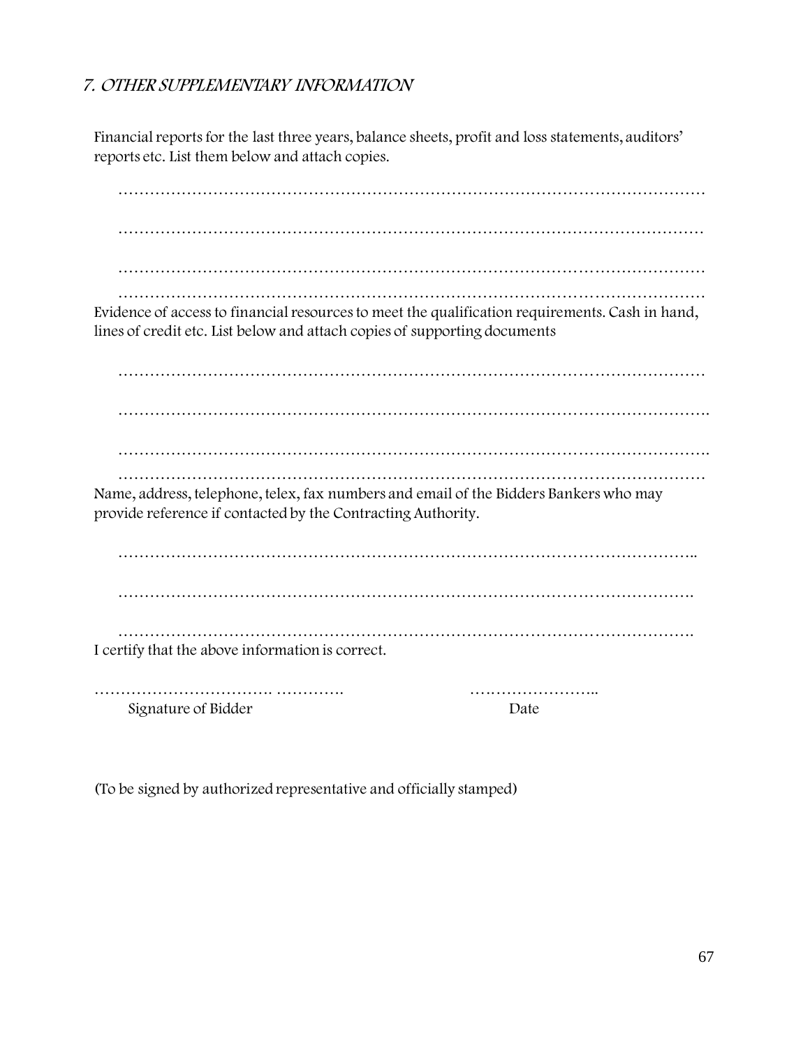## *7. OTHER SUPPLEMENTARY INFORMATION*

Financial reports for the last three years, balance sheets, profit and loss statements, auditors' reports etc. List them below and attach copies.

…………………………………………………………………………………………………

…………………………………………………………………………………………………

…………………………………………………………………………………………………

…………………………………………………………………………………………………

Evidence of access to financial resources to meet the qualification requirements. Cash in hand, lines of credit etc. List below and attach copies of supporting documents

…………………………………………………………………………………………………

…………………………………………………………………………………………………

…………………………………………………………………………………………………

…………………………………………………………………………………………………

Name, address, telephone, telex, fax numbers and email of the Bidders Bankers who may provide reference if contacted by the Contracting Authority.

…………………………………………………………………………………………………..

………………………………………………………………………………………………….

………………………………………………………………………………………………….

I certify that the above information is correct.

……………………………. …………. ……………………..

Signature of Bidder Date

(To be signed by authorized representative and officially stamped)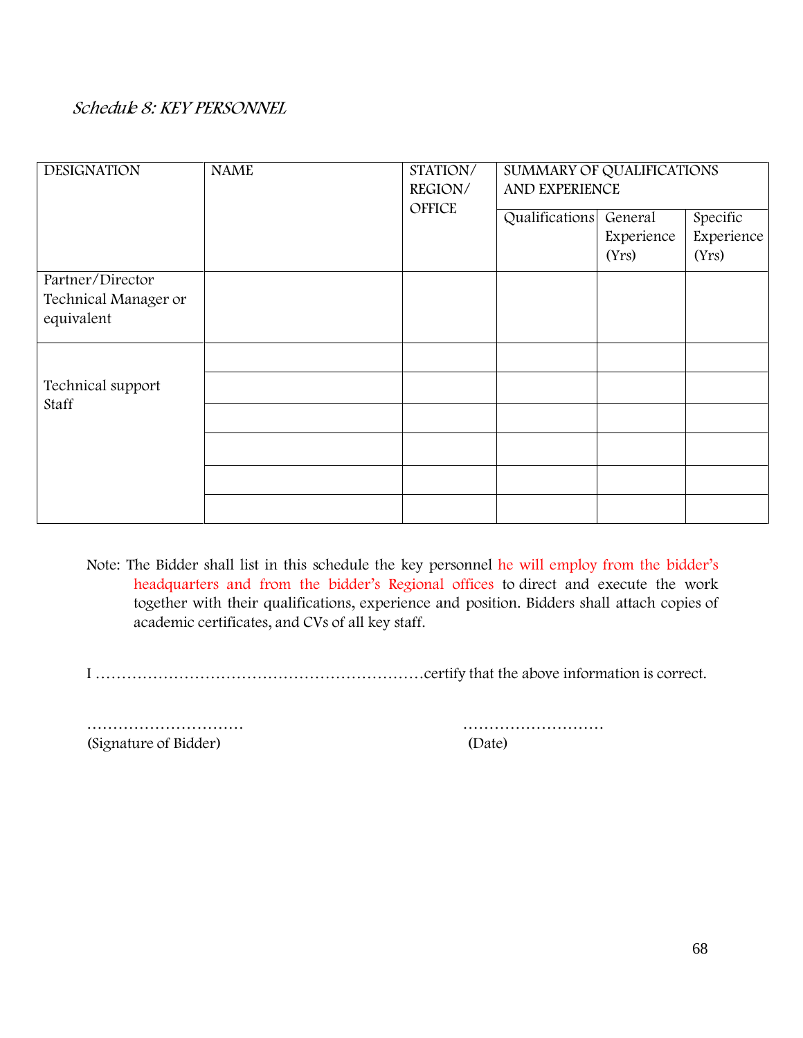*Schedule 8: KEY PERSONNEL*

| DESIGNATION | NAME | STATION/ REGION/ OFFICE | SUMMARY OF QUALIFICATIONS AND EXPERIENCE | | |
|---|---|---|---|---|---|
| | | | Qualifications | General Experience (Yrs) | Specific Experience (Yrs) |
| Partner/Director Technical Manager or equivalent | | | | | |
| Technical support Staff | | | | | |
| | | | | | |
| | | | | | |
| | | | | | |
| | | | | | |
| | | | | | |

Note: The Bidder shall list in this schedule the key personnel he will employ from the bidder's headquarters and from the bidder's Regional offices to direct and execute the work together with their qualifications, experience and position. Bidders shall attach copies of academic certificates, and CVs of all key staff.

I ……………………………………………………certify that the above information is correct.

………………………… (Signature of Bidder)

……………………… (Date)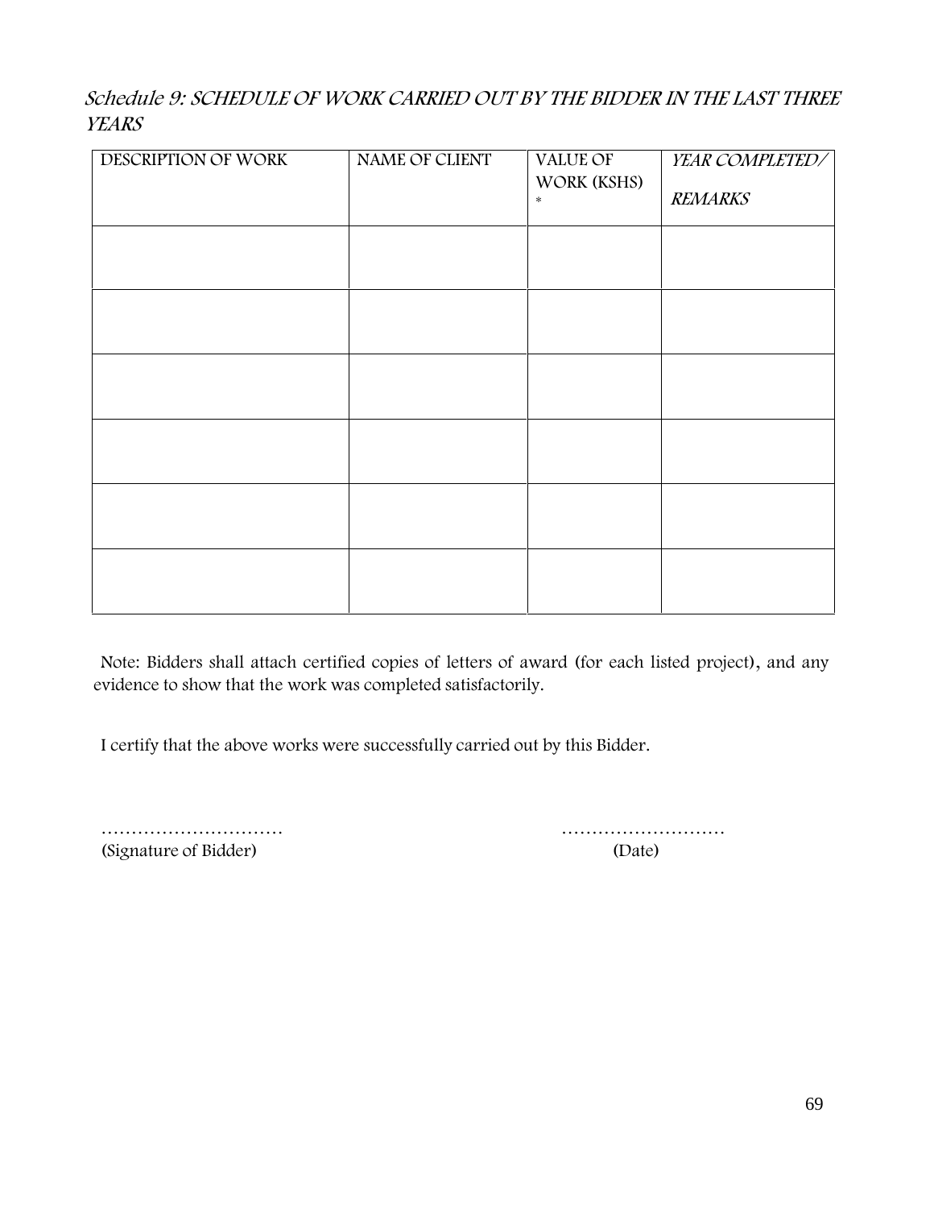### *Schedule 9: SCHEDULE OF WORK CARRIED OUT BY THE BIDDER IN THE LAST THREE YEARS*

| DESCRIPTION OF WORK | NAME OF CLIENT | VALUE OF WORK (KSHS) * | *YEAR COMPLETED/ REMARKS* |
|---|---|---|---|
| | | | |
| | | | |
| | | | |
| | | | |
| | | | |
| | | | |

Note: Bidders shall attach certified copies of letters of award (for each listed project), and any evidence to show that the work was completed satisfactorily.

I certify that the above works were successfully carried out by this Bidder.

………………………… ………………………
(Signature of Bidder) (Date)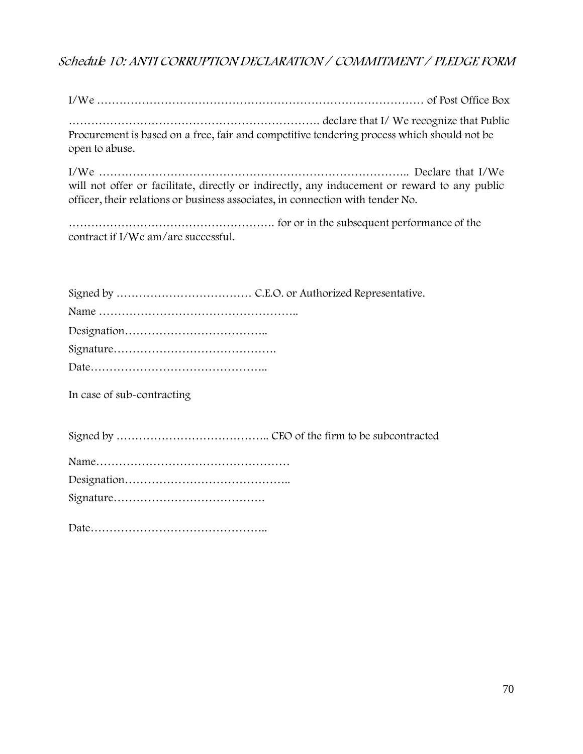## *Schedule 10: ANTI CORRUPTION DECLARATION / COMMITMENT / PLEDGE FORM*

I/We ……………………………………………………………………………… of Post Office Box

…………………………………………………………. declare that I/ We recognize that Public Procurement is based on a free, fair and competitive tendering process which should not be open to abuse.

I/We ……………………………………………………………………….. Declare that I/We will not offer or facilitate, directly or indirectly, any inducement or reward to any public officer, their relations or business associates, in connection with tender No.

………………………………………………. for or in the subsequent performance of the contract if I/We am/are successful.

Signed by ……………………………… C.E.O. or Authorized Representative.

Name ……………………………………………..

Designation………………………………..

Signature…………………………………….

Date………………………………………..

In case of sub-contracting

Signed by ………………………………….. CEO of the firm to be subcontracted

Name……………………………………………

Designation……………………………………..

Signature………………………………….

Date………………………………………..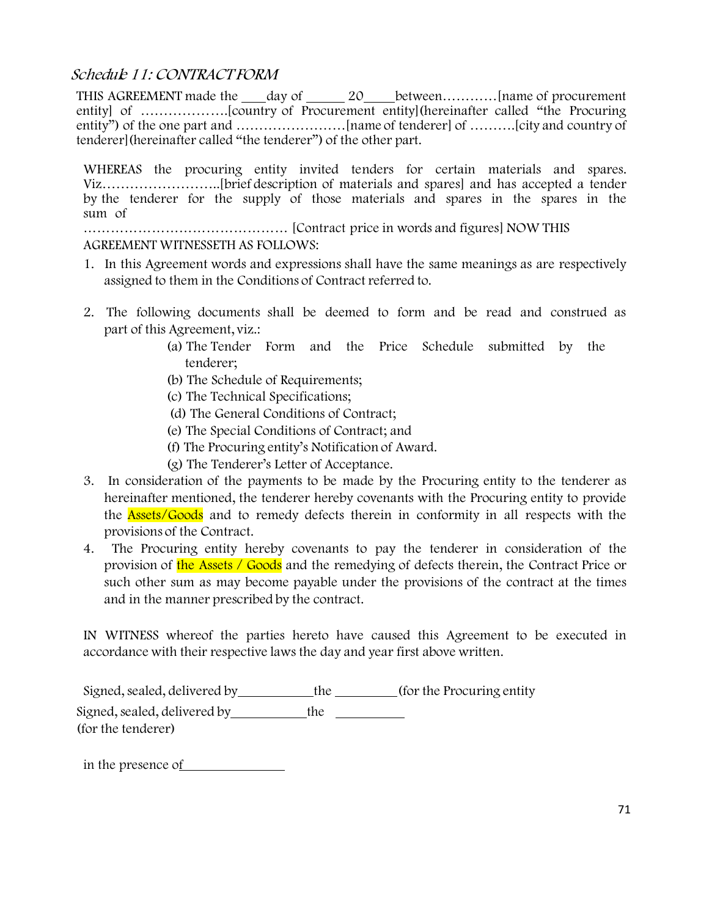## *Schedule 11: CONTRACT FORM*

THIS AGREEMENT made the \_\_\_\_day of \_\_\_\_\_\_ 20\_\_\_\_\_between…………[name of procurement entity] of ……………….[country of Procurement entity](hereinafter called "the Procuring entity") of the one part and ……………………[name of tenderer] of ……….[city and country of tenderer](hereinafter called "the tenderer") of the other part.

WHEREAS the procuring entity invited tenders for certain materials and spares. Viz……………………..[brief description of materials and spares] and has accepted a tender by the tenderer for the supply of those materials and spares in the spares in the sum of

……………………………………… [Contract price in words and figures] NOW THIS AGREEMENT WITNESSETH AS FOLLOWS:

1. In this Agreement words and expressions shall have the same meanings as are respectively assigned to them in the Conditions of Contract referred to.

2. The following documents shall be deemed to form and be read and construed as part of this Agreement, viz.:
   - (a) The Tender Form and the Price Schedule submitted by the tenderer;
   - (b) The Schedule of Requirements;
   - (c) The Technical Specifications;
   - (d) The General Conditions of Contract;
   - (e) The Special Conditions of Contract; and
   - (f) The Procuring entity's Notification of Award.
   - (g) The Tenderer's Letter of Acceptance.
3. In consideration of the payments to be made by the Procuring entity to the tenderer as hereinafter mentioned, the tenderer hereby covenants with the Procuring entity to provide the Assets/Goods and to remedy defects therein in conformity in all respects with the provisions of the Contract.
4. The Procuring entity hereby covenants to pay the tenderer in consideration of the provision of the Assets / Goods and the remedying of defects therein, the Contract Price or such other sum as may become payable under the provisions of the contract at the times and in the manner prescribed by the contract.

IN WITNESS whereof the parties hereto have caused this Agreement to be executed in accordance with their respective laws the day and year first above written.

Signed, sealed, delivered by\_\_\_\_\_\_\_\_\_\_\_\_the \_\_\_\_\_\_\_\_\_\_(for the Procuring entity

Signed, sealed, delivered by\_\_\_\_\_\_\_\_\_\_\_\_the \_\_\_\_\_\_\_\_\_\_\_
(for the tenderer)

in the presence of\_\_\_\_\_\_\_\_\_\_\_\_\_\_\_\_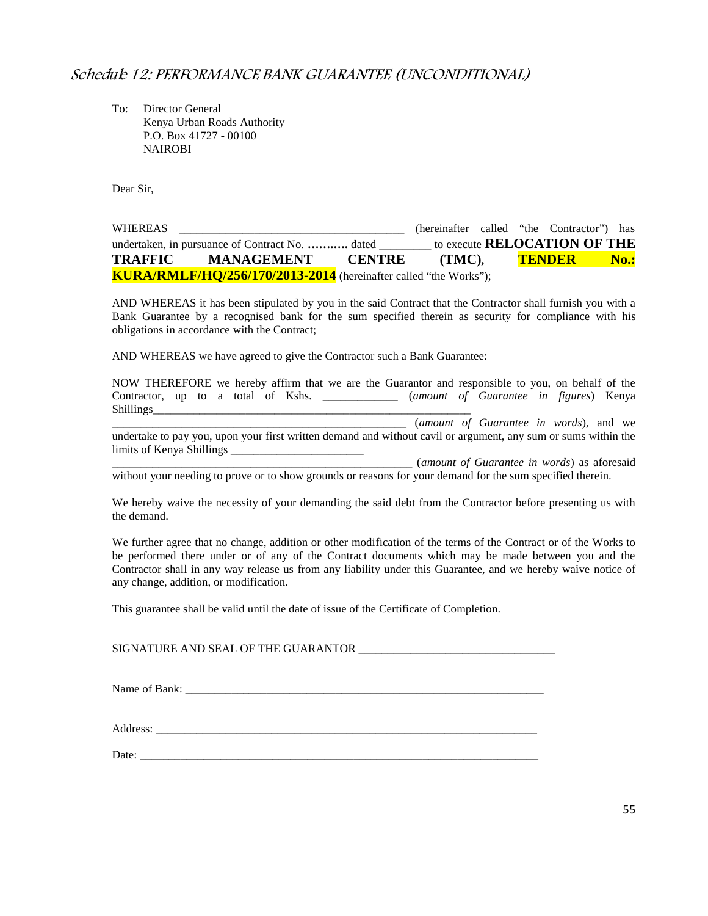## *Schedule 12: PERFORMANCE BANK GUARANTEE (UNCONDITIONAL)*

To: Director General
Kenya Urban Roads Authority
P.O. Box 41727 - 00100
NAIROBI

Dear Sir,

WHEREAS _______________________________________ (hereinafter called "the Contractor") has undertaken, in pursuance of Contract No. **………** dated ________ to execute **RELOCATION OF THE TRAFFIC MANAGEMENT CENTRE (TMC), TENDER No.: KURA/RMLF/HQ/256/170/2013-2014** (hereinafter called "the Works");

AND WHEREAS it has been stipulated by you in the said Contract that the Contractor shall furnish you with a Bank Guarantee by a recognised bank for the sum specified therein as security for compliance with his obligations in accordance with the Contract;

AND WHEREAS we have agreed to give the Contractor such a Bank Guarantee:

NOW THEREFORE we hereby affirm that we are the Guarantor and responsible to you, on behalf of the Contractor, up to a total of Kshs. ____________ (*amount of Guarantee in figures*) Kenya Shillings_______________________________________________________ ___________________________________________________ (*amount of Guarantee in words*), and we undertake to pay you, upon your first written demand and without cavil or argument, any sum or sums within the limits of Kenya Shillings _______________________ ____________________________________________________ (*amount of Guarantee in words*) as aforesaid without your needing to prove or to show grounds or reasons for your demand for the sum specified therein.

We hereby waive the necessity of your demanding the said debt from the Contractor before presenting us with the demand.

We further agree that no change, addition or other modification of the terms of the Contract or of the Works to be performed there under or of any of the Contract documents which may be made between you and the Contractor shall in any way release us from any liability under this Guarantee, and we hereby waive notice of any change, addition, or modification.

This guarantee shall be valid until the date of issue of the Certificate of Completion.

SIGNATURE AND SEAL OF THE GUARANTOR _________________________________

Name of Bank: ______________________________________________________________

Address: __________________________________________________________________

Date: ____________________________________________________________________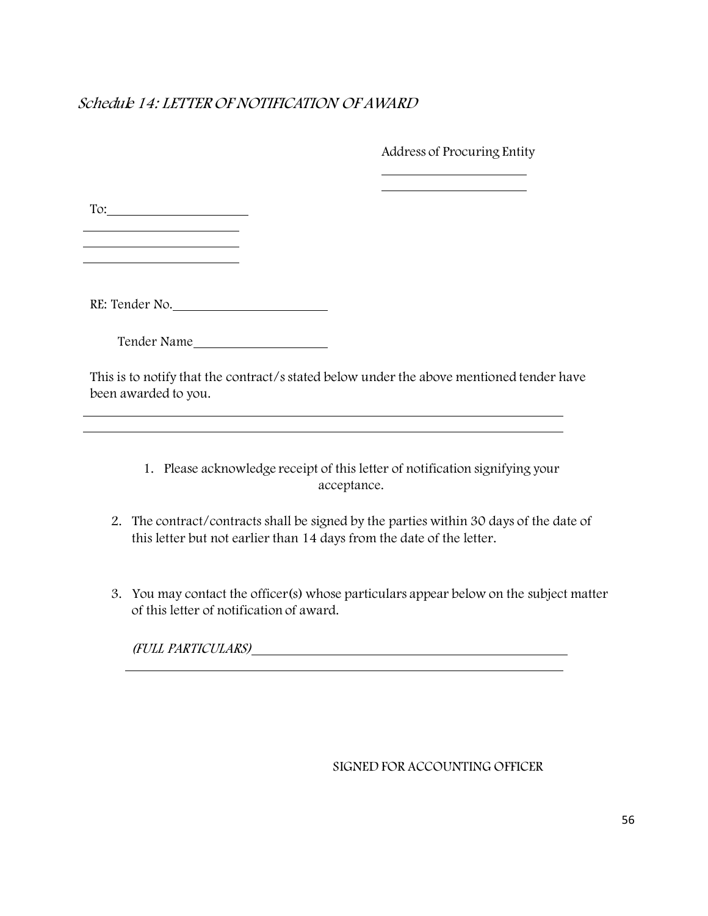## *Schedule 14: LETTER OF NOTIFICATION OF AWARD*

Address of Procuring Entity

\_\_\_\_\_\_\_\_\_\_\_\_\_\_\_\_\_\_\_\_\_\_

\_\_\_\_\_\_\_\_\_\_\_\_\_\_\_\_\_\_\_\_\_\_

To:\_\_\_\_\_\_\_\_\_\_\_\_\_\_\_\_\_\_\_\_\_\_

\_\_\_\_\_\_\_\_\_\_\_\_\_\_\_\_\_\_\_\_\_\_\_\_

\_\_\_\_\_\_\_\_\_\_\_\_\_\_\_\_\_\_\_\_\_\_\_\_

\_\_\_\_\_\_\_\_\_\_\_\_\_\_\_\_\_\_\_\_\_\_\_\_

RE: Tender No.\_\_\_\_\_\_\_\_\_\_\_\_\_\_\_\_\_\_\_\_\_\_\_

Tender Name\_\_\_\_\_\_\_\_\_\_\_\_\_\_\_\_\_\_\_\_

This is to notify that the contract/s stated below under the above mentioned tender have been awarded to you.

\_\_\_\_\_\_\_\_\_\_\_\_\_\_\_\_\_\_\_\_\_\_\_\_\_\_\_\_\_\_\_\_\_\_\_\_\_\_\_\_\_\_\_\_\_\_\_\_\_\_\_\_\_\_\_\_\_\_\_\_\_\_\_\_\_\_\_\_\_\_

\_\_\_\_\_\_\_\_\_\_\_\_\_\_\_\_\_\_\_\_\_\_\_\_\_\_\_\_\_\_\_\_\_\_\_\_\_\_\_\_\_\_\_\_\_\_\_\_\_\_\_\_\_\_\_\_\_\_\_\_\_\_\_\_\_\_\_\_\_\_

1. Please acknowledge receipt of this letter of notification signifying your acceptance.
2. The contract/contracts shall be signed by the parties within 30 days of the date of this letter but not earlier than 14 days from the date of the letter.
3. You may contact the officer(s) whose particulars appear below on the subject matter of this letter of notification of award.

   *(FULL PARTICULARS)*\_\_\_\_\_\_\_\_\_\_\_\_\_\_\_\_\_\_\_\_\_\_\_\_\_\_\_\_\_\_\_\_\_\_\_\_\_\_\_\_\_\_\_\_\_\_\_\_

   \_\_\_\_\_\_\_\_\_\_\_\_\_\_\_\_\_\_\_\_\_\_\_\_\_\_\_\_\_\_\_\_\_\_\_\_\_\_\_\_\_\_\_\_\_\_\_\_\_\_\_\_\_\_\_\_\_\_\_\_\_\_\_\_

SIGNED FOR ACCOUNTING OFFICER